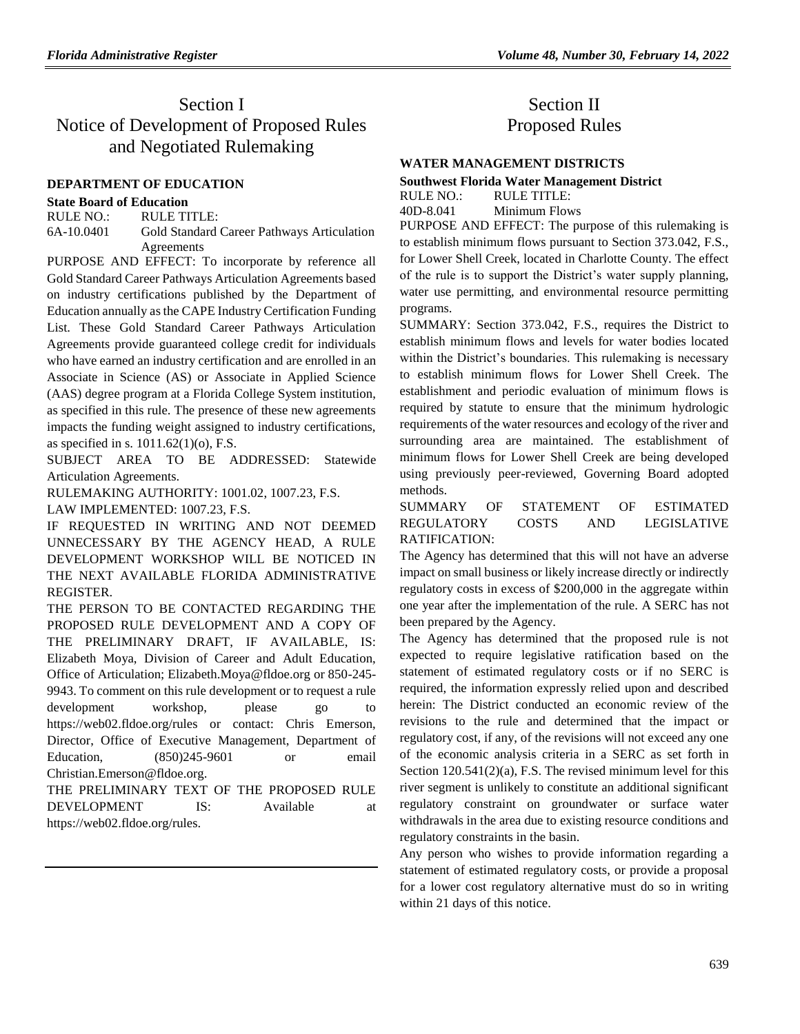# Section I
# Notice of Development of Proposed Rules and Negotiated Rulemaking

### DEPARTMENT OF EDUCATION

**State Board of Education**

RULE NO.: RULE TITLE:

6A-10.0401 Gold Standard Career Pathways Articulation Agreements

PURPOSE AND EFFECT: To incorporate by reference all Gold Standard Career Pathways Articulation Agreements based on industry certifications published by the Department of Education annually as the CAPE Industry Certification Funding List. These Gold Standard Career Pathways Articulation Agreements provide guaranteed college credit for individuals who have earned an industry certification and are enrolled in an Associate in Science (AS) or Associate in Applied Science (AAS) degree program at a Florida College System institution, as specified in this rule. The presence of these new agreements impacts the funding weight assigned to industry certifications, as specified in s. 1011.62(1)(o), F.S.

SUBJECT AREA TO BE ADDRESSED: Statewide Articulation Agreements.

RULEMAKING AUTHORITY: 1001.02, 1007.23, F.S.

LAW IMPLEMENTED: 1007.23, F.S.

IF REQUESTED IN WRITING AND NOT DEEMED UNNECESSARY BY THE AGENCY HEAD, A RULE DEVELOPMENT WORKSHOP WILL BE NOTICED IN THE NEXT AVAILABLE FLORIDA ADMINISTRATIVE REGISTER.

THE PERSON TO BE CONTACTED REGARDING THE PROPOSED RULE DEVELOPMENT AND A COPY OF THE PRELIMINARY DRAFT, IF AVAILABLE, IS: Elizabeth Moya, Division of Career and Adult Education, Office of Articulation; Elizabeth.Moya@fldoe.org or 850-245-9943. To comment on this rule development or to request a rule development workshop, please go to https://web02.fldoe.org/rules or contact: Chris Emerson, Director, Office of Executive Management, Department of Education, (850)245-9601 or email Christian.Emerson@fldoe.org.

THE PRELIMINARY TEXT OF THE PROPOSED RULE DEVELOPMENT IS: Available at https://web02.fldoe.org/rules.

# Section II
# Proposed Rules

### WATER MANAGEMENT DISTRICTS

**Southwest Florida Water Management District**

RULE NO.: RULE TITLE:

40D-8.041 Minimum Flows

PURPOSE AND EFFECT: The purpose of this rulemaking is to establish minimum flows pursuant to Section 373.042, F.S., for Lower Shell Creek, located in Charlotte County. The effect of the rule is to support the District's water supply planning, water use permitting, and environmental resource permitting programs.

SUMMARY: Section 373.042, F.S., requires the District to establish minimum flows and levels for water bodies located within the District's boundaries. This rulemaking is necessary to establish minimum flows for Lower Shell Creek. The establishment and periodic evaluation of minimum flows is required by statute to ensure that the minimum hydrologic requirements of the water resources and ecology of the river and surrounding area are maintained. The establishment of minimum flows for Lower Shell Creek are being developed using previously peer-reviewed, Governing Board adopted methods.

SUMMARY OF STATEMENT OF ESTIMATED REGULATORY COSTS AND LEGISLATIVE RATIFICATION:

The Agency has determined that this will not have an adverse impact on small business or likely increase directly or indirectly regulatory costs in excess of $200,000 in the aggregate within one year after the implementation of the rule. A SERC has not been prepared by the Agency.

The Agency has determined that the proposed rule is not expected to require legislative ratification based on the statement of estimated regulatory costs or if no SERC is required, the information expressly relied upon and described herein: The District conducted an economic review of the revisions to the rule and determined that the impact or regulatory cost, if any, of the revisions will not exceed any one of the economic analysis criteria in a SERC as set forth in Section 120.541(2)(a), F.S. The revised minimum level for this river segment is unlikely to constitute an additional significant regulatory constraint on groundwater or surface water withdrawals in the area due to existing resource conditions and regulatory constraints in the basin.

Any person who wishes to provide information regarding a statement of estimated regulatory costs, or provide a proposal for a lower cost regulatory alternative must do so in writing within 21 days of this notice.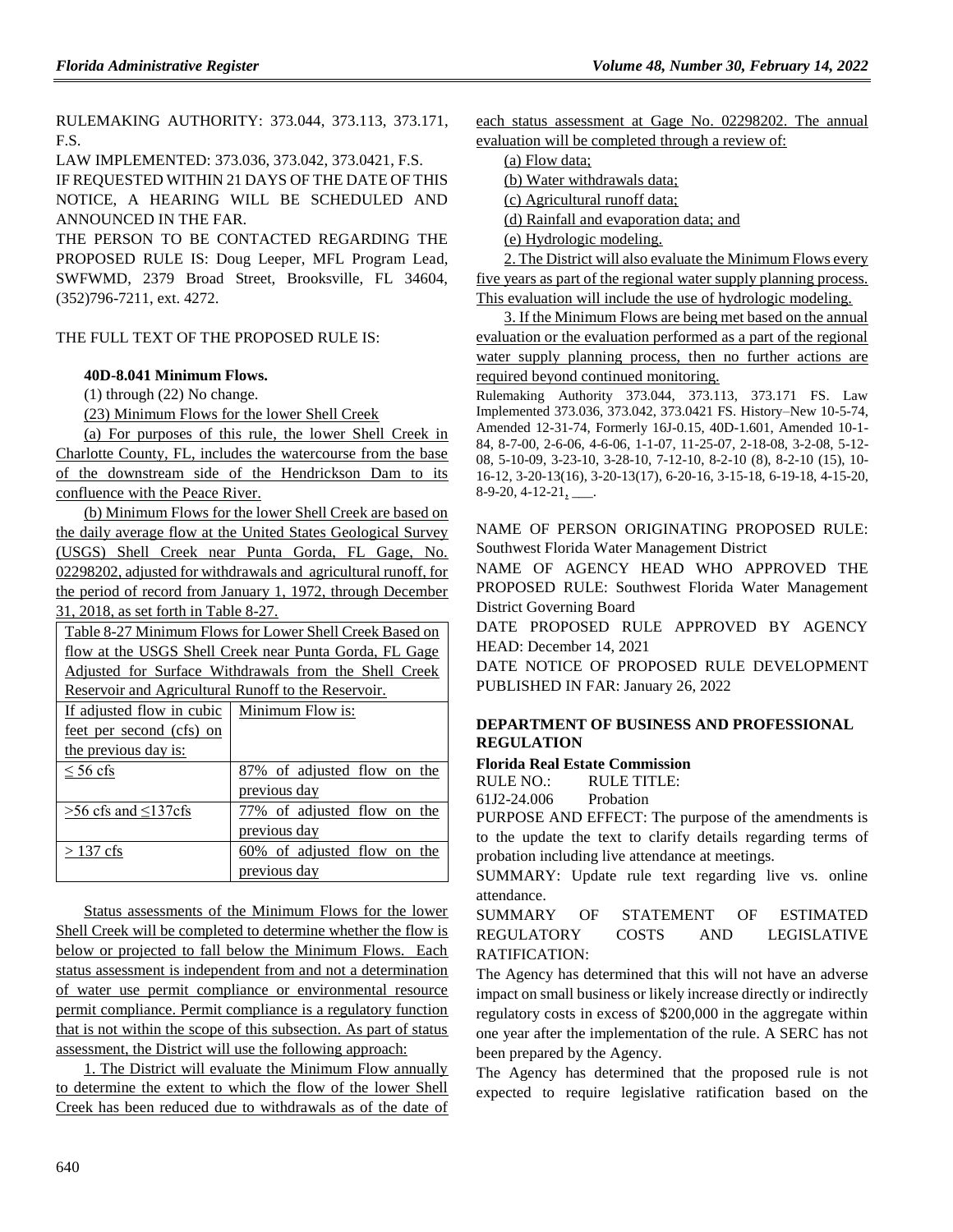RULEMAKING AUTHORITY: 373.044, 373.113, 373.171, F.S.

LAW IMPLEMENTED: 373.036, 373.042, 373.0421, F.S.

IF REQUESTED WITHIN 21 DAYS OF THE DATE OF THIS NOTICE, A HEARING WILL BE SCHEDULED AND ANNOUNCED IN THE FAR.

THE PERSON TO BE CONTACTED REGARDING THE PROPOSED RULE IS: Doug Leeper, MFL Program Lead, SWFWMD, 2379 Broad Street, Brooksville, FL 34604, (352)796-7211, ext. 4272.

THE FULL TEXT OF THE PROPOSED RULE IS:

**40D-8.041 Minimum Flows.**

(1) through (22) No change.

(23) Minimum Flows for the lower Shell Creek

(a) For purposes of this rule, the lower Shell Creek in Charlotte County, FL, includes the watercourse from the base of the downstream side of the Hendrickson Dam to its confluence with the Peace River.

(b) Minimum Flows for the lower Shell Creek are based on the daily average flow at the United States Geological Survey (USGS) Shell Creek near Punta Gorda, FL Gage, No. 02298202, adjusted for withdrawals and agricultural runoff, for the period of record from January 1, 1972, through December 31, 2018, as set forth in Table 8-27.

| Table 8-27 Minimum Flows for Lower Shell Creek Based on flow at the USGS Shell Creek near Punta Gorda, FL Gage Adjusted for Surface Withdrawals from the Shell Creek Reservoir and Agricultural Runoff to the Reservoir. | |
|---|---|
| If adjusted flow in cubic feet per second (cfs) on the previous day is: | Minimum Flow is: |
| ≤ 56 cfs | 87% of adjusted flow on the previous day |
| >56 cfs and ≤137cfs | 77% of adjusted flow on the previous day |
| > 137 cfs | 60% of adjusted flow on the previous day |

Status assessments of the Minimum Flows for the lower Shell Creek will be completed to determine whether the flow is below or projected to fall below the Minimum Flows. Each status assessment is independent from and not a determination of water use permit compliance or environmental resource permit compliance. Permit compliance is a regulatory function that is not within the scope of this subsection. As part of status assessment, the District will use the following approach:

1. The District will evaluate the Minimum Flow annually to determine the extent to which the flow of the lower Shell Creek has been reduced due to withdrawals as of the date of each status assessment at Gage No. 02298202. The annual evaluation will be completed through a review of:

(a) Flow data;

(b) Water withdrawals data;

(c) Agricultural runoff data;

(d) Rainfall and evaporation data; and

(e) Hydrologic modeling.

2. The District will also evaluate the Minimum Flows every five years as part of the regional water supply planning process. This evaluation will include the use of hydrologic modeling.

3. If the Minimum Flows are being met based on the annual evaluation or the evaluation performed as a part of the regional water supply planning process, then no further actions are required beyond continued monitoring.

Rulemaking Authority 373.044, 373.113, 373.171 FS. Law Implemented 373.036, 373.042, 373.0421 FS. History–New 10-5-74, Amended 12-31-74, Formerly 16J-0.15, 40D-1.601, Amended 10-1-84, 8-7-00, 2-6-06, 4-6-06, 1-1-07, 11-25-07, 2-18-08, 3-2-08, 5-12-08, 5-10-09, 3-23-10, 3-28-10, 7-12-10, 8-2-10 (8), 8-2-10 (15), 10-16-12, 3-20-13(16), 3-20-13(17), 6-20-16, 3-15-18, 6-19-18, 4-15-20, 8-9-20, 4-12-21, ___.

NAME OF PERSON ORIGINATING PROPOSED RULE: Southwest Florida Water Management District

NAME OF AGENCY HEAD WHO APPROVED THE PROPOSED RULE: Southwest Florida Water Management District Governing Board

DATE PROPOSED RULE APPROVED BY AGENCY HEAD: December 14, 2021

DATE NOTICE OF PROPOSED RULE DEVELOPMENT PUBLISHED IN FAR: January 26, 2022

## DEPARTMENT OF BUSINESS AND PROFESSIONAL REGULATION

### Florida Real Estate Commission

RULE NO.: RULE TITLE:

61J2-24.006 Probation

PURPOSE AND EFFECT: The purpose of the amendments is to the update the text to clarify details regarding terms of probation including live attendance at meetings.

SUMMARY: Update rule text regarding live vs. online attendance.

SUMMARY OF STATEMENT OF ESTIMATED REGULATORY COSTS AND LEGISLATIVE RATIFICATION:

The Agency has determined that this will not have an adverse impact on small business or likely increase directly or indirectly regulatory costs in excess of $200,000 in the aggregate within one year after the implementation of the rule. A SERC has not been prepared by the Agency.

The Agency has determined that the proposed rule is not expected to require legislative ratification based on the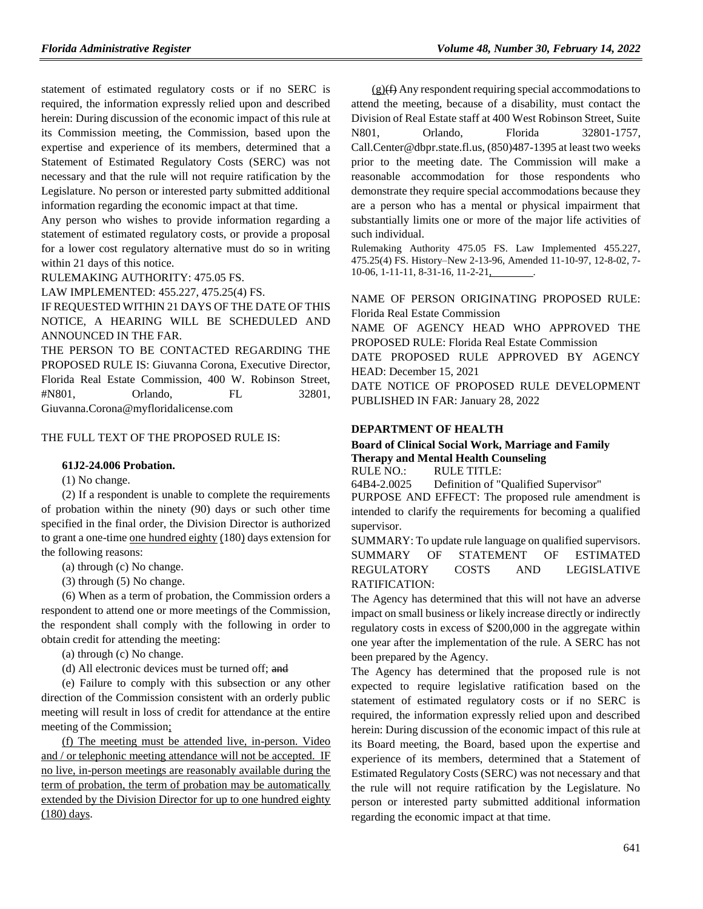statement of estimated regulatory costs or if no SERC is required, the information expressly relied upon and described herein: During discussion of the economic impact of this rule at its Commission meeting, the Commission, based upon the expertise and experience of its members, determined that a Statement of Estimated Regulatory Costs (SERC) was not necessary and that the rule will not require ratification by the Legislature. No person or interested party submitted additional information regarding the economic impact at that time.

Any person who wishes to provide information regarding a statement of estimated regulatory costs, or provide a proposal for a lower cost regulatory alternative must do so in writing within 21 days of this notice.

RULEMAKING AUTHORITY: 475.05 FS.

LAW IMPLEMENTED: 455.227, 475.25(4) FS.

IF REQUESTED WITHIN 21 DAYS OF THE DATE OF THIS NOTICE, A HEARING WILL BE SCHEDULED AND ANNOUNCED IN THE FAR.

THE PERSON TO BE CONTACTED REGARDING THE PROPOSED RULE IS: Giuvanna Corona, Executive Director, Florida Real Estate Commission, 400 W. Robinson Street, #N801, Orlando, FL 32801, Giuvanna.Corona@myfloridalicense.com

THE FULL TEXT OF THE PROPOSED RULE IS:

**61J2-24.006 Probation.**

(1) No change.

(2) If a respondent is unable to complete the requirements of probation within the ninety (90) days or such other time specified in the final order, the Division Director is authorized to grant a one-time one hundred eighty (180) days extension for the following reasons:

(a) through (c) No change.

(3) through (5) No change.

(6) When as a term of probation, the Commission orders a respondent to attend one or more meetings of the Commission, the respondent shall comply with the following in order to obtain credit for attending the meeting:

(a) through (c) No change.

(d) All electronic devices must be turned off; ~~and~~

(e) Failure to comply with this subsection or any other direction of the Commission consistent with an orderly public meeting will result in loss of credit for attendance at the entire meeting of the Commission;

(f) The meeting must be attended live, in-person. Video and / or telephonic meeting attendance will not be accepted. IF no live, in-person meetings are reasonably available during the term of probation, the term of probation may be automatically extended by the Division Director for up to one hundred eighty (180) days.

(g)~~(f)~~ Any respondent requiring special accommodations to attend the meeting, because of a disability, must contact the Division of Real Estate staff at 400 West Robinson Street, Suite N801, Orlando, Florida 32801-1757, Call.Center@dbpr.state.fl.us, (850)487-1395 at least two weeks prior to the meeting date. The Commission will make a reasonable accommodation for those respondents who demonstrate they require special accommodations because they are a person who has a mental or physical impairment that substantially limits one or more of the major life activities of such individual.

Rulemaking Authority 475.05 FS. Law Implemented 455.227, 475.25(4) FS. History–New 2-13-96, Amended 11-10-97, 12-8-02, 7-10-06, 1-11-11, 8-31-16, 11-2-21, ________.

NAME OF PERSON ORIGINATING PROPOSED RULE: Florida Real Estate Commission

NAME OF AGENCY HEAD WHO APPROVED THE PROPOSED RULE: Florida Real Estate Commission

DATE PROPOSED RULE APPROVED BY AGENCY HEAD: December 15, 2021

DATE NOTICE OF PROPOSED RULE DEVELOPMENT PUBLISHED IN FAR: January 28, 2022

## DEPARTMENT OF HEALTH

### Board of Clinical Social Work, Marriage and Family Therapy and Mental Health Counseling

RULE NO.: RULE TITLE:

64B4-2.0025 Definition of "Qualified Supervisor"

PURPOSE AND EFFECT: The proposed rule amendment is intended to clarify the requirements for becoming a qualified supervisor.

SUMMARY: To update rule language on qualified supervisors.

SUMMARY OF STATEMENT OF ESTIMATED REGULATORY COSTS AND LEGISLATIVE RATIFICATION:

The Agency has determined that this will not have an adverse impact on small business or likely increase directly or indirectly regulatory costs in excess of $200,000 in the aggregate within one year after the implementation of the rule. A SERC has not been prepared by the Agency.

The Agency has determined that the proposed rule is not expected to require legislative ratification based on the statement of estimated regulatory costs or if no SERC is required, the information expressly relied upon and described herein: During discussion of the economic impact of this rule at its Board meeting, the Board, based upon the expertise and experience of its members, determined that a Statement of Estimated Regulatory Costs (SERC) was not necessary and that the rule will not require ratification by the Legislature. No person or interested party submitted additional information regarding the economic impact at that time.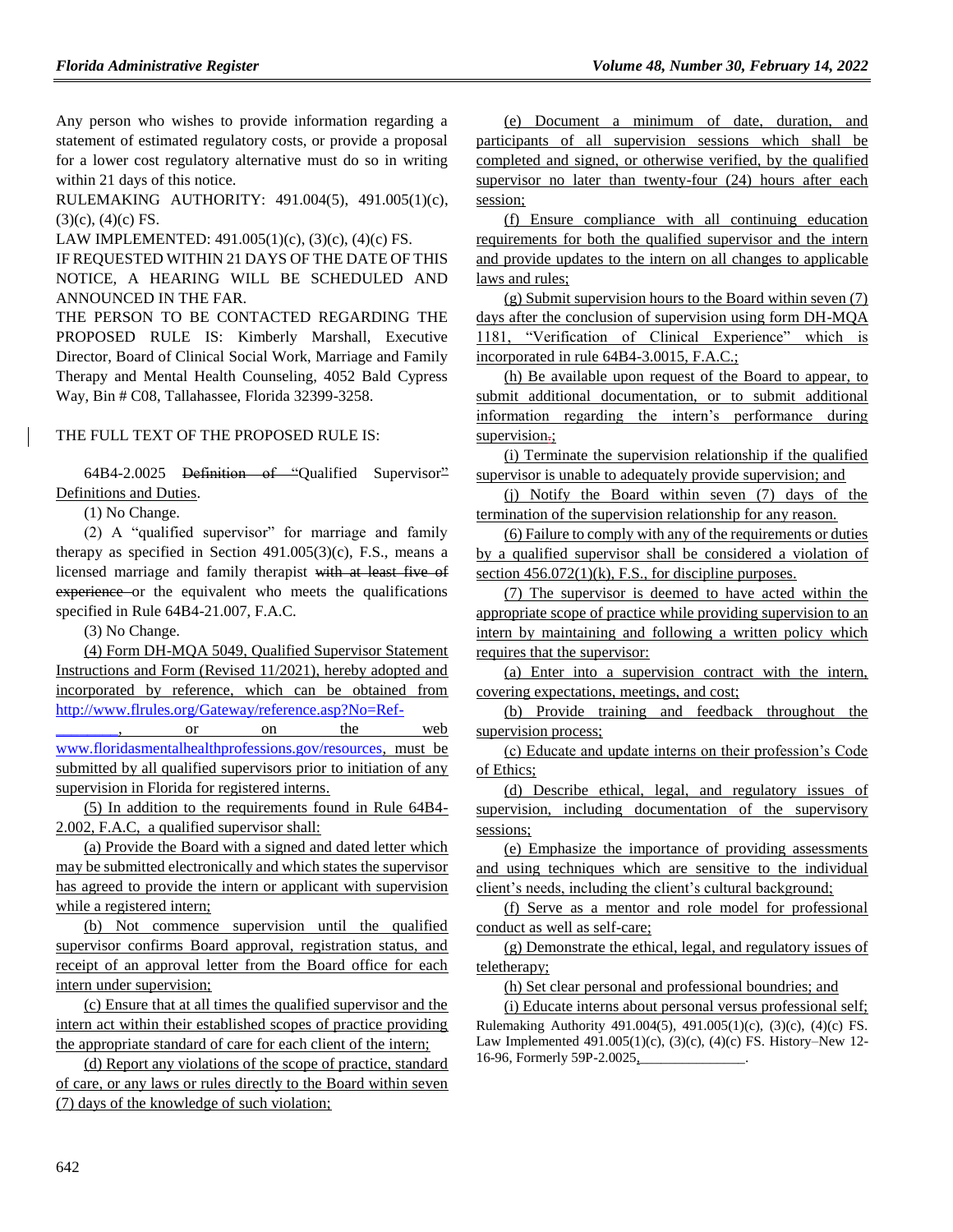Any person who wishes to provide information regarding a statement of estimated regulatory costs, or provide a proposal for a lower cost regulatory alternative must do so in writing within 21 days of this notice.

RULEMAKING AUTHORITY: 491.004(5), 491.005(1)(c), (3)(c), (4)(c) FS.

LAW IMPLEMENTED: 491.005(1)(c), (3)(c), (4)(c) FS.

IF REQUESTED WITHIN 21 DAYS OF THE DATE OF THIS NOTICE, A HEARING WILL BE SCHEDULED AND ANNOUNCED IN THE FAR.

THE PERSON TO BE CONTACTED REGARDING THE PROPOSED RULE IS: Kimberly Marshall, Executive Director, Board of Clinical Social Work, Marriage and Family Therapy and Mental Health Counseling, 4052 Bald Cypress Way, Bin # C08, Tallahassee, Florida 32399-3258.

THE FULL TEXT OF THE PROPOSED RULE IS:

64B4-2.0025 ~~Definition of "~~Qualified Supervisor~~"~~ Definitions and Duties.

(1) No Change.

(2) A "qualified supervisor" for marriage and family therapy as specified in Section 491.005(3)(c), F.S., means a licensed marriage and family therapist ~~with at least five of experience~~ or the equivalent who meets the qualifications specified in Rule 64B4-21.007, F.A.C.

(3) No Change.

(4) Form DH-MQA 5049, Qualified Supervisor Statement Instructions and Form (Revised 11/2021), hereby adopted and incorporated by reference, which can be obtained from http://www.flrules.org/Gateway/reference.asp?No=Ref-________, or on the web www.floridasmentalhealthprofessions.gov/resources, must be submitted by all qualified supervisors prior to initiation of any supervision in Florida for registered interns.

(5) In addition to the requirements found in Rule 64B4-2.002, F.A.C, a qualified supervisor shall:

(a) Provide the Board with a signed and dated letter which may be submitted electronically and which states the supervisor has agreed to provide the intern or applicant with supervision while a registered intern;

(b) Not commence supervision until the qualified supervisor confirms Board approval, registration status, and receipt of an approval letter from the Board office for each intern under supervision;

(c) Ensure that at all times the qualified supervisor and the intern act within their established scopes of practice providing the appropriate standard of care for each client of the intern;

(d) Report any violations of the scope of practice, standard of care, or any laws or rules directly to the Board within seven (7) days of the knowledge of such violation;

(e) Document a minimum of date, duration, and participants of all supervision sessions which shall be completed and signed, or otherwise verified, by the qualified supervisor no later than twenty-four (24) hours after each session;

(f) Ensure compliance with all continuing education requirements for both the qualified supervisor and the intern and provide updates to the intern on all changes to applicable laws and rules;

(g) Submit supervision hours to the Board within seven (7) days after the conclusion of supervision using form DH-MQA 1181, "Verification of Clinical Experience" which is incorporated in rule 64B4-3.0015, F.A.C.;

(h) Be available upon request of the Board to appear, to submit additional documentation, or to submit additional information regarding the intern's performance during supervision~~.~~;

(i) Terminate the supervision relationship if the qualified supervisor is unable to adequately provide supervision; and

(j) Notify the Board within seven (7) days of the termination of the supervision relationship for any reason.

(6) Failure to comply with any of the requirements or duties by a qualified supervisor shall be considered a violation of section 456.072(1)(k), F.S., for discipline purposes.

(7) The supervisor is deemed to have acted within the appropriate scope of practice while providing supervision to an intern by maintaining and following a written policy which requires that the supervisor:

(a) Enter into a supervision contract with the intern, covering expectations, meetings, and cost;

(b) Provide training and feedback throughout the supervision process;

(c) Educate and update interns on their profession's Code of Ethics;

(d) Describe ethical, legal, and regulatory issues of supervision, including documentation of the supervisory sessions;

(e) Emphasize the importance of providing assessments and using techniques which are sensitive to the individual client's needs, including the client's cultural background;

(f) Serve as a mentor and role model for professional conduct as well as self-care;

(g) Demonstrate the ethical, legal, and regulatory issues of teletherapy;

(h) Set clear personal and professional boundries; and

(i) Educate interns about personal versus professional self;

Rulemaking Authority 491.004(5), 491.005(1)(c), (3)(c), (4)(c) FS. Law Implemented 491.005(1)(c), (3)(c), (4)(c) FS. History–New 12-16-96, Formerly 59P-2.0025,______________.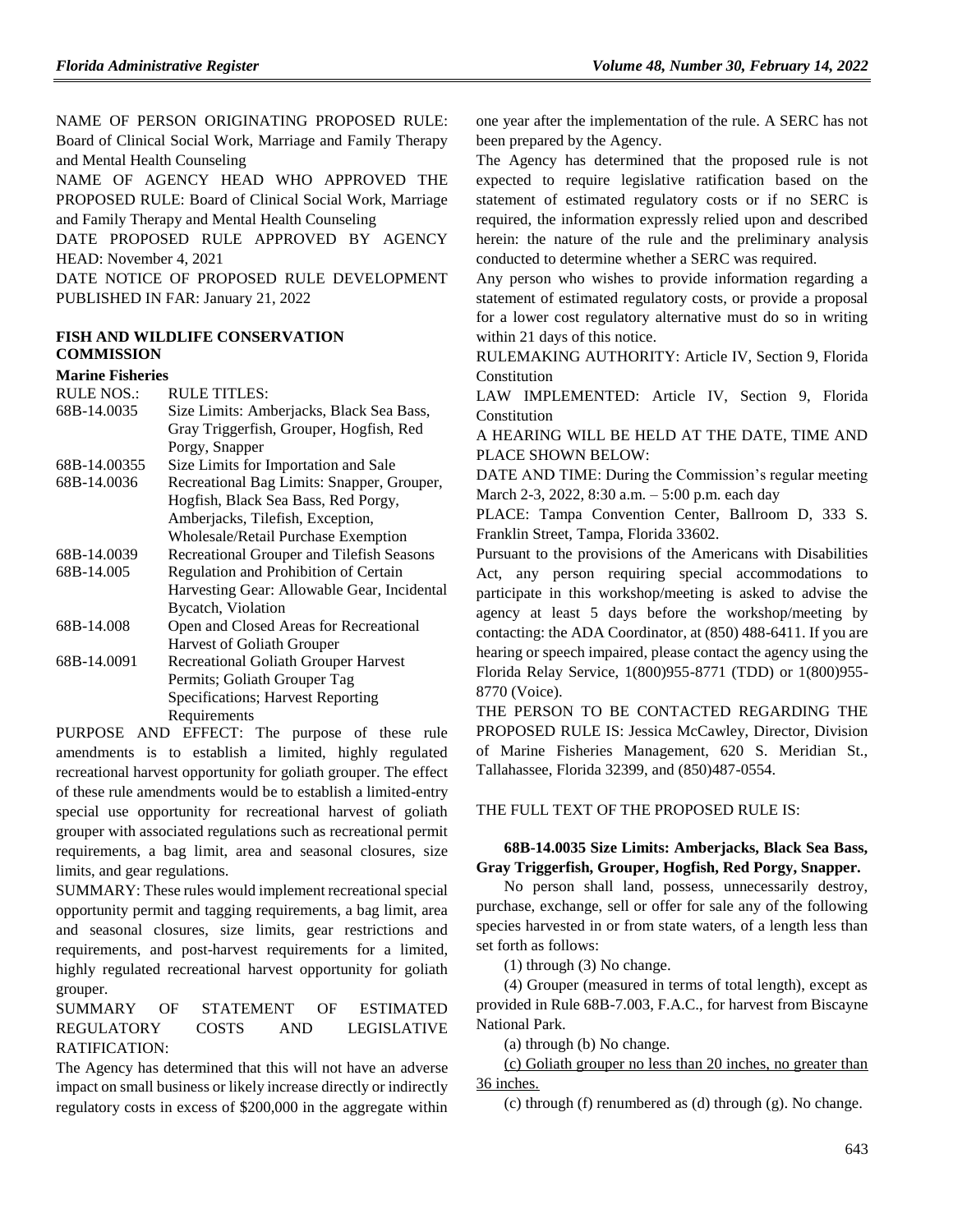NAME OF PERSON ORIGINATING PROPOSED RULE: Board of Clinical Social Work, Marriage and Family Therapy and Mental Health Counseling

NAME OF AGENCY HEAD WHO APPROVED THE PROPOSED RULE: Board of Clinical Social Work, Marriage and Family Therapy and Mental Health Counseling

DATE PROPOSED RULE APPROVED BY AGENCY HEAD: November 4, 2021

DATE NOTICE OF PROPOSED RULE DEVELOPMENT PUBLISHED IN FAR: January 21, 2022

## FISH AND WILDLIFE CONSERVATION COMMISSION

### Marine Fisheries

| RULE NOS.: | RULE TITLES: |
|---|---|
| 68B-14.0035 | Size Limits: Amberjacks, Black Sea Bass, Gray Triggerfish, Grouper, Hogfish, Red Porgy, Snapper |
| 68B-14.00355 | Size Limits for Importation and Sale |
| 68B-14.0036 | Recreational Bag Limits: Snapper, Grouper, Hogfish, Black Sea Bass, Red Porgy, Amberjacks, Tilefish, Exception, Wholesale/Retail Purchase Exemption |
| 68B-14.0039 | Recreational Grouper and Tilefish Seasons |
| 68B-14.005 | Regulation and Prohibition of Certain Harvesting Gear: Allowable Gear, Incidental Bycatch, Violation |
| 68B-14.008 | Open and Closed Areas for Recreational Harvest of Goliath Grouper |
| 68B-14.0091 | Recreational Goliath Grouper Harvest Permits; Goliath Grouper Tag Specifications; Harvest Reporting Requirements |

PURPOSE AND EFFECT: The purpose of these rule amendments is to establish a limited, highly regulated recreational harvest opportunity for goliath grouper. The effect of these rule amendments would be to establish a limited-entry special use opportunity for recreational harvest of goliath grouper with associated regulations such as recreational permit requirements, a bag limit, area and seasonal closures, size limits, and gear regulations.

SUMMARY: These rules would implement recreational special opportunity permit and tagging requirements, a bag limit, area and seasonal closures, size limits, gear restrictions and requirements, and post-harvest requirements for a limited, highly regulated recreational harvest opportunity for goliath grouper.

SUMMARY OF STATEMENT OF ESTIMATED REGULATORY COSTS AND LEGISLATIVE RATIFICATION:

The Agency has determined that this will not have an adverse impact on small business or likely increase directly or indirectly regulatory costs in excess of $200,000 in the aggregate within one year after the implementation of the rule. A SERC has not been prepared by the Agency.

The Agency has determined that the proposed rule is not expected to require legislative ratification based on the statement of estimated regulatory costs or if no SERC is required, the information expressly relied upon and described herein: the nature of the rule and the preliminary analysis conducted to determine whether a SERC was required.

Any person who wishes to provide information regarding a statement of estimated regulatory costs, or provide a proposal for a lower cost regulatory alternative must do so in writing within 21 days of this notice.

RULEMAKING AUTHORITY: Article IV, Section 9, Florida Constitution

LAW IMPLEMENTED: Article IV, Section 9, Florida Constitution

A HEARING WILL BE HELD AT THE DATE, TIME AND PLACE SHOWN BELOW:

DATE AND TIME: During the Commission's regular meeting March 2-3, 2022, 8:30 a.m. – 5:00 p.m. each day

PLACE: Tampa Convention Center, Ballroom D, 333 S. Franklin Street, Tampa, Florida 33602.

Pursuant to the provisions of the Americans with Disabilities Act, any person requiring special accommodations to participate in this workshop/meeting is asked to advise the agency at least 5 days before the workshop/meeting by contacting: the ADA Coordinator, at (850) 488-6411. If you are hearing or speech impaired, please contact the agency using the Florida Relay Service, 1(800)955-8771 (TDD) or 1(800)955-8770 (Voice).

THE PERSON TO BE CONTACTED REGARDING THE PROPOSED RULE IS: Jessica McCawley, Director, Division of Marine Fisheries Management, 620 S. Meridian St., Tallahassee, Florida 32399, and (850)487-0554.

THE FULL TEXT OF THE PROPOSED RULE IS:

**68B-14.0035 Size Limits: Amberjacks, Black Sea Bass, Gray Triggerfish, Grouper, Hogfish, Red Porgy, Snapper.**

No person shall land, possess, unnecessarily destroy, purchase, exchange, sell or offer for sale any of the following species harvested in or from state waters, of a length less than set forth as follows:

(1) through (3) No change.

(4) Grouper (measured in terms of total length), except as provided in Rule 68B-7.003, F.A.C., for harvest from Biscayne National Park.

(a) through (b) No change.

(c) Goliath grouper no less than 20 inches, no greater than 36 inches.

(c) through (f) renumbered as (d) through (g). No change.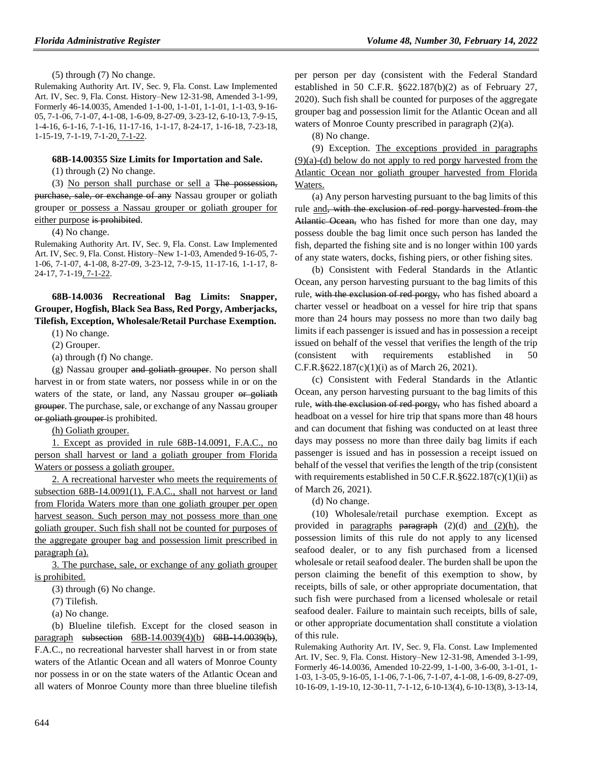(5) through (7) No change.

Rulemaking Authority Art. IV, Sec. 9, Fla. Const. Law Implemented Art. IV, Sec. 9, Fla. Const. History–New 12-31-98, Amended 3-1-99, Formerly 46-14.0035, Amended 1-1-00, 1-1-01, 1-1-01, 1-1-03, 9-16-05, 7-1-06, 7-1-07, 4-1-08, 1-6-09, 8-27-09, 3-23-12, 6-10-13, 7-9-15, 1-4-16, 6-1-16, 7-1-16, 11-17-16, 1-1-17, 8-24-17, 1-16-18, 7-23-18, 1-15-19, 7-1-19, 7-1-20, 7-1-22.

**68B-14.00355 Size Limits for Importation and Sale.**

(1) through (2) No change.

(3) No person shall purchase or sell a ~~The possession, purchase, sale, or exchange of any~~ Nassau grouper or goliath grouper or possess a Nassau grouper or goliath grouper for either purpose ~~is prohibited~~.

(4) No change.

Rulemaking Authority Art. IV, Sec. 9, Fla. Const. Law Implemented Art. IV, Sec. 9, Fla. Const. History–New 1-1-03, Amended 9-16-05, 7-1-06, 7-1-07, 4-1-08, 8-27-09, 3-23-12, 7-9-15, 11-17-16, 1-1-17, 8-24-17, 7-1-19, 7-1-22.

**68B-14.0036 Recreational Bag Limits: Snapper, Grouper, Hogfish, Black Sea Bass, Red Porgy, Amberjacks, Tilefish, Exception, Wholesale/Retail Purchase Exemption.**

(1) No change.

(2) Grouper.

(a) through (f) No change.

(g) Nassau grouper ~~and goliath grouper~~. No person shall harvest in or from state waters, nor possess while in or on the waters of the state, or land, any Nassau grouper ~~or goliath grouper~~. The purchase, sale, or exchange of any Nassau grouper ~~or goliath grouper~~ is prohibited.

(h) Goliath grouper.

1. Except as provided in rule 68B-14.0091, F.A.C., no person shall harvest or land a goliath grouper from Florida Waters or possess a goliath grouper.

2. A recreational harvester who meets the requirements of subsection 68B-14.0091(1), F.A.C., shall not harvest or land from Florida Waters more than one goliath grouper per open harvest season. Such person may not possess more than one goliath grouper. Such fish shall not be counted for purposes of the aggregate grouper bag and possession limit prescribed in paragraph (a).

3. The purchase, sale, or exchange of any goliath grouper is prohibited.

(3) through (6) No change.

(7) Tilefish.

(a) No change.

(b) Blueline tilefish. Except for the closed season in paragraph ~~subsection~~ 68B-14.0039(4)(b) ~~68B-14.0039(b)~~, F.A.C., no recreational harvester shall harvest in or from state waters of the Atlantic Ocean and all waters of Monroe County nor possess in or on the state waters of the Atlantic Ocean and all waters of Monroe County more than three blueline tilefish per person per day (consistent with the Federal Standard established in 50 C.F.R. §622.187(b)(2) as of February 27, 2020). Such fish shall be counted for purposes of the aggregate grouper bag and possession limit for the Atlantic Ocean and all waters of Monroe County prescribed in paragraph (2)(a).

(8) No change.

(9) Exception. The exceptions provided in paragraphs (9)(a)-(d) below do not apply to red porgy harvested from the Atlantic Ocean nor goliath grouper harvested from Florida Waters.

(a) Any person harvesting pursuant to the bag limits of this rule and~~, with the exclusion of red porgy harvested from the Atlantic Ocean,~~ who has fished for more than one day, may possess double the bag limit once such person has landed the fish, departed the fishing site and is no longer within 100 yards of any state waters, docks, fishing piers, or other fishing sites.

(b) Consistent with Federal Standards in the Atlantic Ocean, any person harvesting pursuant to the bag limits of this rule, ~~with the exclusion of red porgy,~~ who has fished aboard a charter vessel or headboat on a vessel for hire trip that spans more than 24 hours may possess no more than two daily bag limits if each passenger is issued and has in possession a receipt issued on behalf of the vessel that verifies the length of the trip (consistent with requirements established in 50 C.F.R.§622.187(c)(1)(i) as of March 26, 2021).

(c) Consistent with Federal Standards in the Atlantic Ocean, any person harvesting pursuant to the bag limits of this rule, ~~with the exclusion of red porgy,~~ who has fished aboard a headboat on a vessel for hire trip that spans more than 48 hours and can document that fishing was conducted on at least three days may possess no more than three daily bag limits if each passenger is issued and has in possession a receipt issued on behalf of the vessel that verifies the length of the trip (consistent with requirements established in 50 C.F.R.§622.187(c)(1)(ii) as of March 26, 2021).

(d) No change.

(10) Wholesale/retail purchase exemption. Except as provided in paragraphs ~~paragraph~~ (2)(d) and (2)(h), the possession limits of this rule do not apply to any licensed seafood dealer, or to any fish purchased from a licensed wholesale or retail seafood dealer. The burden shall be upon the person claiming the benefit of this exemption to show, by receipts, bills of sale, or other appropriate documentation, that such fish were purchased from a licensed wholesale or retail seafood dealer. Failure to maintain such receipts, bills of sale, or other appropriate documentation shall constitute a violation of this rule.

Rulemaking Authority Art. IV, Sec. 9, Fla. Const. Law Implemented Art. IV, Sec. 9, Fla. Const. History–New 12-31-98, Amended 3-1-99, Formerly 46-14.0036, Amended 10-22-99, 1-1-00, 3-6-00, 3-1-01, 1-1-03, 1-3-05, 9-16-05, 1-1-06, 7-1-06, 7-1-07, 4-1-08, 1-6-09, 8-27-09, 10-16-09, 1-19-10, 12-30-11, 7-1-12, 6-10-13(4), 6-10-13(8), 3-13-14,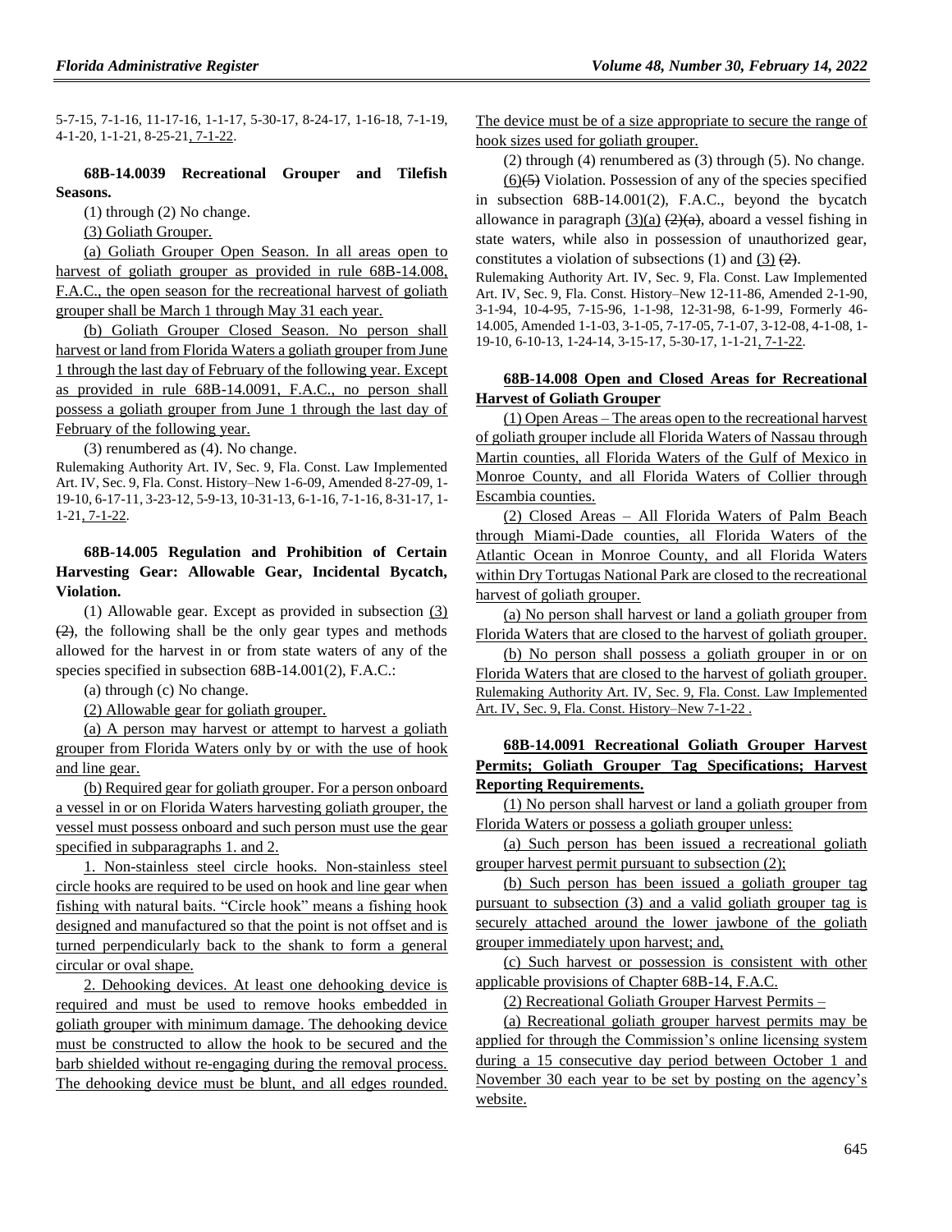5-7-15, 7-1-16, 11-17-16, 1-1-17, 5-30-17, 8-24-17, 1-16-18, 7-1-19, 4-1-20, 1-1-21, 8-25-21, 7-1-22.

**68B-14.0039 Recreational Grouper and Tilefish Seasons.**

(1) through (2) No change.

(3) Goliath Grouper.

(a) Goliath Grouper Open Season. In all areas open to harvest of goliath grouper as provided in rule 68B-14.008, F.A.C., the open season for the recreational harvest of goliath grouper shall be March 1 through May 31 each year.

(b) Goliath Grouper Closed Season. No person shall harvest or land from Florida Waters a goliath grouper from June 1 through the last day of February of the following year. Except as provided in rule 68B-14.0091, F.A.C., no person shall possess a goliath grouper from June 1 through the last day of February of the following year.

(3) renumbered as (4). No change.

Rulemaking Authority Art. IV, Sec. 9, Fla. Const. Law Implemented Art. IV, Sec. 9, Fla. Const. History–New 1-6-09, Amended 8-27-09, 1-19-10, 6-17-11, 3-23-12, 5-9-13, 10-31-13, 6-1-16, 7-1-16, 8-31-17, 1-1-21, 7-1-22.

**68B-14.005 Regulation and Prohibition of Certain Harvesting Gear: Allowable Gear, Incidental Bycatch, Violation.**

(1) Allowable gear. Except as provided in subsection (3) ~~(2)~~, the following shall be the only gear types and methods allowed for the harvest in or from state waters of any of the species specified in subsection 68B-14.001(2), F.A.C.:

(a) through (c) No change.

(2) Allowable gear for goliath grouper.

(a) A person may harvest or attempt to harvest a goliath grouper from Florida Waters only by or with the use of hook and line gear.

(b) Required gear for goliath grouper. For a person onboard a vessel in or on Florida Waters harvesting goliath grouper, the vessel must possess onboard and such person must use the gear specified in subparagraphs 1. and 2.

1. Non-stainless steel circle hooks. Non-stainless steel circle hooks are required to be used on hook and line gear when fishing with natural baits. "Circle hook" means a fishing hook designed and manufactured so that the point is not offset and is turned perpendicularly back to the shank to form a general circular or oval shape.

2. Dehooking devices. At least one dehooking device is required and must be used to remove hooks embedded in goliath grouper with minimum damage. The dehooking device must be constructed to allow the hook to be secured and the barb shielded without re-engaging during the removal process. The dehooking device must be blunt, and all edges rounded. The device must be of a size appropriate to secure the range of hook sizes used for goliath grouper.

(2) through (4) renumbered as (3) through (5). No change.

(6)~~(5)~~ Violation. Possession of any of the species specified in subsection 68B-14.001(2), F.A.C., beyond the bycatch allowance in paragraph (3)(a) ~~(2)(a)~~, aboard a vessel fishing in state waters, while also in possession of unauthorized gear, constitutes a violation of subsections (1) and (3) ~~(2)~~.

Rulemaking Authority Art. IV, Sec. 9, Fla. Const. Law Implemented Art. IV, Sec. 9, Fla. Const. History–New 12-11-86, Amended 2-1-90, 3-1-94, 10-4-95, 7-15-96, 1-1-98, 12-31-98, 6-1-99, Formerly 46-14.005, Amended 1-1-03, 3-1-05, 7-17-05, 7-1-07, 3-12-08, 4-1-08, 1-19-10, 6-10-13, 1-24-14, 3-15-17, 5-30-17, 1-1-21, 7-1-22.

**68B-14.008 Open and Closed Areas for Recreational Harvest of Goliath Grouper**

(1) Open Areas – The areas open to the recreational harvest of goliath grouper include all Florida Waters of Nassau through Martin counties, all Florida Waters of the Gulf of Mexico in Monroe County, and all Florida Waters of Collier through Escambia counties.

(2) Closed Areas – All Florida Waters of Palm Beach through Miami-Dade counties, all Florida Waters of the Atlantic Ocean in Monroe County, and all Florida Waters within Dry Tortugas National Park are closed to the recreational harvest of goliath grouper.

(a) No person shall harvest or land a goliath grouper from Florida Waters that are closed to the harvest of goliath grouper.

(b) No person shall possess a goliath grouper in or on Florida Waters that are closed to the harvest of goliath grouper.

Rulemaking Authority Art. IV, Sec. 9, Fla. Const. Law Implemented Art. IV, Sec. 9, Fla. Const. History–New 7-1-22 .

**68B-14.0091 Recreational Goliath Grouper Harvest Permits; Goliath Grouper Tag Specifications; Harvest Reporting Requirements.**

(1) No person shall harvest or land a goliath grouper from Florida Waters or possess a goliath grouper unless:

(a) Such person has been issued a recreational goliath grouper harvest permit pursuant to subsection (2);

(b) Such person has been issued a goliath grouper tag pursuant to subsection (3) and a valid goliath grouper tag is securely attached around the lower jawbone of the goliath grouper immediately upon harvest; and,

(c) Such harvest or possession is consistent with other applicable provisions of Chapter 68B-14, F.A.C.

(2) Recreational Goliath Grouper Harvest Permits –

(a) Recreational goliath grouper harvest permits may be applied for through the Commission's online licensing system during a 15 consecutive day period between October 1 and November 30 each year to be set by posting on the agency's website.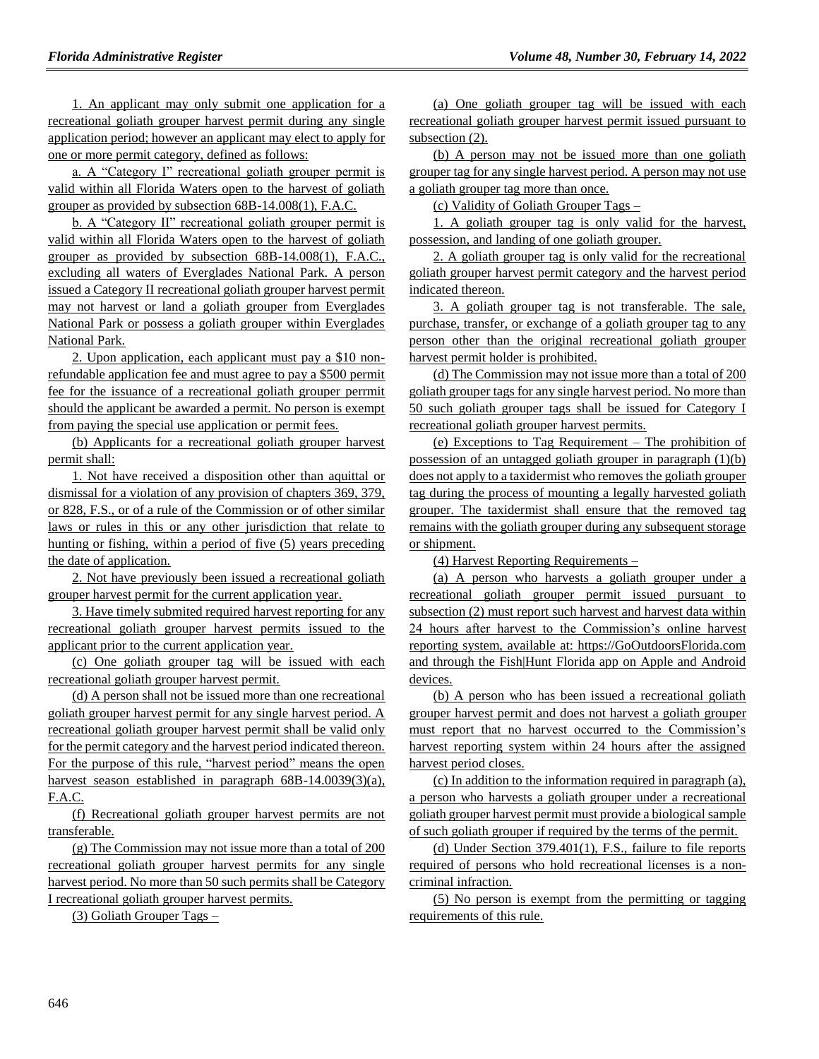1. An applicant may only submit one application for a recreational goliath grouper harvest permit during any single application period; however an applicant may elect to apply for one or more permit category, defined as follows:

a. A "Category I" recreational goliath grouper permit is valid within all Florida Waters open to the harvest of goliath grouper as provided by subsection 68B-14.008(1), F.A.C.

b. A "Category II" recreational goliath grouper permit is valid within all Florida Waters open to the harvest of goliath grouper as provided by subsection 68B-14.008(1), F.A.C., excluding all waters of Everglades National Park. A person issued a Category II recreational goliath grouper harvest permit may not harvest or land a goliath grouper from Everglades National Park or possess a goliath grouper within Everglades National Park.

2. Upon application, each applicant must pay a $10 non-refundable application fee and must agree to pay a $500 permit fee for the issuance of a recreational goliath grouper perrmit should the applicant be awarded a permit. No person is exempt from paying the special use application or permit fees.

(b) Applicants for a recreational goliath grouper harvest permit shall:

1. Not have received a disposition other than aquittal or dismissal for a violation of any provision of chapters 369, 379, or 828, F.S., or of a rule of the Commission or of other similar laws or rules in this or any other jurisdiction that relate to hunting or fishing, within a period of five (5) years preceding the date of application.

2. Not have previously been issued a recreational goliath grouper harvest permit for the current application year.

3. Have timely submited required harvest reporting for any recreational goliath grouper harvest permits issued to the applicant prior to the current application year.

(c) One goliath grouper tag will be issued with each recreational goliath grouper harvest permit.

(d) A person shall not be issued more than one recreational goliath grouper harvest permit for any single harvest period. A recreational goliath grouper harvest permit shall be valid only for the permit category and the harvest period indicated thereon. For the purpose of this rule, "harvest period" means the open harvest season established in paragraph 68B-14.0039(3)(a), F.A.C.

(f) Recreational goliath grouper harvest permits are not transferable.

(g) The Commission may not issue more than a total of 200 recreational goliath grouper harvest permits for any single harvest period. No more than 50 such permits shall be Category I recreational goliath grouper harvest permits.

(3) Goliath Grouper Tags –

(a) One goliath grouper tag will be issued with each recreational goliath grouper harvest permit issued pursuant to subsection (2).

(b) A person may not be issued more than one goliath grouper tag for any single harvest period. A person may not use a goliath grouper tag more than once.

(c) Validity of Goliath Grouper Tags –

1. A goliath grouper tag is only valid for the harvest, possession, and landing of one goliath grouper.

2. A goliath grouper tag is only valid for the recreational goliath grouper harvest permit category and the harvest period indicated thereon.

3. A goliath grouper tag is not transferable. The sale, purchase, transfer, or exchange of a goliath grouper tag to any person other than the original recreational goliath grouper harvest permit holder is prohibited.

(d) The Commission may not issue more than a total of 200 goliath grouper tags for any single harvest period. No more than 50 such goliath grouper tags shall be issued for Category I recreational goliath grouper harvest permits.

(e) Exceptions to Tag Requirement – The prohibition of possession of an untagged goliath grouper in paragraph (1)(b) does not apply to a taxidermist who removes the goliath grouper tag during the process of mounting a legally harvested goliath grouper. The taxidermist shall ensure that the removed tag remains with the goliath grouper during any subsequent storage or shipment.

(4) Harvest Reporting Requirements –

(a) A person who harvests a goliath grouper under a recreational goliath grouper permit issued pursuant to subsection (2) must report such harvest and harvest data within 24 hours after harvest to the Commission's online harvest reporting system, available at: https://GoOutdoorsFlorida.com and through the Fish|Hunt Florida app on Apple and Android devices.

(b) A person who has been issued a recreational goliath grouper harvest permit and does not harvest a goliath grouper must report that no harvest occurred to the Commission's harvest reporting system within 24 hours after the assigned harvest period closes.

(c) In addition to the information required in paragraph (a), a person who harvests a goliath grouper under a recreational goliath grouper harvest permit must provide a biological sample of such goliath grouper if required by the terms of the permit.

(d) Under Section 379.401(1), F.S., failure to file reports required of persons who hold recreational licenses is a non-criminal infraction.

(5) No person is exempt from the permitting or tagging requirements of this rule.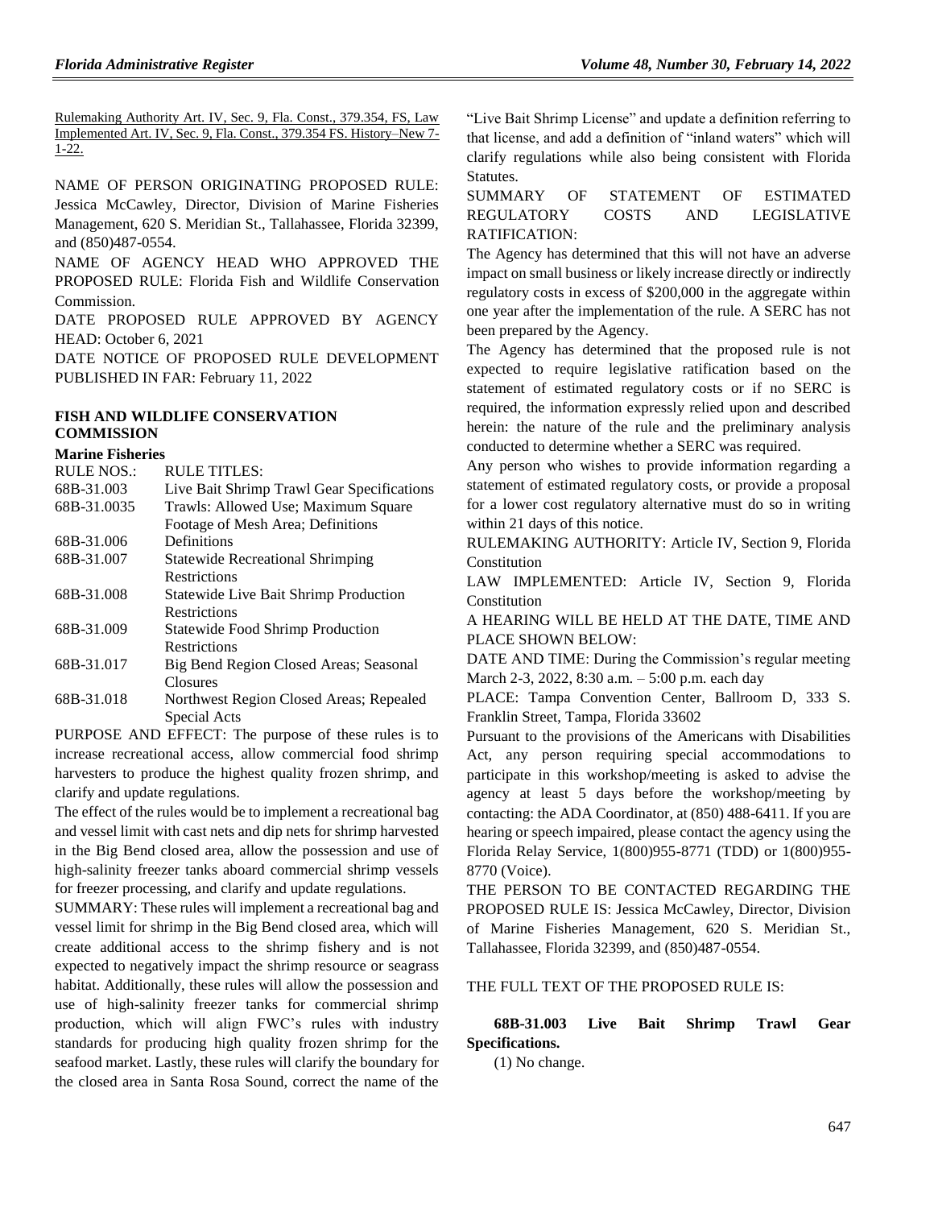Rulemaking Authority Art. IV, Sec. 9, Fla. Const., 379.354, FS, Law Implemented Art. IV, Sec. 9, Fla. Const., 379.354 FS. History–New 7-1-22.

NAME OF PERSON ORIGINATING PROPOSED RULE: Jessica McCawley, Director, Division of Marine Fisheries Management, 620 S. Meridian St., Tallahassee, Florida 32399, and (850)487-0554.

NAME OF AGENCY HEAD WHO APPROVED THE PROPOSED RULE: Florida Fish and Wildlife Conservation Commission.

DATE PROPOSED RULE APPROVED BY AGENCY HEAD: October 6, 2021

DATE NOTICE OF PROPOSED RULE DEVELOPMENT PUBLISHED IN FAR: February 11, 2022

## FISH AND WILDLIFE CONSERVATION COMMISSION

### Marine Fisheries

| RULE NOS.: | RULE TITLES: |
|---|---|
| 68B-31.003 | Live Bait Shrimp Trawl Gear Specifications |
| 68B-31.0035 | Trawls: Allowed Use; Maximum Square Footage of Mesh Area; Definitions |
| 68B-31.006 | Definitions |
| 68B-31.007 | Statewide Recreational Shrimping Restrictions |
| 68B-31.008 | Statewide Live Bait Shrimp Production Restrictions |
| 68B-31.009 | Statewide Food Shrimp Production Restrictions |
| 68B-31.017 | Big Bend Region Closed Areas; Seasonal Closures |
| 68B-31.018 | Northwest Region Closed Areas; Repealed Special Acts |

PURPOSE AND EFFECT: The purpose of these rules is to increase recreational access, allow commercial food shrimp harvesters to produce the highest quality frozen shrimp, and clarify and update regulations.

The effect of the rules would be to implement a recreational bag and vessel limit with cast nets and dip nets for shrimp harvested in the Big Bend closed area, allow the possession and use of high-salinity freezer tanks aboard commercial shrimp vessels for freezer processing, and clarify and update regulations.

SUMMARY: These rules will implement a recreational bag and vessel limit for shrimp in the Big Bend closed area, which will create additional access to the shrimp fishery and is not expected to negatively impact the shrimp resource or seagrass habitat. Additionally, these rules will allow the possession and use of high-salinity freezer tanks for commercial shrimp production, which will align FWC's rules with industry standards for producing high quality frozen shrimp for the seafood market. Lastly, these rules will clarify the boundary for the closed area in Santa Rosa Sound, correct the name of the "Live Bait Shrimp License" and update a definition referring to that license, and add a definition of "inland waters" which will clarify regulations while also being consistent with Florida Statutes.

SUMMARY OF STATEMENT OF ESTIMATED REGULATORY COSTS AND LEGISLATIVE RATIFICATION:

The Agency has determined that this will not have an adverse impact on small business or likely increase directly or indirectly regulatory costs in excess of $200,000 in the aggregate within one year after the implementation of the rule. A SERC has not been prepared by the Agency.

The Agency has determined that the proposed rule is not expected to require legislative ratification based on the statement of estimated regulatory costs or if no SERC is required, the information expressly relied upon and described herein: the nature of the rule and the preliminary analysis conducted to determine whether a SERC was required.

Any person who wishes to provide information regarding a statement of estimated regulatory costs, or provide a proposal for a lower cost regulatory alternative must do so in writing within 21 days of this notice.

RULEMAKING AUTHORITY: Article IV, Section 9, Florida Constitution

LAW IMPLEMENTED: Article IV, Section 9, Florida Constitution

A HEARING WILL BE HELD AT THE DATE, TIME AND PLACE SHOWN BELOW:

DATE AND TIME: During the Commission's regular meeting March 2-3, 2022, 8:30 a.m. – 5:00 p.m. each day

PLACE: Tampa Convention Center, Ballroom D, 333 S. Franklin Street, Tampa, Florida 33602

Pursuant to the provisions of the Americans with Disabilities Act, any person requiring special accommodations to participate in this workshop/meeting is asked to advise the agency at least 5 days before the workshop/meeting by contacting: the ADA Coordinator, at (850) 488-6411. If you are hearing or speech impaired, please contact the agency using the Florida Relay Service, 1(800)955-8771 (TDD) or 1(800)955-8770 (Voice).

THE PERSON TO BE CONTACTED REGARDING THE PROPOSED RULE IS: Jessica McCawley, Director, Division of Marine Fisheries Management, 620 S. Meridian St., Tallahassee, Florida 32399, and (850)487-0554.

THE FULL TEXT OF THE PROPOSED RULE IS:

**68B-31.003 Live Bait Shrimp Trawl Gear Specifications.**

(1) No change.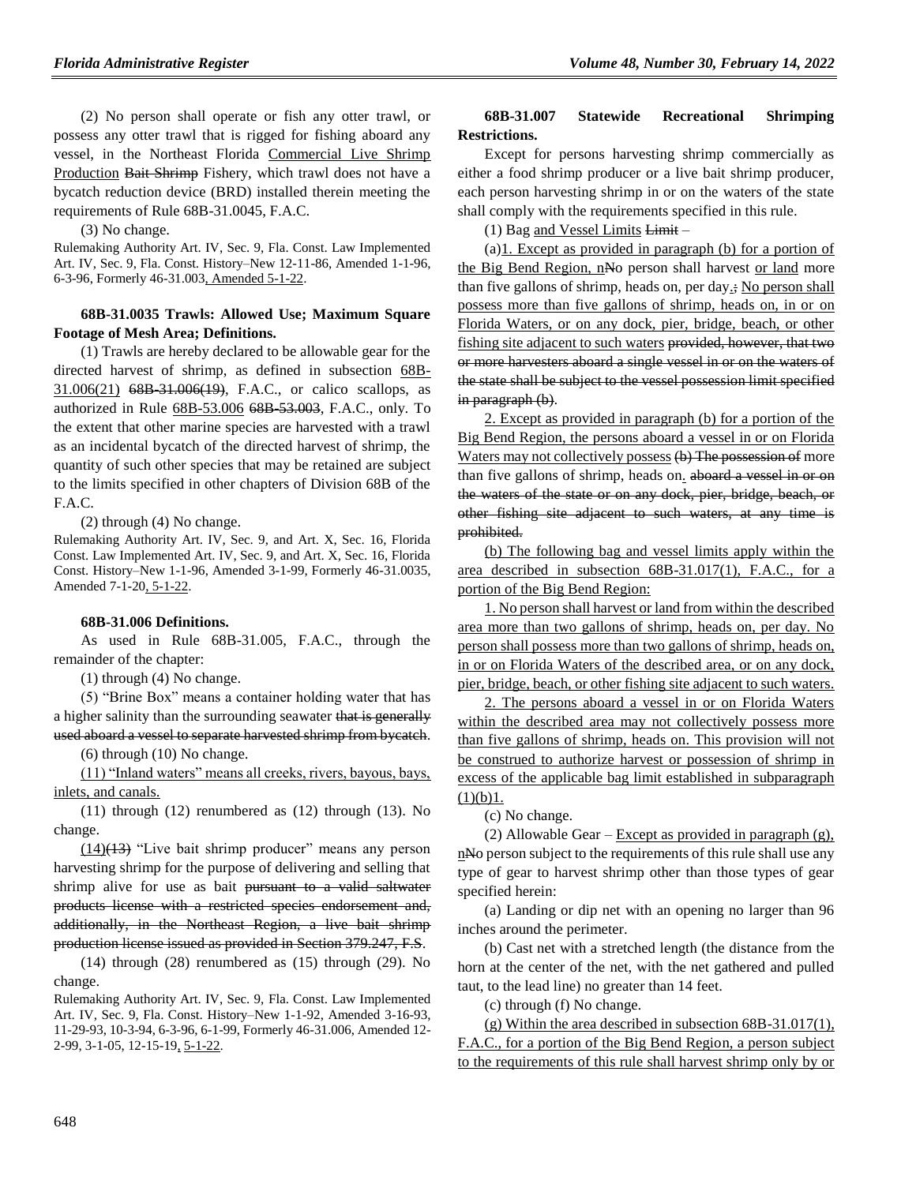(2) No person shall operate or fish any otter trawl, or possess any otter trawl that is rigged for fishing aboard any vessel, in the Northeast Florida Commercial Live Shrimp Production Bait Shrimp Fishery, which trawl does not have a bycatch reduction device (BRD) installed therein meeting the requirements of Rule 68B-31.0045, F.A.C.

(3) No change.

Rulemaking Authority Art. IV, Sec. 9, Fla. Const. Law Implemented Art. IV, Sec. 9, Fla. Const. History–New 12-11-86, Amended 1-1-96, 6-3-96, Formerly 46-31.003, Amended 5-1-22.

**68B-31.0035 Trawls: Allowed Use; Maximum Square Footage of Mesh Area; Definitions.**

(1) Trawls are hereby declared to be allowable gear for the directed harvest of shrimp, as defined in subsection 68B-31.006(21) 68B-31.006(19), F.A.C., or calico scallops, as authorized in Rule 68B-53.006 68B-53.003, F.A.C., only. To the extent that other marine species are harvested with a trawl as an incidental bycatch of the directed harvest of shrimp, the quantity of such other species that may be retained are subject to the limits specified in other chapters of Division 68B of the F.A.C.

(2) through (4) No change.

Rulemaking Authority Art. IV, Sec. 9, and Art. X, Sec. 16, Florida Const. Law Implemented Art. IV, Sec. 9, and Art. X, Sec. 16, Florida Const. History–New 1-1-96, Amended 3-1-99, Formerly 46-31.0035, Amended 7-1-20, 5-1-22.

**68B-31.006 Definitions.**

As used in Rule 68B-31.005, F.A.C., through the remainder of the chapter:

(1) through (4) No change.

(5) "Brine Box" means a container holding water that has a higher salinity than the surrounding seawater that is generally used aboard a vessel to separate harvested shrimp from bycatch.

(6) through (10) No change.

(11) "Inland waters" means all creeks, rivers, bayous, bays, inlets, and canals.

(11) through (12) renumbered as (12) through (13). No change.

(14)(13) "Live bait shrimp producer" means any person harvesting shrimp for the purpose of delivering and selling that shrimp alive for use as bait pursuant to a valid saltwater products license with a restricted species endorsement and, additionally, in the Northeast Region, a live bait shrimp production license issued as provided in Section 379.247, F.S.

(14) through (28) renumbered as (15) through (29). No change.

Rulemaking Authority Art. IV, Sec. 9, Fla. Const. Law Implemented Art. IV, Sec. 9, Fla. Const. History–New 1-1-92, Amended 3-16-93, 11-29-93, 10-3-94, 6-3-96, 6-1-99, Formerly 46-31.006, Amended 12-2-99, 3-1-05, 12-15-19, 5-1-22.

**68B-31.007 Statewide Recreational Shrimping Restrictions.**

Except for persons harvesting shrimp commercially as either a food shrimp producer or a live bait shrimp producer, each person harvesting shrimp in or on the waters of the state shall comply with the requirements specified in this rule.

(1) Bag and Vessel Limits Limit –

(a)1. Except as provided in paragraph (b) for a portion of the Big Bend Region, nNo person shall harvest or land more than five gallons of shrimp, heads on, per day.; No person shall possess more than five gallons of shrimp, heads on, in or on Florida Waters, or on any dock, pier, bridge, beach, or other fishing site adjacent to such waters provided, however, that two or more harvesters aboard a single vessel in or on the waters of the state shall be subject to the vessel possession limit specified in paragraph (b).

2. Except as provided in paragraph (b) for a portion of the Big Bend Region, the persons aboard a vessel in or on Florida Waters may not collectively possess (b) The possession of more than five gallons of shrimp, heads on. aboard a vessel in or on the waters of the state or on any dock, pier, bridge, beach, or other fishing site adjacent to such waters, at any time is prohibited.

(b) The following bag and vessel limits apply within the area described in subsection 68B-31.017(1), F.A.C., for a portion of the Big Bend Region:

1. No person shall harvest or land from within the described area more than two gallons of shrimp, heads on, per day. No person shall possess more than two gallons of shrimp, heads on, in or on Florida Waters of the described area, or on any dock, pier, bridge, beach, or other fishing site adjacent to such waters.

2. The persons aboard a vessel in or on Florida Waters within the described area may not collectively possess more than five gallons of shrimp, heads on. This provision will not be construed to authorize harvest or possession of shrimp in excess of the applicable bag limit established in subparagraph (1)(b)1.

(c) No change.

(2) Allowable Gear – Except as provided in paragraph (g), nNo person subject to the requirements of this rule shall use any type of gear to harvest shrimp other than those types of gear specified herein:

(a) Landing or dip net with an opening no larger than 96 inches around the perimeter.

(b) Cast net with a stretched length (the distance from the horn at the center of the net, with the net gathered and pulled taut, to the lead line) no greater than 14 feet.

(c) through (f) No change.

(g) Within the area described in subsection 68B-31.017(1), F.A.C., for a portion of the Big Bend Region, a person subject to the requirements of this rule shall harvest shrimp only by or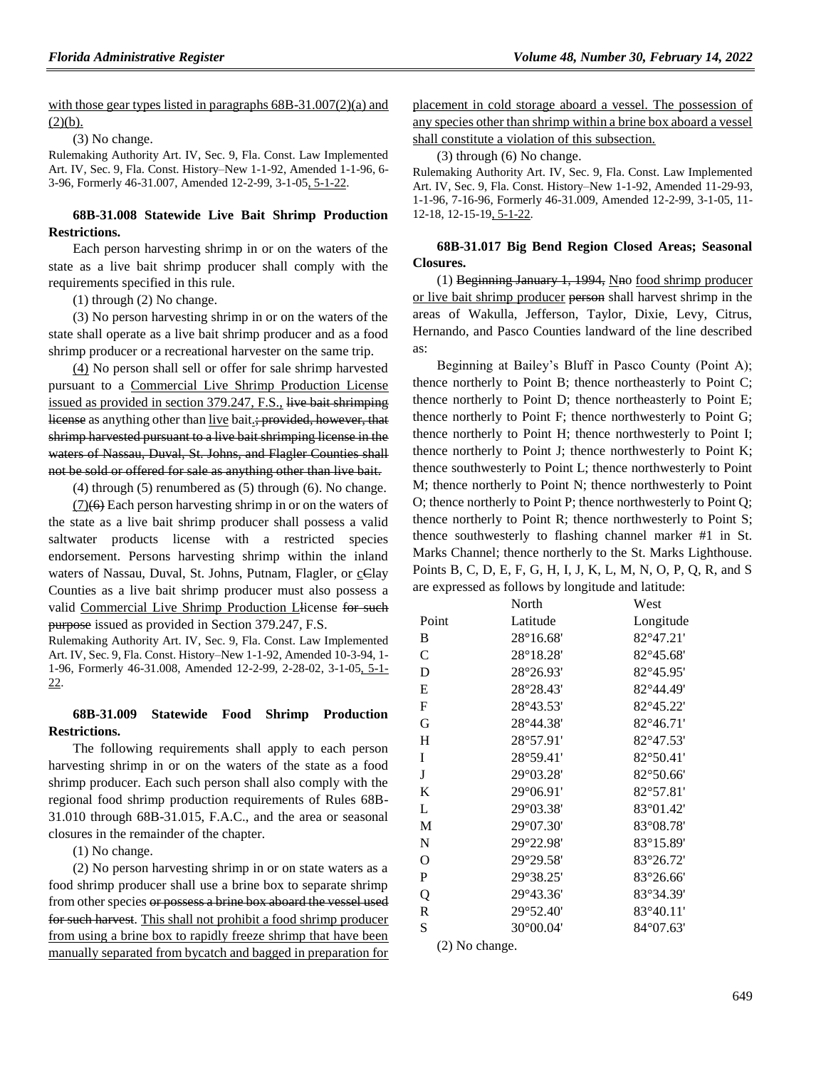with those gear types listed in paragraphs 68B-31.007(2)(a) and (2)(b).

(3) No change.

Rulemaking Authority Art. IV, Sec. 9, Fla. Const. Law Implemented Art. IV, Sec. 9, Fla. Const. History–New 1-1-92, Amended 1-1-96, 6-3-96, Formerly 46-31.007, Amended 12-2-99, 3-1-05, 5-1-22.

**68B-31.008 Statewide Live Bait Shrimp Production Restrictions.**

Each person harvesting shrimp in or on the waters of the state as a live bait shrimp producer shall comply with the requirements specified in this rule.

(1) through (2) No change.

(3) No person harvesting shrimp in or on the waters of the state shall operate as a live bait shrimp producer and as a food shrimp producer or a recreational harvester on the same trip.

(4) No person shall sell or offer for sale shrimp harvested pursuant to a Commercial Live Shrimp Production License issued as provided in section 379.247, F.S., ~~live bait shrimping license~~ as anything other than live bait.~~; provided, however, that shrimp harvested pursuant to a live bait shrimping license in the waters of Nassau, Duval, St. Johns, and Flagler Counties shall not be sold or offered for sale as anything other than live bait.~~

(4) through (5) renumbered as (5) through (6). No change.

(7)~~(6)~~ Each person harvesting shrimp in or on the waters of the state as a live bait shrimp producer shall possess a valid saltwater products license with a restricted species endorsement. Persons harvesting shrimp within the inland waters of Nassau, Duval, St. Johns, Putnam, Flagler, or c~~C~~lay Counties as a live bait shrimp producer must also possess a valid Commercial Live Shrimp Production L~~l~~icense ~~for such purpose~~ issued as provided in Section 379.247, F.S.

Rulemaking Authority Art. IV, Sec. 9, Fla. Const. Law Implemented Art. IV, Sec. 9, Fla. Const. History–New 1-1-92, Amended 10-3-94, 1-1-96, Formerly 46-31.008, Amended 12-2-99, 2-28-02, 3-1-05, 5-1-22.

**68B-31.009 Statewide Food Shrimp Production Restrictions.**

The following requirements shall apply to each person harvesting shrimp in or on the waters of the state as a food shrimp producer. Each such person shall also comply with the regional food shrimp production requirements of Rules 68B-31.010 through 68B-31.015, F.A.C., and the area or seasonal closures in the remainder of the chapter.

(1) No change.

(2) No person harvesting shrimp in or on state waters as a food shrimp producer shall use a brine box to separate shrimp from other species ~~or possess a brine box aboard the vessel used for such harvest~~. This shall not prohibit a food shrimp producer from using a brine box to rapidly freeze shrimp that have been manually separated from bycatch and bagged in preparation for placement in cold storage aboard a vessel. The possession of any species other than shrimp within a brine box aboard a vessel shall constitute a violation of this subsection.

(3) through (6) No change.

Rulemaking Authority Art. IV, Sec. 9, Fla. Const. Law Implemented Art. IV, Sec. 9, Fla. Const. History–New 1-1-92, Amended 11-29-93, 1-1-96, 7-16-96, Formerly 46-31.009, Amended 12-2-99, 3-1-05, 11-12-18, 12-15-19, 5-1-22.

**68B-31.017 Big Bend Region Closed Areas; Seasonal Closures.**

(1) ~~Beginning January 1, 1994,~~ N~~n~~o food shrimp producer or live bait shrimp producer ~~person~~ shall harvest shrimp in the areas of Wakulla, Jefferson, Taylor, Dixie, Levy, Citrus, Hernando, and Pasco Counties landward of the line described as:

Beginning at Bailey's Bluff in Pasco County (Point A); thence northerly to Point B; thence northeasterly to Point C; thence northerly to Point D; thence northeasterly to Point E; thence northerly to Point F; thence northwesterly to Point G; thence northerly to Point H; thence northwesterly to Point I; thence northerly to Point J; thence northwesterly to Point K; thence southwesterly to Point L; thence northwesterly to Point M; thence northerly to Point N; thence northwesterly to Point O; thence northerly to Point P; thence northwesterly to Point Q; thence northerly to Point R; thence northwesterly to Point S; thence southwesterly to flashing channel marker #1 in St. Marks Channel; thence northerly to the St. Marks Lighthouse. Points B, C, D, E, F, G, H, I, J, K, L, M, N, O, P, Q, R, and S are expressed as follows by longitude and latitude:

| Point | North Latitude | West Longitude |
|---|---|---|
| B | 28°16.68' | 82°47.21' |
| C | 28°18.28' | 82°45.68' |
| D | 28°26.93' | 82°45.95' |
| E | 28°28.43' | 82°44.49' |
| F | 28°43.53' | 82°45.22' |
| G | 28°44.38' | 82°46.71' |
| H | 28°57.91' | 82°47.53' |
| I | 28°59.41' | 82°50.41' |
| J | 29°03.28' | 82°50.66' |
| K | 29°06.91' | 82°57.81' |
| L | 29°03.38' | 83°01.42' |
| M | 29°07.30' | 83°08.78' |
| N | 29°22.98' | 83°15.89' |
| O | 29°29.58' | 83°26.72' |
| P | 29°38.25' | 83°26.66' |
| Q | 29°43.36' | 83°34.39' |
| R | 29°52.40' | 83°40.11' |
| S | 30°00.04' | 84°07.63' |

(2) No change.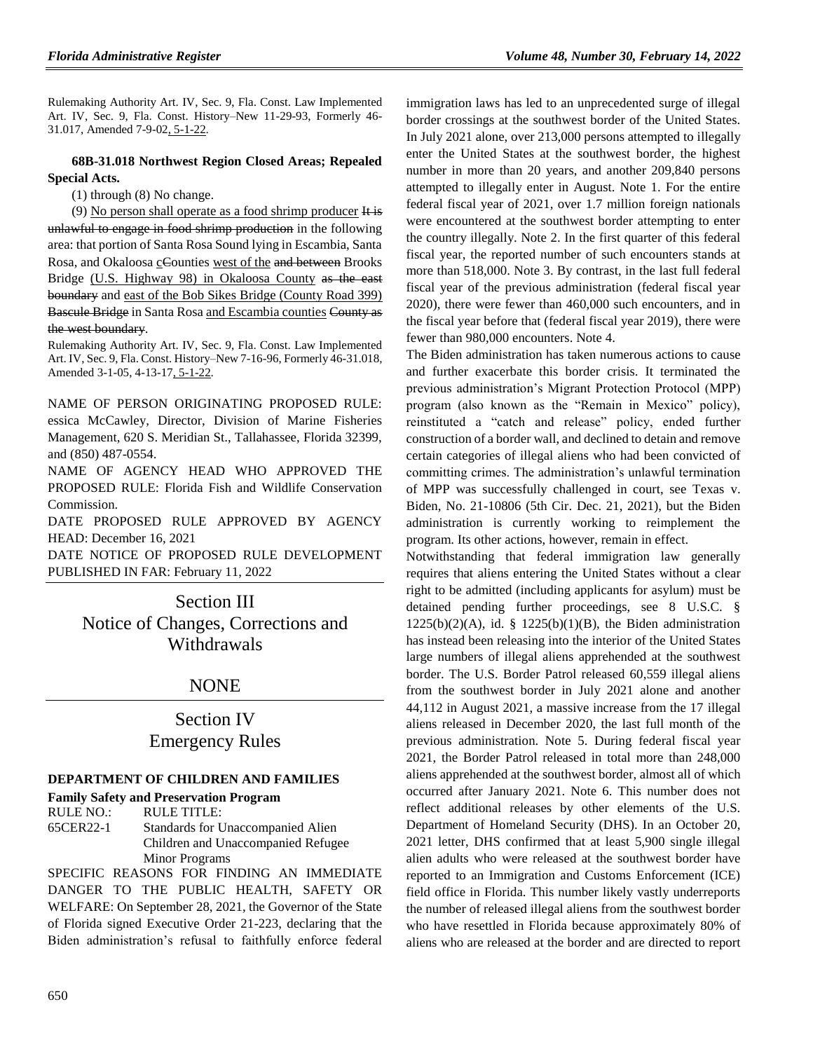Rulemaking Authority Art. IV, Sec. 9, Fla. Const. Law Implemented Art. IV, Sec. 9, Fla. Const. History–New 11-29-93, Formerly 46-31.017, Amended 7-9-02, 5-1-22.

**68B-31.018 Northwest Region Closed Areas; Repealed Special Acts.**

(1) through (8) No change.

(9) No person shall operate as a food shrimp producer ~~It is unlawful to engage in food shrimp production~~ in the following area: that portion of Santa Rosa Sound lying in Escambia, Santa Rosa, and Okaloosa c~~C~~ounties west of the ~~and between~~ Brooks Bridge (U.S. Highway 98) in Okaloosa County ~~as the east boundary~~ and east of the Bob Sikes Bridge (County Road 399) ~~Bascule Bridge~~ in Santa Rosa and Escambia counties ~~County as the west boundary~~.

Rulemaking Authority Art. IV, Sec. 9, Fla. Const. Law Implemented Art. IV, Sec. 9, Fla. Const. History–New 7-16-96, Formerly 46-31.018, Amended 3-1-05, 4-13-17, 5-1-22.

NAME OF PERSON ORIGINATING PROPOSED RULE: essica McCawley, Director, Division of Marine Fisheries Management, 620 S. Meridian St., Tallahassee, Florida 32399, and (850) 487-0554.

NAME OF AGENCY HEAD WHO APPROVED THE PROPOSED RULE: Florida Fish and Wildlife Conservation Commission.

DATE PROPOSED RULE APPROVED BY AGENCY HEAD: December 16, 2021

DATE NOTICE OF PROPOSED RULE DEVELOPMENT PUBLISHED IN FAR: February 11, 2022

# Section III
# Notice of Changes, Corrections and Withdrawals

## NONE

# Section IV
# Emergency Rules

**DEPARTMENT OF CHILDREN AND FAMILIES**

**Family Safety and Preservation Program**

| RULE NO.: | RULE TITLE: |
|---|---|
| 65CER22-1 | Standards for Unaccompanied Alien Children and Unaccompanied Refugee Minor Programs |

SPECIFIC REASONS FOR FINDING AN IMMEDIATE DANGER TO THE PUBLIC HEALTH, SAFETY OR WELFARE: On September 28, 2021, the Governor of the State of Florida signed Executive Order 21-223, declaring that the Biden administration's refusal to faithfully enforce federal immigration laws has led to an unprecedented surge of illegal border crossings at the southwest border of the United States. In July 2021 alone, over 213,000 persons attempted to illegally enter the United States at the southwest border, the highest number in more than 20 years, and another 209,840 persons attempted to illegally enter in August. Note 1. For the entire federal fiscal year of 2021, over 1.7 million foreign nationals were encountered at the southwest border attempting to enter the country illegally. Note 2. In the first quarter of this federal fiscal year, the reported number of such encounters stands at more than 518,000. Note 3. By contrast, in the last full federal fiscal year of the previous administration (federal fiscal year 2020), there were fewer than 460,000 such encounters, and in the fiscal year before that (federal fiscal year 2019), there were fewer than 980,000 encounters. Note 4.

The Biden administration has taken numerous actions to cause and further exacerbate this border crisis. It terminated the previous administration's Migrant Protection Protocol (MPP) program (also known as the "Remain in Mexico" policy), reinstituted a "catch and release" policy, ended further construction of a border wall, and declined to detain and remove certain categories of illegal aliens who had been convicted of committing crimes. The administration's unlawful termination of MPP was successfully challenged in court, see Texas v. Biden, No. 21-10806 (5th Cir. Dec. 21, 2021), but the Biden administration is currently working to reimplement the program. Its other actions, however, remain in effect.

Notwithstanding that federal immigration law generally requires that aliens entering the United States without a clear right to be admitted (including applicants for asylum) must be detained pending further proceedings, see 8 U.S.C. § 1225(b)(2)(A), id. § 1225(b)(1)(B), the Biden administration has instead been releasing into the interior of the United States large numbers of illegal aliens apprehended at the southwest border. The U.S. Border Patrol released 60,559 illegal aliens from the southwest border in July 2021 alone and another 44,112 in August 2021, a massive increase from the 17 illegal aliens released in December 2020, the last full month of the previous administration. Note 5. During federal fiscal year 2021, the Border Patrol released in total more than 248,000 aliens apprehended at the southwest border, almost all of which occurred after January 2021. Note 6. This number does not reflect additional releases by other elements of the U.S. Department of Homeland Security (DHS). In an October 20, 2021 letter, DHS confirmed that at least 5,900 single illegal alien adults who were released at the southwest border have reported to an Immigration and Customs Enforcement (ICE) field office in Florida. This number likely vastly underreports the number of released illegal aliens from the southwest border who have resettled in Florida because approximately 80% of aliens who are released at the border and are directed to report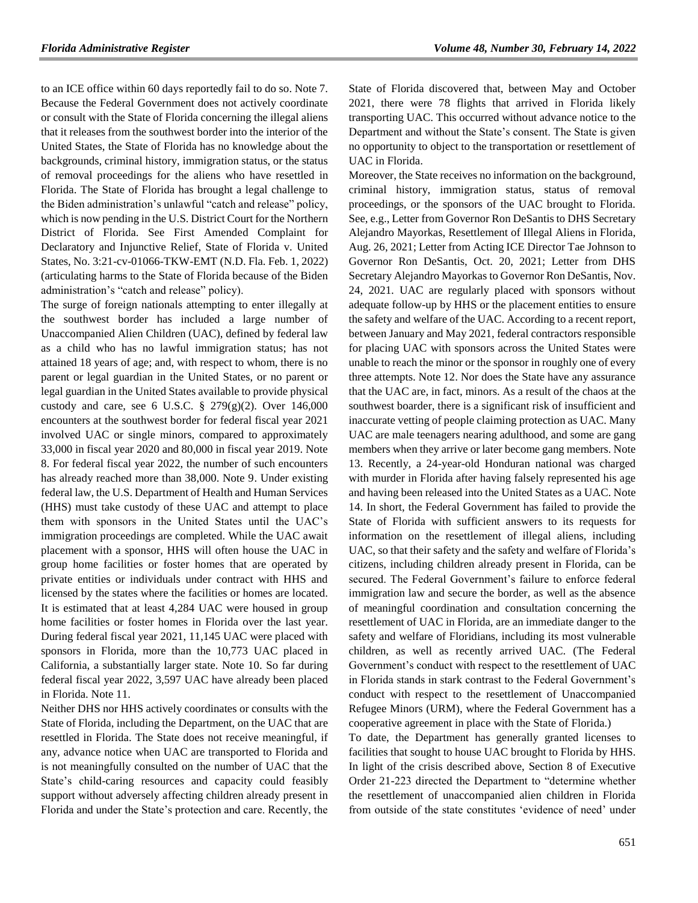to an ICE office within 60 days reportedly fail to do so. Note 7. Because the Federal Government does not actively coordinate or consult with the State of Florida concerning the illegal aliens that it releases from the southwest border into the interior of the United States, the State of Florida has no knowledge about the backgrounds, criminal history, immigration status, or the status of removal proceedings for the aliens who have resettled in Florida. The State of Florida has brought a legal challenge to the Biden administration's unlawful "catch and release" policy, which is now pending in the U.S. District Court for the Northern District of Florida. See First Amended Complaint for Declaratory and Injunctive Relief, State of Florida v. United States, No. 3:21-cv-01066-TKW-EMT (N.D. Fla. Feb. 1, 2022) (articulating harms to the State of Florida because of the Biden administration's "catch and release" policy).

The surge of foreign nationals attempting to enter illegally at the southwest border has included a large number of Unaccompanied Alien Children (UAC), defined by federal law as a child who has no lawful immigration status; has not attained 18 years of age; and, with respect to whom, there is no parent or legal guardian in the United States, or no parent or legal guardian in the United States available to provide physical custody and care, see 6 U.S.C. § 279(g)(2). Over 146,000 encounters at the southwest border for federal fiscal year 2021 involved UAC or single minors, compared to approximately 33,000 in fiscal year 2020 and 80,000 in fiscal year 2019. Note 8. For federal fiscal year 2022, the number of such encounters has already reached more than 38,000. Note 9. Under existing federal law, the U.S. Department of Health and Human Services (HHS) must take custody of these UAC and attempt to place them with sponsors in the United States until the UAC's immigration proceedings are completed. While the UAC await placement with a sponsor, HHS will often house the UAC in group home facilities or foster homes that are operated by private entities or individuals under contract with HHS and licensed by the states where the facilities or homes are located. It is estimated that at least 4,284 UAC were housed in group home facilities or foster homes in Florida over the last year. During federal fiscal year 2021, 11,145 UAC were placed with sponsors in Florida, more than the 10,773 UAC placed in California, a substantially larger state. Note 10. So far during federal fiscal year 2022, 3,597 UAC have already been placed in Florida. Note 11.

Neither DHS nor HHS actively coordinates or consults with the State of Florida, including the Department, on the UAC that are resettled in Florida. The State does not receive meaningful, if any, advance notice when UAC are transported to Florida and is not meaningfully consulted on the number of UAC that the State's child-caring resources and capacity could feasibly support without adversely affecting children already present in Florida and under the State's protection and care. Recently, the State of Florida discovered that, between May and October 2021, there were 78 flights that arrived in Florida likely transporting UAC. This occurred without advance notice to the Department and without the State's consent. The State is given no opportunity to object to the transportation or resettlement of UAC in Florida.

Moreover, the State receives no information on the background, criminal history, immigration status, status of removal proceedings, or the sponsors of the UAC brought to Florida. See, e.g., Letter from Governor Ron DeSantis to DHS Secretary Alejandro Mayorkas, Resettlement of Illegal Aliens in Florida, Aug. 26, 2021; Letter from Acting ICE Director Tae Johnson to Governor Ron DeSantis, Oct. 20, 2021; Letter from DHS Secretary Alejandro Mayorkas to Governor Ron DeSantis, Nov. 24, 2021. UAC are regularly placed with sponsors without adequate follow-up by HHS or the placement entities to ensure the safety and welfare of the UAC. According to a recent report, between January and May 2021, federal contractors responsible for placing UAC with sponsors across the United States were unable to reach the minor or the sponsor in roughly one of every three attempts. Note 12. Nor does the State have any assurance that the UAC are, in fact, minors. As a result of the chaos at the southwest boarder, there is a significant risk of insufficient and inaccurate vetting of people claiming protection as UAC. Many UAC are male teenagers nearing adulthood, and some are gang members when they arrive or later become gang members. Note 13. Recently, a 24-year-old Honduran national was charged with murder in Florida after having falsely represented his age and having been released into the United States as a UAC. Note 14. In short, the Federal Government has failed to provide the State of Florida with sufficient answers to its requests for information on the resettlement of illegal aliens, including UAC, so that their safety and the safety and welfare of Florida's citizens, including children already present in Florida, can be secured. The Federal Government's failure to enforce federal immigration law and secure the border, as well as the absence of meaningful coordination and consultation concerning the resettlement of UAC in Florida, are an immediate danger to the safety and welfare of Floridians, including its most vulnerable children, as well as recently arrived UAC. (The Federal Government's conduct with respect to the resettlement of UAC in Florida stands in stark contrast to the Federal Government's conduct with respect to the resettlement of Unaccompanied Refugee Minors (URM), where the Federal Government has a cooperative agreement in place with the State of Florida.)

To date, the Department has generally granted licenses to facilities that sought to house UAC brought to Florida by HHS. In light of the crisis described above, Section 8 of Executive Order 21-223 directed the Department to "determine whether the resettlement of unaccompanied alien children in Florida from outside of the state constitutes 'evidence of need' under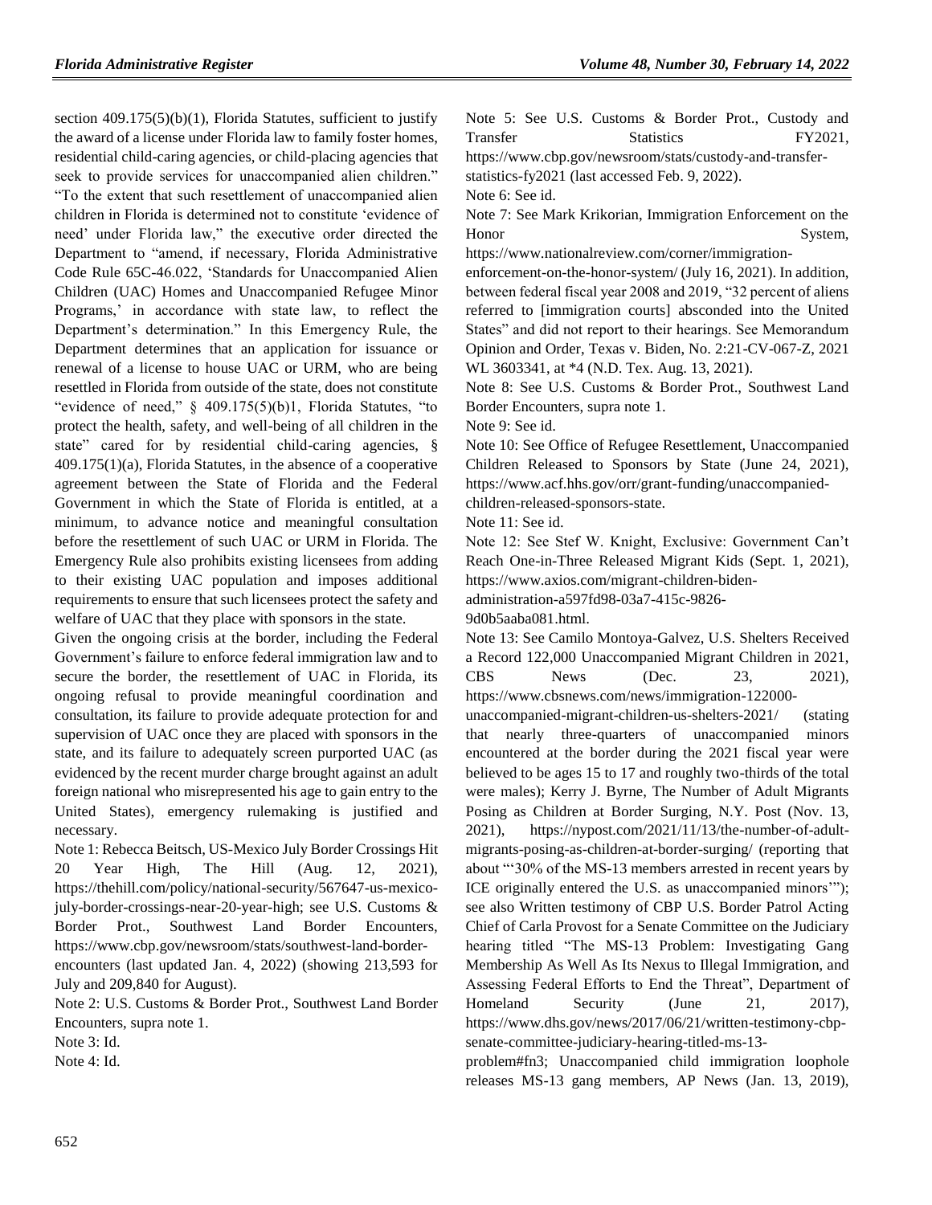section 409.175(5)(b)(1), Florida Statutes, sufficient to justify the award of a license under Florida law to family foster homes, residential child-caring agencies, or child-placing agencies that seek to provide services for unaccompanied alien children." "To the extent that such resettlement of unaccompanied alien children in Florida is determined not to constitute 'evidence of need' under Florida law," the executive order directed the Department to "amend, if necessary, Florida Administrative Code Rule 65C-46.022, 'Standards for Unaccompanied Alien Children (UAC) Homes and Unaccompanied Refugee Minor Programs,' in accordance with state law, to reflect the Department's determination." In this Emergency Rule, the Department determines that an application for issuance or renewal of a license to house UAC or URM, who are being resettled in Florida from outside of the state, does not constitute "evidence of need," § 409.175(5)(b)1, Florida Statutes, "to protect the health, safety, and well-being of all children in the state" cared for by residential child-caring agencies, § 409.175(1)(a), Florida Statutes, in the absence of a cooperative agreement between the State of Florida and the Federal Government in which the State of Florida is entitled, at a minimum, to advance notice and meaningful consultation before the resettlement of such UAC or URM in Florida. The Emergency Rule also prohibits existing licensees from adding to their existing UAC population and imposes additional requirements to ensure that such licensees protect the safety and welfare of UAC that they place with sponsors in the state.

Given the ongoing crisis at the border, including the Federal Government's failure to enforce federal immigration law and to secure the border, the resettlement of UAC in Florida, its ongoing refusal to provide meaningful coordination and consultation, its failure to provide adequate protection for and supervision of UAC once they are placed with sponsors in the state, and its failure to adequately screen purported UAC (as evidenced by the recent murder charge brought against an adult foreign national who misrepresented his age to gain entry to the United States), emergency rulemaking is justified and necessary.

Note 1: Rebecca Beitsch, US-Mexico July Border Crossings Hit 20 Year High, The Hill (Aug. 12, 2021), https://thehill.com/policy/national-security/567647-us-mexico-july-border-crossings-near-20-year-high; see U.S. Customs & Border Prot., Southwest Land Border Encounters, https://www.cbp.gov/newsroom/stats/southwest-land-border-encounters (last updated Jan. 4, 2022) (showing 213,593 for July and 209,840 for August).

Note 2: U.S. Customs & Border Prot., Southwest Land Border Encounters, supra note 1.

Note 3: Id.

Note 4: Id.

Note 5: See U.S. Customs & Border Prot., Custody and Transfer Statistics FY2021, https://www.cbp.gov/newsroom/stats/custody-and-transfer-statistics-fy2021 (last accessed Feb. 9, 2022).

Note 6: See id.

Note 7: See Mark Krikorian, Immigration Enforcement on the Honor System, https://www.nationalreview.com/corner/immigration-enforcement-on-the-honor-system/ (July 16, 2021). In addition, between federal fiscal year 2008 and 2019, "32 percent of aliens referred to [immigration courts] absconded into the United States" and did not report to their hearings. See Memorandum Opinion and Order, Texas v. Biden, No. 2:21-CV-067-Z, 2021 WL 3603341, at *4 (N.D. Tex. Aug. 13, 2021).

Note 8: See U.S. Customs & Border Prot., Southwest Land Border Encounters, supra note 1.

Note 9: See id.

Note 10: See Office of Refugee Resettlement, Unaccompanied Children Released to Sponsors by State (June 24, 2021), https://www.acf.hhs.gov/orr/grant-funding/unaccompanied-children-released-sponsors-state.

Note 11: See id.

Note 12: See Stef W. Knight, Exclusive: Government Can't Reach One-in-Three Released Migrant Kids (Sept. 1, 2021), https://www.axios.com/migrant-children-biden-administration-a597fd98-03a7-415c-9826-9d0b5aaba081.html.

Note 13: See Camilo Montoya-Galvez, U.S. Shelters Received a Record 122,000 Unaccompanied Migrant Children in 2021, CBS News (Dec. 23, 2021), https://www.cbsnews.com/news/immigration-122000-unaccompanied-migrant-children-us-shelters-2021/ (stating that nearly three-quarters of unaccompanied minors encountered at the border during the 2021 fiscal year were believed to be ages 15 to 17 and roughly two-thirds of the total were males); Kerry J. Byrne, The Number of Adult Migrants Posing as Children at Border Surging, N.Y. Post (Nov. 13, 2021), https://nypost.com/2021/11/13/the-number-of-adult-migrants-posing-as-children-at-border-surging/ (reporting that about "'30% of the MS-13 members arrested in recent years by ICE originally entered the U.S. as unaccompanied minors'"); see also Written testimony of CBP U.S. Border Patrol Acting Chief of Carla Provost for a Senate Committee on the Judiciary hearing titled "The MS-13 Problem: Investigating Gang Membership As Well As Its Nexus to Illegal Immigration, and Assessing Federal Efforts to End the Threat", Department of Homeland Security (June 21, 2017), https://www.dhs.gov/news/2017/06/21/written-testimony-cbp-senate-committee-judiciary-hearing-titled-ms-13-problem#fn3; Unaccompanied child immigration loophole releases MS-13 gang members, AP News (Jan. 13, 2019),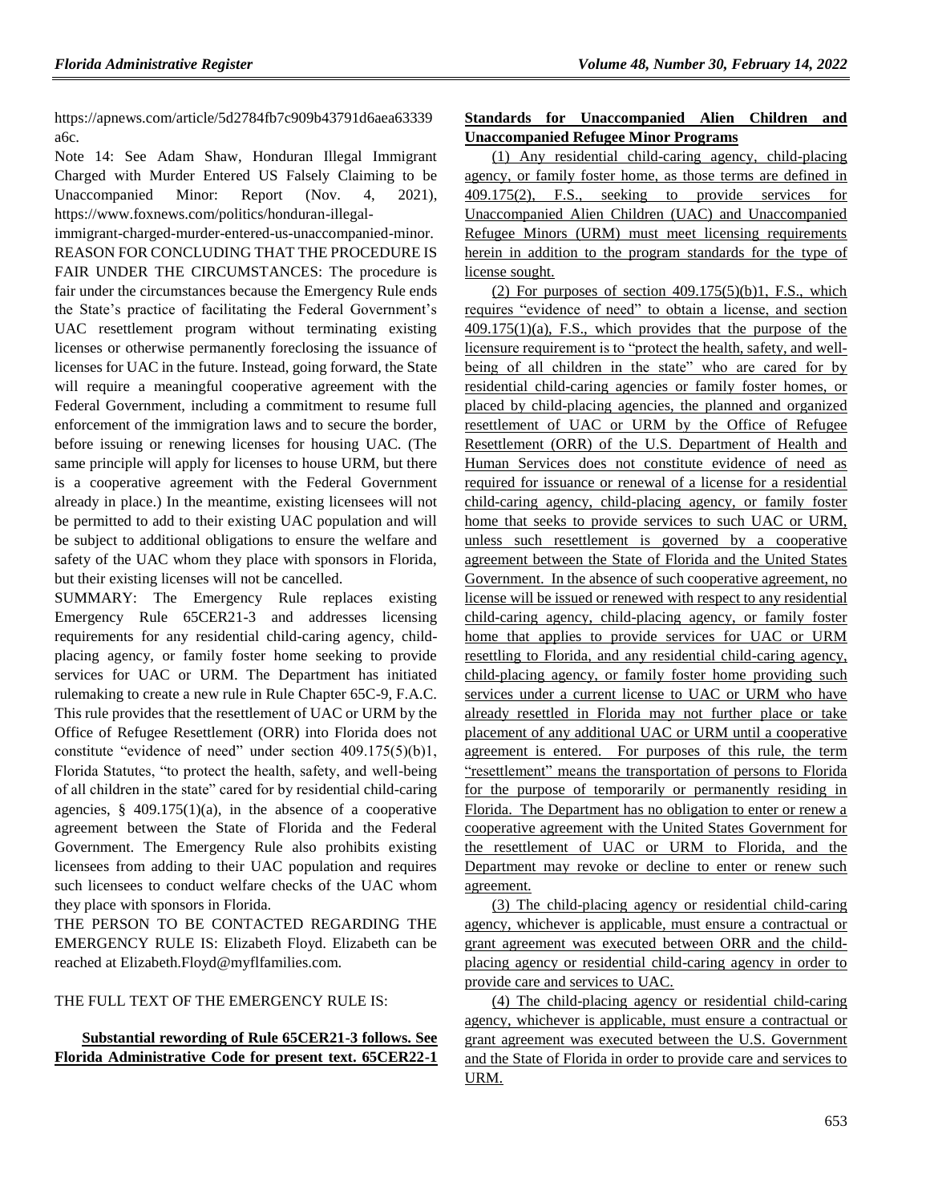https://apnews.com/article/5d2784fb7c909b43791d6aea63339a6c.

Note 14: See Adam Shaw, Honduran Illegal Immigrant Charged with Murder Entered US Falsely Claiming to be Unaccompanied Minor: Report (Nov. 4, 2021), https://www.foxnews.com/politics/honduran-illegal-immigrant-charged-murder-entered-us-unaccompanied-minor.

REASON FOR CONCLUDING THAT THE PROCEDURE IS FAIR UNDER THE CIRCUMSTANCES: The procedure is fair under the circumstances because the Emergency Rule ends the State's practice of facilitating the Federal Government's UAC resettlement program without terminating existing licenses or otherwise permanently foreclosing the issuance of licenses for UAC in the future. Instead, going forward, the State will require a meaningful cooperative agreement with the Federal Government, including a commitment to resume full enforcement of the immigration laws and to secure the border, before issuing or renewing licenses for housing UAC. (The same principle will apply for licenses to house URM, but there is a cooperative agreement with the Federal Government already in place.) In the meantime, existing licensees will not be permitted to add to their existing UAC population and will be subject to additional obligations to ensure the welfare and safety of the UAC whom they place with sponsors in Florida, but their existing licenses will not be cancelled.

SUMMARY: The Emergency Rule replaces existing Emergency Rule 65CER21-3 and addresses licensing requirements for any residential child-caring agency, child-placing agency, or family foster home seeking to provide services for UAC or URM. The Department has initiated rulemaking to create a new rule in Rule Chapter 65C-9, F.A.C. This rule provides that the resettlement of UAC or URM by the Office of Refugee Resettlement (ORR) into Florida does not constitute "evidence of need" under section 409.175(5)(b)1, Florida Statutes, "to protect the health, safety, and well-being of all children in the state" cared for by residential child-caring agencies, § 409.175(1)(a), in the absence of a cooperative agreement between the State of Florida and the Federal Government. The Emergency Rule also prohibits existing licensees from adding to their UAC population and requires such licensees to conduct welfare checks of the UAC whom they place with sponsors in Florida.

THE PERSON TO BE CONTACTED REGARDING THE EMERGENCY RULE IS: Elizabeth Floyd. Elizabeth can be reached at Elizabeth.Floyd@myflfamilies.com.

THE FULL TEXT OF THE EMERGENCY RULE IS:

**Substantial rewording of Rule 65CER21-3 follows. See Florida Administrative Code for present text. 65CER22-1 Standards for Unaccompanied Alien Children and Unaccompanied Refugee Minor Programs**

(1) Any residential child-caring agency, child-placing agency, or family foster home, as those terms are defined in 409.175(2), F.S., seeking to provide services for Unaccompanied Alien Children (UAC) and Unaccompanied Refugee Minors (URM) must meet licensing requirements herein in addition to the program standards for the type of license sought.

(2) For purposes of section 409.175(5)(b)1, F.S., which requires "evidence of need" to obtain a license, and section 409.175(1)(a), F.S., which provides that the purpose of the licensure requirement is to "protect the health, safety, and well-being of all children in the state" who are cared for by residential child-caring agencies or family foster homes, or placed by child-placing agencies, the planned and organized resettlement of UAC or URM by the Office of Refugee Resettlement (ORR) of the U.S. Department of Health and Human Services does not constitute evidence of need as required for issuance or renewal of a license for a residential child-caring agency, child-placing agency, or family foster home that seeks to provide services to such UAC or URM, unless such resettlement is governed by a cooperative agreement between the State of Florida and the United States Government. In the absence of such cooperative agreement, no license will be issued or renewed with respect to any residential child-caring agency, child-placing agency, or family foster home that applies to provide services for UAC or URM resettling to Florida, and any residential child-caring agency, child-placing agency, or family foster home providing such services under a current license to UAC or URM who have already resettled in Florida may not further place or take placement of any additional UAC or URM until a cooperative agreement is entered. For purposes of this rule, the term "resettlement" means the transportation of persons to Florida for the purpose of temporarily or permanently residing in Florida. The Department has no obligation to enter or renew a cooperative agreement with the United States Government for the resettlement of UAC or URM to Florida, and the Department may revoke or decline to enter or renew such agreement.

(3) The child-placing agency or residential child-caring agency, whichever is applicable, must ensure a contractual or grant agreement was executed between ORR and the child-placing agency or residential child-caring agency in order to provide care and services to UAC.

(4) The child-placing agency or residential child-caring agency, whichever is applicable, must ensure a contractual or grant agreement was executed between the U.S. Government and the State of Florida in order to provide care and services to URM.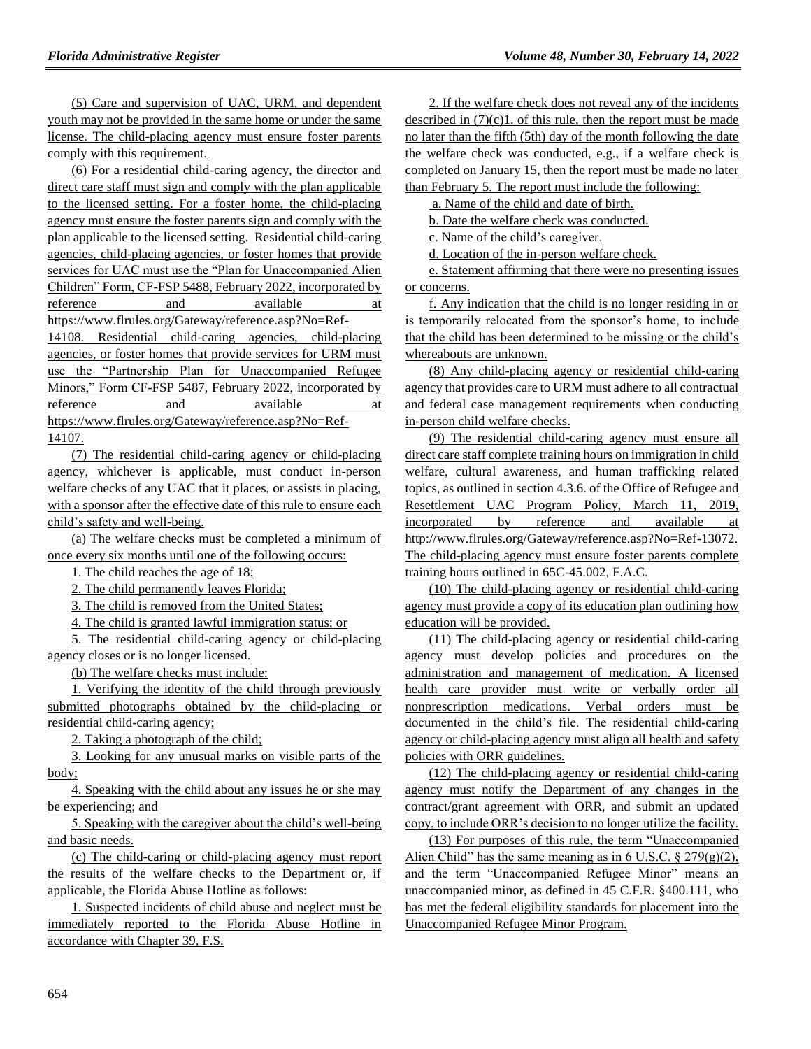(5) Care and supervision of UAC, URM, and dependent youth may not be provided in the same home or under the same license. The child-placing agency must ensure foster parents comply with this requirement.

(6) For a residential child-caring agency, the director and direct care staff must sign and comply with the plan applicable to the licensed setting. For a foster home, the child-placing agency must ensure the foster parents sign and comply with the plan applicable to the licensed setting. Residential child-caring agencies, child-placing agencies, or foster homes that provide services for UAC must use the "Plan for Unaccompanied Alien Children" Form, CF-FSP 5488, February 2022, incorporated by reference and available at https://www.flrules.org/Gateway/reference.asp?No=Ref-14108. Residential child-caring agencies, child-placing agencies, or foster homes that provide services for URM must use the "Partnership Plan for Unaccompanied Refugee Minors," Form CF-FSP 5487, February 2022, incorporated by reference and available at https://www.flrules.org/Gateway/reference.asp?No=Ref-14107.

(7) The residential child-caring agency or child-placing agency, whichever is applicable, must conduct in-person welfare checks of any UAC that it places, or assists in placing, with a sponsor after the effective date of this rule to ensure each child's safety and well-being.

(a) The welfare checks must be completed a minimum of once every six months until one of the following occurs:

1. The child reaches the age of 18;

2. The child permanently leaves Florida;

3. The child is removed from the United States;

4. The child is granted lawful immigration status; or

5. The residential child-caring agency or child-placing agency closes or is no longer licensed.

(b) The welfare checks must include:

1. Verifying the identity of the child through previously submitted photographs obtained by the child-placing or residential child-caring agency;

2. Taking a photograph of the child;

3. Looking for any unusual marks on visible parts of the body;

4. Speaking with the child about any issues he or she may be experiencing; and

5. Speaking with the caregiver about the child's well-being and basic needs.

(c) The child-caring or child-placing agency must report the results of the welfare checks to the Department or, if applicable, the Florida Abuse Hotline as follows:

1. Suspected incidents of child abuse and neglect must be immediately reported to the Florida Abuse Hotline in accordance with Chapter 39, F.S.

2. If the welfare check does not reveal any of the incidents described in (7)(c)1. of this rule, then the report must be made no later than the fifth (5th) day of the month following the date the welfare check was conducted, e.g., if a welfare check is completed on January 15, then the report must be made no later than February 5. The report must include the following:

a. Name of the child and date of birth.

b. Date the welfare check was conducted.

c. Name of the child's caregiver.

d. Location of the in-person welfare check.

e. Statement affirming that there were no presenting issues or concerns.

f. Any indication that the child is no longer residing in or is temporarily relocated from the sponsor's home, to include that the child has been determined to be missing or the child's whereabouts are unknown.

(8) Any child-placing agency or residential child-caring agency that provides care to URM must adhere to all contractual and federal case management requirements when conducting in-person child welfare checks.

(9) The residential child-caring agency must ensure all direct care staff complete training hours on immigration in child welfare, cultural awareness, and human trafficking related topics, as outlined in section 4.3.6. of the Office of Refugee and Resettlement UAC Program Policy, March 11, 2019, incorporated by reference and available at http://www.flrules.org/Gateway/reference.asp?No=Ref-13072. The child-placing agency must ensure foster parents complete training hours outlined in 65C-45.002, F.A.C.

(10) The child-placing agency or residential child-caring agency must provide a copy of its education plan outlining how education will be provided.

(11) The child-placing agency or residential child-caring agency must develop policies and procedures on the administration and management of medication. A licensed health care provider must write or verbally order all nonprescription medications. Verbal orders must be documented in the child's file. The residential child-caring agency or child-placing agency must align all health and safety policies with ORR guidelines.

(12) The child-placing agency or residential child-caring agency must notify the Department of any changes in the contract/grant agreement with ORR, and submit an updated copy, to include ORR's decision to no longer utilize the facility.

(13) For purposes of this rule, the term "Unaccompanied Alien Child" has the same meaning as in 6 U.S.C. § 279(g)(2), and the term "Unaccompanied Refugee Minor" means an unaccompanied minor, as defined in 45 C.F.R. §400.111, who has met the federal eligibility standards for placement into the Unaccompanied Refugee Minor Program.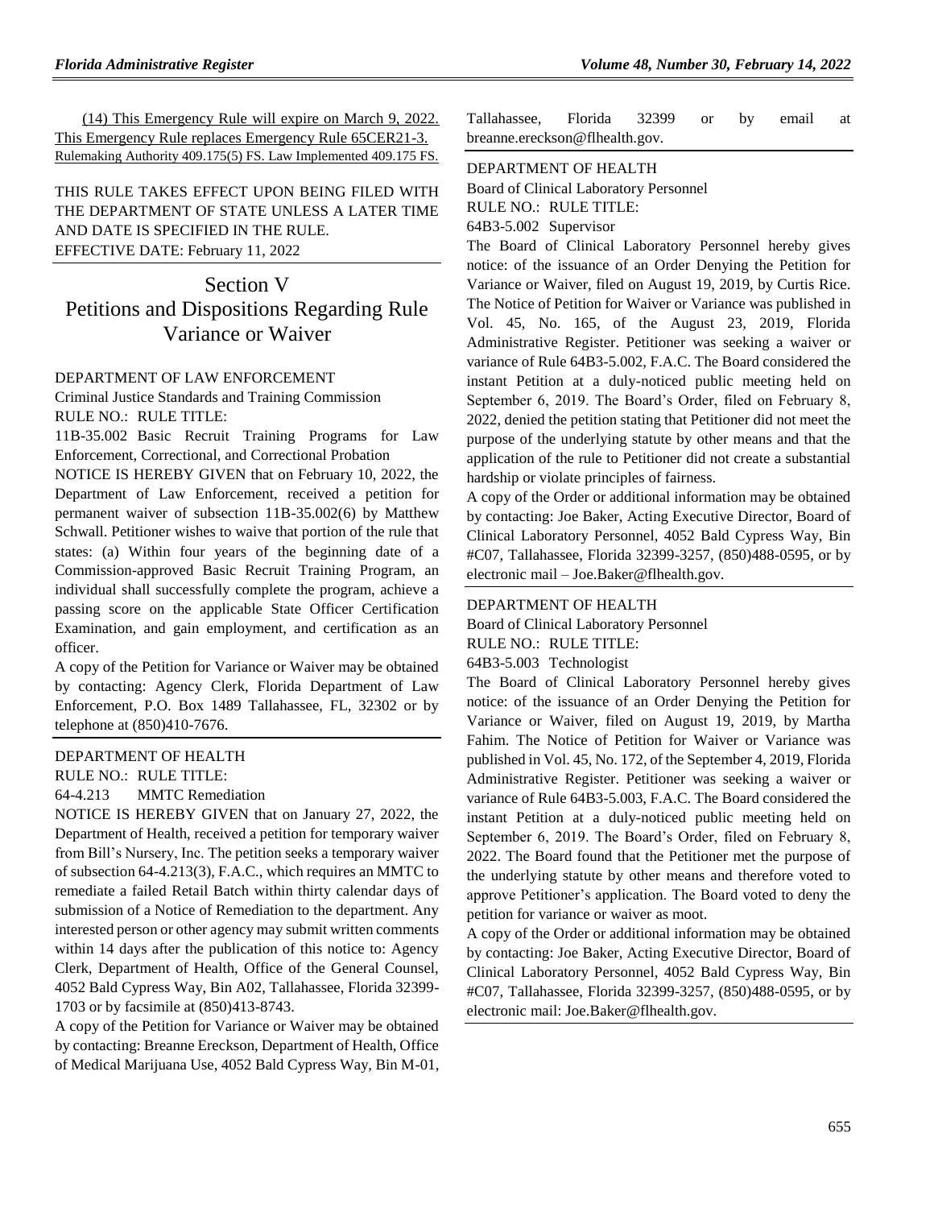(14) This Emergency Rule will expire on March 9, 2022. This Emergency Rule replaces Emergency Rule 65CER21-3.
Rulemaking Authority 409.175(5) FS. Law Implemented 409.175 FS.

THIS RULE TAKES EFFECT UPON BEING FILED WITH THE DEPARTMENT OF STATE UNLESS A LATER TIME AND DATE IS SPECIFIED IN THE RULE.
EFFECTIVE DATE: February 11, 2022

# Section V
# Petitions and Dispositions Regarding Rule Variance or Waiver

DEPARTMENT OF LAW ENFORCEMENT
Criminal Justice Standards and Training Commission
RULE NO.: RULE TITLE:
11B-35.002 Basic Recruit Training Programs for Law Enforcement, Correctional, and Correctional Probation

NOTICE IS HEREBY GIVEN that on February 10, 2022, the Department of Law Enforcement, received a petition for permanent waiver of subsection 11B-35.002(6) by Matthew Schwall. Petitioner wishes to waive that portion of the rule that states: (a) Within four years of the beginning date of a Commission-approved Basic Recruit Training Program, an individual shall successfully complete the program, achieve a passing score on the applicable State Officer Certification Examination, and gain employment, and certification as an officer.

A copy of the Petition for Variance or Waiver may be obtained by contacting: Agency Clerk, Florida Department of Law Enforcement, P.O. Box 1489 Tallahassee, FL, 32302 or by telephone at (850)410-7676.

DEPARTMENT OF HEALTH
RULE NO.: RULE TITLE:
64-4.213 MMTC Remediation

NOTICE IS HEREBY GIVEN that on January 27, 2022, the Department of Health, received a petition for temporary waiver from Bill's Nursery, Inc. The petition seeks a temporary waiver of subsection 64-4.213(3), F.A.C., which requires an MMTC to remediate a failed Retail Batch within thirty calendar days of submission of a Notice of Remediation to the department. Any interested person or other agency may submit written comments within 14 days after the publication of this notice to: Agency Clerk, Department of Health, Office of the General Counsel, 4052 Bald Cypress Way, Bin A02, Tallahassee, Florida 32399-1703 or by facsimile at (850)413-8743.

A copy of the Petition for Variance or Waiver may be obtained by contacting: Breanne Ereckson, Department of Health, Office of Medical Marijuana Use, 4052 Bald Cypress Way, Bin M-01, Tallahassee, Florida 32399 or by email at breanne.ereckson@flhealth.gov.

DEPARTMENT OF HEALTH
Board of Clinical Laboratory Personnel
RULE NO.: RULE TITLE:
64B3-5.002 Supervisor

The Board of Clinical Laboratory Personnel hereby gives notice: of the issuance of an Order Denying the Petition for Variance or Waiver, filed on August 19, 2019, by Curtis Rice. The Notice of Petition for Waiver or Variance was published in Vol. 45, No. 165, of the August 23, 2019, Florida Administrative Register. Petitioner was seeking a waiver or variance of Rule 64B3-5.002, F.A.C. The Board considered the instant Petition at a duly-noticed public meeting held on September 6, 2019. The Board's Order, filed on February 8, 2022, denied the petition stating that Petitioner did not meet the purpose of the underlying statute by other means and that the application of the rule to Petitioner did not create a substantial hardship or violate principles of fairness.

A copy of the Order or additional information may be obtained by contacting: Joe Baker, Acting Executive Director, Board of Clinical Laboratory Personnel, 4052 Bald Cypress Way, Bin #C07, Tallahassee, Florida 32399-3257, (850)488-0595, or by electronic mail – Joe.Baker@flhealth.gov.

DEPARTMENT OF HEALTH
Board of Clinical Laboratory Personnel
RULE NO.: RULE TITLE:
64B3-5.003 Technologist

The Board of Clinical Laboratory Personnel hereby gives notice: of the issuance of an Order Denying the Petition for Variance or Waiver, filed on August 19, 2019, by Martha Fahim. The Notice of Petition for Waiver or Variance was published in Vol. 45, No. 172, of the September 4, 2019, Florida Administrative Register. Petitioner was seeking a waiver or variance of Rule 64B3-5.003, F.A.C. The Board considered the instant Petition at a duly-noticed public meeting held on September 6, 2019. The Board's Order, filed on February 8, 2022. The Board found that the Petitioner met the purpose of the underlying statute by other means and therefore voted to approve Petitioner's application. The Board voted to deny the petition for variance or waiver as moot.

A copy of the Order or additional information may be obtained by contacting: Joe Baker, Acting Executive Director, Board of Clinical Laboratory Personnel, 4052 Bald Cypress Way, Bin #C07, Tallahassee, Florida 32399-3257, (850)488-0595, or by electronic mail: Joe.Baker@flhealth.gov.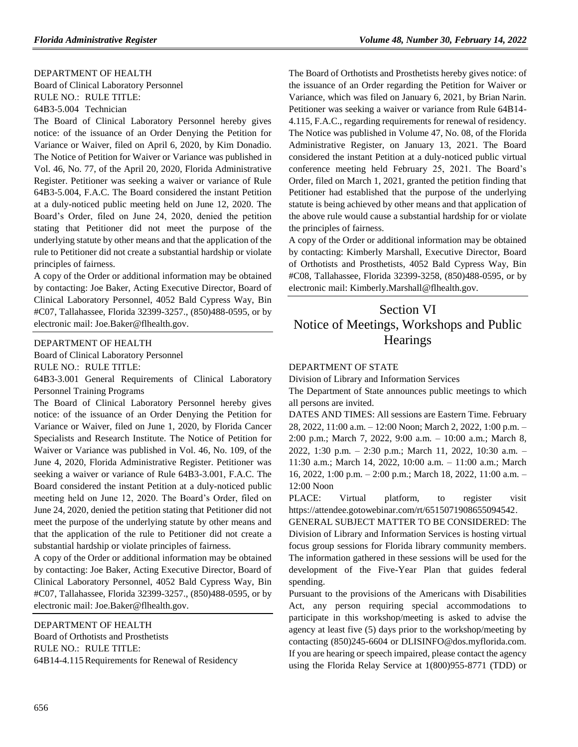DEPARTMENT OF HEALTH

Board of Clinical Laboratory Personnel

RULE NO.: RULE TITLE:

64B3-5.004 Technician

The Board of Clinical Laboratory Personnel hereby gives notice: of the issuance of an Order Denying the Petition for Variance or Waiver, filed on April 6, 2020, by Kim Donadio. The Notice of Petition for Waiver or Variance was published in Vol. 46, No. 77, of the April 20, 2020, Florida Administrative Register. Petitioner was seeking a waiver or variance of Rule 64B3-5.004, F.A.C. The Board considered the instant Petition at a duly-noticed public meeting held on June 12, 2020. The Board's Order, filed on June 24, 2020, denied the petition stating that Petitioner did not meet the purpose of the underlying statute by other means and that the application of the rule to Petitioner did not create a substantial hardship or violate principles of fairness.

A copy of the Order or additional information may be obtained by contacting: Joe Baker, Acting Executive Director, Board of Clinical Laboratory Personnel, 4052 Bald Cypress Way, Bin #C07, Tallahassee, Florida 32399-3257., (850)488-0595, or by electronic mail: Joe.Baker@flhealth.gov.

DEPARTMENT OF HEALTH

Board of Clinical Laboratory Personnel

RULE NO.: RULE TITLE:

64B3-3.001 General Requirements of Clinical Laboratory Personnel Training Programs

The Board of Clinical Laboratory Personnel hereby gives notice: of the issuance of an Order Denying the Petition for Variance or Waiver, filed on June 1, 2020, by Florida Cancer Specialists and Research Institute. The Notice of Petition for Waiver or Variance was published in Vol. 46, No. 109, of the June 4, 2020, Florida Administrative Register. Petitioner was seeking a waiver or variance of Rule 64B3-3.001, F.A.C. The Board considered the instant Petition at a duly-noticed public meeting held on June 12, 2020. The Board's Order, filed on June 24, 2020, denied the petition stating that Petitioner did not meet the purpose of the underlying statute by other means and that the application of the rule to Petitioner did not create a substantial hardship or violate principles of fairness.

A copy of the Order or additional information may be obtained by contacting: Joe Baker, Acting Executive Director, Board of Clinical Laboratory Personnel, 4052 Bald Cypress Way, Bin #C07, Tallahassee, Florida 32399-3257., (850)488-0595, or by electronic mail: Joe.Baker@flhealth.gov.

DEPARTMENT OF HEALTH

Board of Orthotists and Prosthetists

RULE NO.: RULE TITLE:

64B14-4.115 Requirements for Renewal of Residency

The Board of Orthotists and Prosthetists hereby gives notice: of the issuance of an Order regarding the Petition for Waiver or Variance, which was filed on January 6, 2021, by Brian Narin. Petitioner was seeking a waiver or variance from Rule 64B14-4.115, F.A.C., regarding requirements for renewal of residency. The Notice was published in Volume 47, No. 08, of the Florida Administrative Register, on January 13, 2021. The Board considered the instant Petition at a duly-noticed public virtual conference meeting held February 25, 2021. The Board's Order, filed on March 1, 2021, granted the petition finding that Petitioner had established that the purpose of the underlying statute is being achieved by other means and that application of the above rule would cause a substantial hardship for or violate the principles of fairness.

A copy of the Order or additional information may be obtained by contacting: Kimberly Marshall, Executive Director, Board of Orthotists and Prosthetists, 4052 Bald Cypress Way, Bin #C08, Tallahassee, Florida 32399-3258, (850)488-0595, or by electronic mail: Kimberly.Marshall@flhealth.gov.

# Section VI
# Notice of Meetings, Workshops and Public Hearings

DEPARTMENT OF STATE

Division of Library and Information Services

The Department of State announces public meetings to which all persons are invited.

DATES AND TIMES: All sessions are Eastern Time. February 28, 2022, 11:00 a.m. – 12:00 Noon; March 2, 2022, 1:00 p.m. – 2:00 p.m.; March 7, 2022, 9:00 a.m. – 10:00 a.m.; March 8, 2022, 1:30 p.m. – 2:30 p.m.; March 11, 2022, 10:30 a.m. – 11:30 a.m.; March 14, 2022, 10:00 a.m. – 11:00 a.m.; March 16, 2022, 1:00 p.m. – 2:00 p.m.; March 18, 2022, 11:00 a.m. – 12:00 Noon

PLACE: Virtual platform, to register visit https://attendee.gotowebinar.com/rt/6515071908655094542.

GENERAL SUBJECT MATTER TO BE CONSIDERED: The Division of Library and Information Services is hosting virtual focus group sessions for Florida library community members. The information gathered in these sessions will be used for the development of the Five-Year Plan that guides federal spending.

Pursuant to the provisions of the Americans with Disabilities Act, any person requiring special accommodations to participate in this workshop/meeting is asked to advise the agency at least five (5) days prior to the workshop/meeting by contacting (850)245-6604 or DLISINFO@dos.myflorida.com. If you are hearing or speech impaired, please contact the agency using the Florida Relay Service at 1(800)955-8771 (TDD) or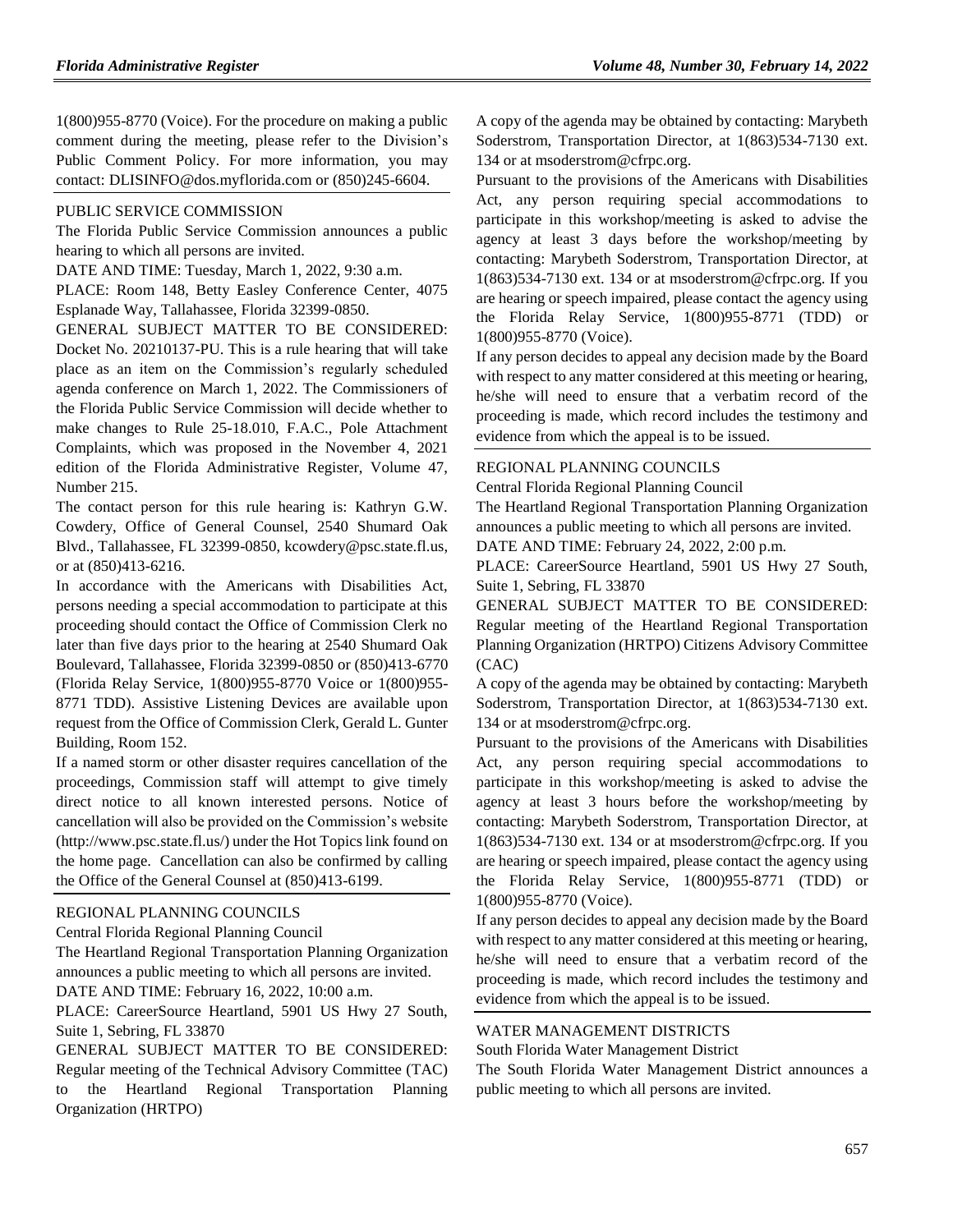1(800)955-8770 (Voice). For the procedure on making a public comment during the meeting, please refer to the Division's Public Comment Policy. For more information, you may contact: DLISINFO@dos.myflorida.com or (850)245-6604.

PUBLIC SERVICE COMMISSION

The Florida Public Service Commission announces a public hearing to which all persons are invited.

DATE AND TIME: Tuesday, March 1, 2022, 9:30 a.m.

PLACE: Room 148, Betty Easley Conference Center, 4075 Esplanade Way, Tallahassee, Florida 32399-0850.

GENERAL SUBJECT MATTER TO BE CONSIDERED: Docket No. 20210137-PU. This is a rule hearing that will take place as an item on the Commission's regularly scheduled agenda conference on March 1, 2022. The Commissioners of the Florida Public Service Commission will decide whether to make changes to Rule 25-18.010, F.A.C., Pole Attachment Complaints, which was proposed in the November 4, 2021 edition of the Florida Administrative Register, Volume 47, Number 215.

The contact person for this rule hearing is: Kathryn G.W. Cowdery, Office of General Counsel, 2540 Shumard Oak Blvd., Tallahassee, FL 32399-0850, kcowdery@psc.state.fl.us, or at (850)413-6216.

In accordance with the Americans with Disabilities Act, persons needing a special accommodation to participate at this proceeding should contact the Office of Commission Clerk no later than five days prior to the hearing at 2540 Shumard Oak Boulevard, Tallahassee, Florida 32399-0850 or (850)413-6770 (Florida Relay Service, 1(800)955-8770 Voice or 1(800)955-8771 TDD). Assistive Listening Devices are available upon request from the Office of Commission Clerk, Gerald L. Gunter Building, Room 152.

If a named storm or other disaster requires cancellation of the proceedings, Commission staff will attempt to give timely direct notice to all known interested persons. Notice of cancellation will also be provided on the Commission's website (http://www.psc.state.fl.us/) under the Hot Topics link found on the home page. Cancellation can also be confirmed by calling the Office of the General Counsel at (850)413-6199.

REGIONAL PLANNING COUNCILS

Central Florida Regional Planning Council

The Heartland Regional Transportation Planning Organization announces a public meeting to which all persons are invited.

DATE AND TIME: February 16, 2022, 10:00 a.m.

PLACE: CareerSource Heartland, 5901 US Hwy 27 South, Suite 1, Sebring, FL 33870

GENERAL SUBJECT MATTER TO BE CONSIDERED: Regular meeting of the Technical Advisory Committee (TAC) to the Heartland Regional Transportation Planning Organization (HRTPO)

A copy of the agenda may be obtained by contacting: Marybeth Soderstrom, Transportation Director, at 1(863)534-7130 ext. 134 or at msoderstrom@cfrpc.org.

Pursuant to the provisions of the Americans with Disabilities Act, any person requiring special accommodations to participate in this workshop/meeting is asked to advise the agency at least 3 days before the workshop/meeting by contacting: Marybeth Soderstrom, Transportation Director, at 1(863)534-7130 ext. 134 or at msoderstrom@cfrpc.org. If you are hearing or speech impaired, please contact the agency using the Florida Relay Service, 1(800)955-8771 (TDD) or 1(800)955-8770 (Voice).

If any person decides to appeal any decision made by the Board with respect to any matter considered at this meeting or hearing, he/she will need to ensure that a verbatim record of the proceeding is made, which record includes the testimony and evidence from which the appeal is to be issued.

REGIONAL PLANNING COUNCILS

Central Florida Regional Planning Council

The Heartland Regional Transportation Planning Organization announces a public meeting to which all persons are invited.

DATE AND TIME: February 24, 2022, 2:00 p.m.

PLACE: CareerSource Heartland, 5901 US Hwy 27 South, Suite 1, Sebring, FL 33870

GENERAL SUBJECT MATTER TO BE CONSIDERED: Regular meeting of the Heartland Regional Transportation Planning Organization (HRTPO) Citizens Advisory Committee (CAC)

A copy of the agenda may be obtained by contacting: Marybeth Soderstrom, Transportation Director, at 1(863)534-7130 ext. 134 or at msoderstrom@cfrpc.org.

Pursuant to the provisions of the Americans with Disabilities Act, any person requiring special accommodations to participate in this workshop/meeting is asked to advise the agency at least 3 hours before the workshop/meeting by contacting: Marybeth Soderstrom, Transportation Director, at 1(863)534-7130 ext. 134 or at msoderstrom@cfrpc.org. If you are hearing or speech impaired, please contact the agency using the Florida Relay Service, 1(800)955-8771 (TDD) or 1(800)955-8770 (Voice).

If any person decides to appeal any decision made by the Board with respect to any matter considered at this meeting or hearing, he/she will need to ensure that a verbatim record of the proceeding is made, which record includes the testimony and evidence from which the appeal is to be issued.

WATER MANAGEMENT DISTRICTS

South Florida Water Management District

The South Florida Water Management District announces a public meeting to which all persons are invited.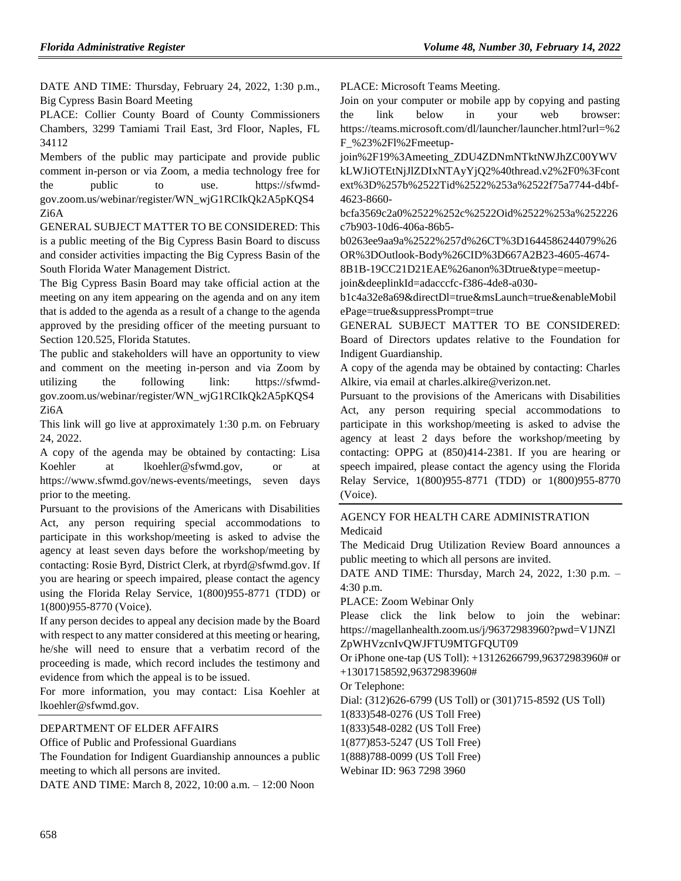DATE AND TIME: Thursday, February 24, 2022, 1:30 p.m., Big Cypress Basin Board Meeting

PLACE: Collier County Board of County Commissioners Chambers, 3299 Tamiami Trail East, 3rd Floor, Naples, FL 34112

Members of the public may participate and provide public comment in-person or via Zoom, a media technology free for the public to use. https://sfwmd-gov.zoom.us/webinar/register/WN_wjG1RCIkQk2A5pKQS4Zi6A

GENERAL SUBJECT MATTER TO BE CONSIDERED: This is a public meeting of the Big Cypress Basin Board to discuss and consider activities impacting the Big Cypress Basin of the South Florida Water Management District.

The Big Cypress Basin Board may take official action at the meeting on any item appearing on the agenda and on any item that is added to the agenda as a result of a change to the agenda approved by the presiding officer of the meeting pursuant to Section 120.525, Florida Statutes.

The public and stakeholders will have an opportunity to view and comment on the meeting in-person and via Zoom by utilizing the following link: https://sfwmd-gov.zoom.us/webinar/register/WN_wjG1RCIkQk2A5pKQS4Zi6A

This link will go live at approximately 1:30 p.m. on February 24, 2022.

A copy of the agenda may be obtained by contacting: Lisa Koehler at lkoehler@sfwmd.gov, or at https://www.sfwmd.gov/news-events/meetings, seven days prior to the meeting.

Pursuant to the provisions of the Americans with Disabilities Act, any person requiring special accommodations to participate in this workshop/meeting is asked to advise the agency at least seven days before the workshop/meeting by contacting: Rosie Byrd, District Clerk, at rbyrd@sfwmd.gov. If you are hearing or speech impaired, please contact the agency using the Florida Relay Service, 1(800)955-8771 (TDD) or 1(800)955-8770 (Voice).

If any person decides to appeal any decision made by the Board with respect to any matter considered at this meeting or hearing, he/she will need to ensure that a verbatim record of the proceeding is made, which record includes the testimony and evidence from which the appeal is to be issued.

For more information, you may contact: Lisa Koehler at lkoehler@sfwmd.gov.

DEPARTMENT OF ELDER AFFAIRS

Office of Public and Professional Guardians

The Foundation for Indigent Guardianship announces a public meeting to which all persons are invited.

DATE AND TIME: March 8, 2022, 10:00 a.m. – 12:00 Noon

PLACE: Microsoft Teams Meeting.

Join on your computer or mobile app by copying and pasting the link below in your web browser: https://teams.microsoft.com/dl/launcher/launcher.html?url=%2F_%23%2Fl%2Fmeetup-join%2F19%3Ameeting_ZDU4ZDNmNTktNWJhZC00YWVkLWJiOTEtNjJlZDIxNTAyYjQ2%40thread.v2%2F0%3Fcontext%3D%257b%2522Tid%2522%253a%2522f75a7744-d4bf-4623-8660-bcfa3569c2a0%2522%252c%2522Oid%2522%253a%252226c7b903-10d6-406a-86b5-b0263ee9aa9a%2522%257d%26CT%3D1644586244079%26OR%3DOutlook-Body%26CID%3D667A2B23-4605-4674-8B1B-19CC21D21EAE%26anon%3Dtrue&type=meetup-join&deeplinkId=adacccfc-f386-4de8-a030-b1c4a32e8a69&directDl=true&msLaunch=true&enableMobilePage=true&suppressPrompt=true

GENERAL SUBJECT MATTER TO BE CONSIDERED: Board of Directors updates relative to the Foundation for Indigent Guardianship.

A copy of the agenda may be obtained by contacting: Charles Alkire, via email at charles.alkire@verizon.net.

Pursuant to the provisions of the Americans with Disabilities Act, any person requiring special accommodations to participate in this workshop/meeting is asked to advise the agency at least 2 days before the workshop/meeting by contacting: OPPG at (850)414-2381. If you are hearing or speech impaired, please contact the agency using the Florida Relay Service, 1(800)955-8771 (TDD) or 1(800)955-8770 (Voice).

AGENCY FOR HEALTH CARE ADMINISTRATION

Medicaid

The Medicaid Drug Utilization Review Board announces a public meeting to which all persons are invited.

DATE AND TIME: Thursday, March 24, 2022, 1:30 p.m. – 4:30 p.m.

PLACE: Zoom Webinar Only

Please click the link below to join the webinar: https://magellanhealth.zoom.us/j/96372983960?pwd=V1JNZlZpWHVzcnIvQWJFTU9MTGFQUT09

Or iPhone one-tap (US Toll): +13126266799,96372983960# or +13017158592,96372983960#

Or Telephone:

Dial: (312)626-6799 (US Toll) or (301)715-8592 (US Toll)

1(833)548-0276 (US Toll Free)

1(833)548-0282 (US Toll Free)

1(877)853-5247 (US Toll Free)

1(888)788-0099 (US Toll Free)

Webinar ID: 963 7298 3960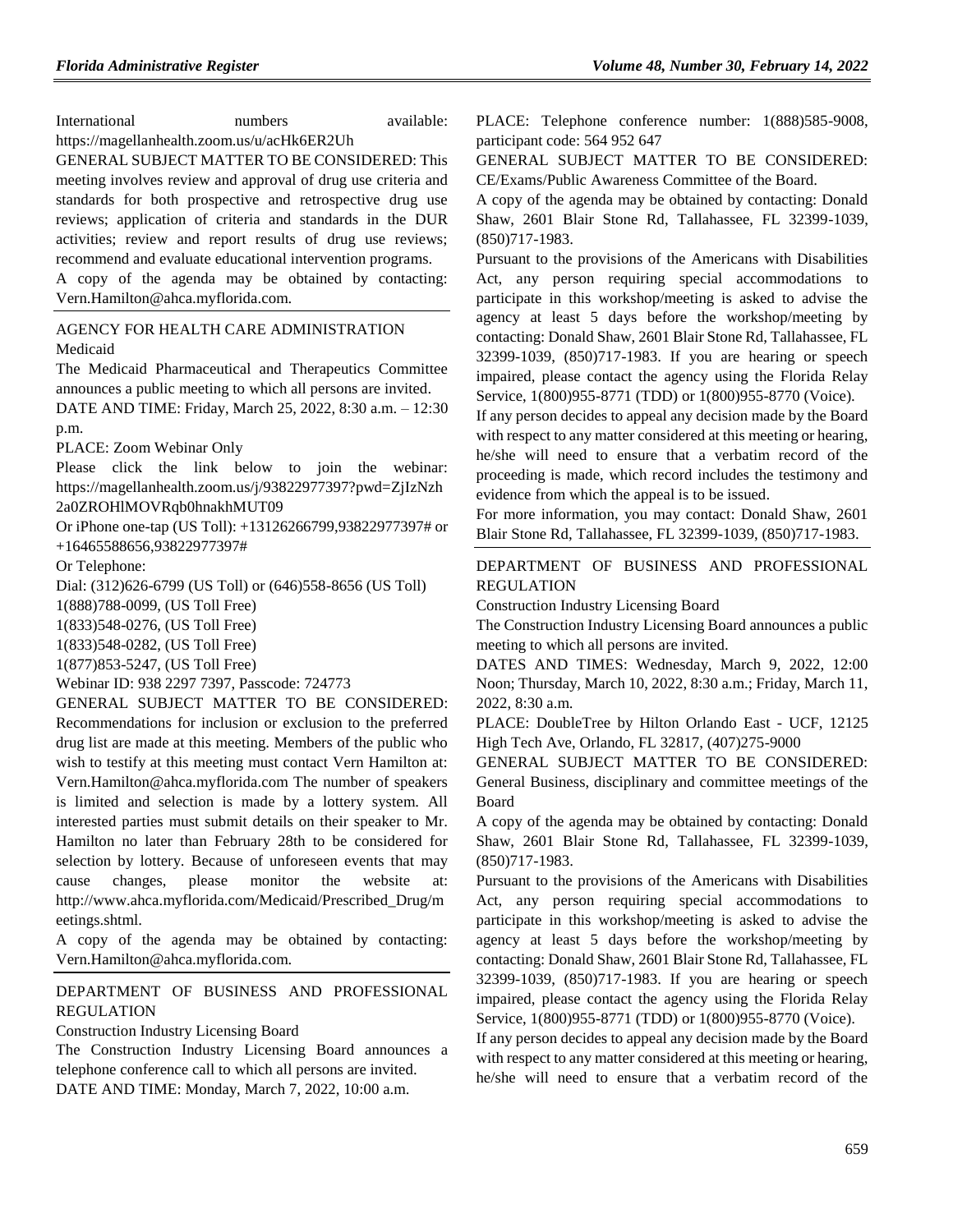International numbers available: https://magellanhealth.zoom.us/u/acHk6ER2Uh

GENERAL SUBJECT MATTER TO BE CONSIDERED: This meeting involves review and approval of drug use criteria and standards for both prospective and retrospective drug use reviews; application of criteria and standards in the DUR activities; review and report results of drug use reviews; recommend and evaluate educational intervention programs.

A copy of the agenda may be obtained by contacting: Vern.Hamilton@ahca.myflorida.com.

AGENCY FOR HEALTH CARE ADMINISTRATION

Medicaid

The Medicaid Pharmaceutical and Therapeutics Committee announces a public meeting to which all persons are invited.

DATE AND TIME: Friday, March 25, 2022, 8:30 a.m. – 12:30 p.m.

PLACE: Zoom Webinar Only

Please click the link below to join the webinar: https://magellanhealth.zoom.us/j/93822977397?pwd=ZjIzNzh2a0ZROHlMOVRqb0hnakhMUT09

Or iPhone one-tap (US Toll): +13126266799,93822977397# or +16465588656,93822977397#

Or Telephone:

Dial: (312)626-6799 (US Toll) or (646)558-8656 (US Toll)

1(888)788-0099, (US Toll Free)

1(833)548-0276, (US Toll Free)

1(833)548-0282, (US Toll Free)

1(877)853-5247, (US Toll Free)

Webinar ID: 938 2297 7397, Passcode: 724773

GENERAL SUBJECT MATTER TO BE CONSIDERED: Recommendations for inclusion or exclusion to the preferred drug list are made at this meeting. Members of the public who wish to testify at this meeting must contact Vern Hamilton at: Vern.Hamilton@ahca.myflorida.com The number of speakers is limited and selection is made by a lottery system. All interested parties must submit details on their speaker to Mr. Hamilton no later than February 28th to be considered for selection by lottery. Because of unforeseen events that may cause changes, please monitor the website at: http://www.ahca.myflorida.com/Medicaid/Prescribed_Drug/meetings.shtml.

A copy of the agenda may be obtained by contacting: Vern.Hamilton@ahca.myflorida.com.

DEPARTMENT OF BUSINESS AND PROFESSIONAL REGULATION

Construction Industry Licensing Board

The Construction Industry Licensing Board announces a telephone conference call to which all persons are invited.

DATE AND TIME: Monday, March 7, 2022, 10:00 a.m.

PLACE: Telephone conference number: 1(888)585-9008, participant code: 564 952 647

GENERAL SUBJECT MATTER TO BE CONSIDERED: CE/Exams/Public Awareness Committee of the Board.

A copy of the agenda may be obtained by contacting: Donald Shaw, 2601 Blair Stone Rd, Tallahassee, FL 32399-1039, (850)717-1983.

Pursuant to the provisions of the Americans with Disabilities Act, any person requiring special accommodations to participate in this workshop/meeting is asked to advise the agency at least 5 days before the workshop/meeting by contacting: Donald Shaw, 2601 Blair Stone Rd, Tallahassee, FL 32399-1039, (850)717-1983. If you are hearing or speech impaired, please contact the agency using the Florida Relay Service, 1(800)955-8771 (TDD) or 1(800)955-8770 (Voice).

If any person decides to appeal any decision made by the Board with respect to any matter considered at this meeting or hearing, he/she will need to ensure that a verbatim record of the proceeding is made, which record includes the testimony and evidence from which the appeal is to be issued.

For more information, you may contact: Donald Shaw, 2601 Blair Stone Rd, Tallahassee, FL 32399-1039, (850)717-1983.

DEPARTMENT OF BUSINESS AND PROFESSIONAL REGULATION

Construction Industry Licensing Board

The Construction Industry Licensing Board announces a public meeting to which all persons are invited.

DATES AND TIMES: Wednesday, March 9, 2022, 12:00 Noon; Thursday, March 10, 2022, 8:30 a.m.; Friday, March 11, 2022, 8:30 a.m.

PLACE: DoubleTree by Hilton Orlando East - UCF, 12125 High Tech Ave, Orlando, FL 32817, (407)275-9000

GENERAL SUBJECT MATTER TO BE CONSIDERED: General Business, disciplinary and committee meetings of the Board

A copy of the agenda may be obtained by contacting: Donald Shaw, 2601 Blair Stone Rd, Tallahassee, FL 32399-1039, (850)717-1983.

Pursuant to the provisions of the Americans with Disabilities Act, any person requiring special accommodations to participate in this workshop/meeting is asked to advise the agency at least 5 days before the workshop/meeting by contacting: Donald Shaw, 2601 Blair Stone Rd, Tallahassee, FL 32399-1039, (850)717-1983. If you are hearing or speech impaired, please contact the agency using the Florida Relay Service, 1(800)955-8771 (TDD) or 1(800)955-8770 (Voice).

If any person decides to appeal any decision made by the Board with respect to any matter considered at this meeting or hearing, he/she will need to ensure that a verbatim record of the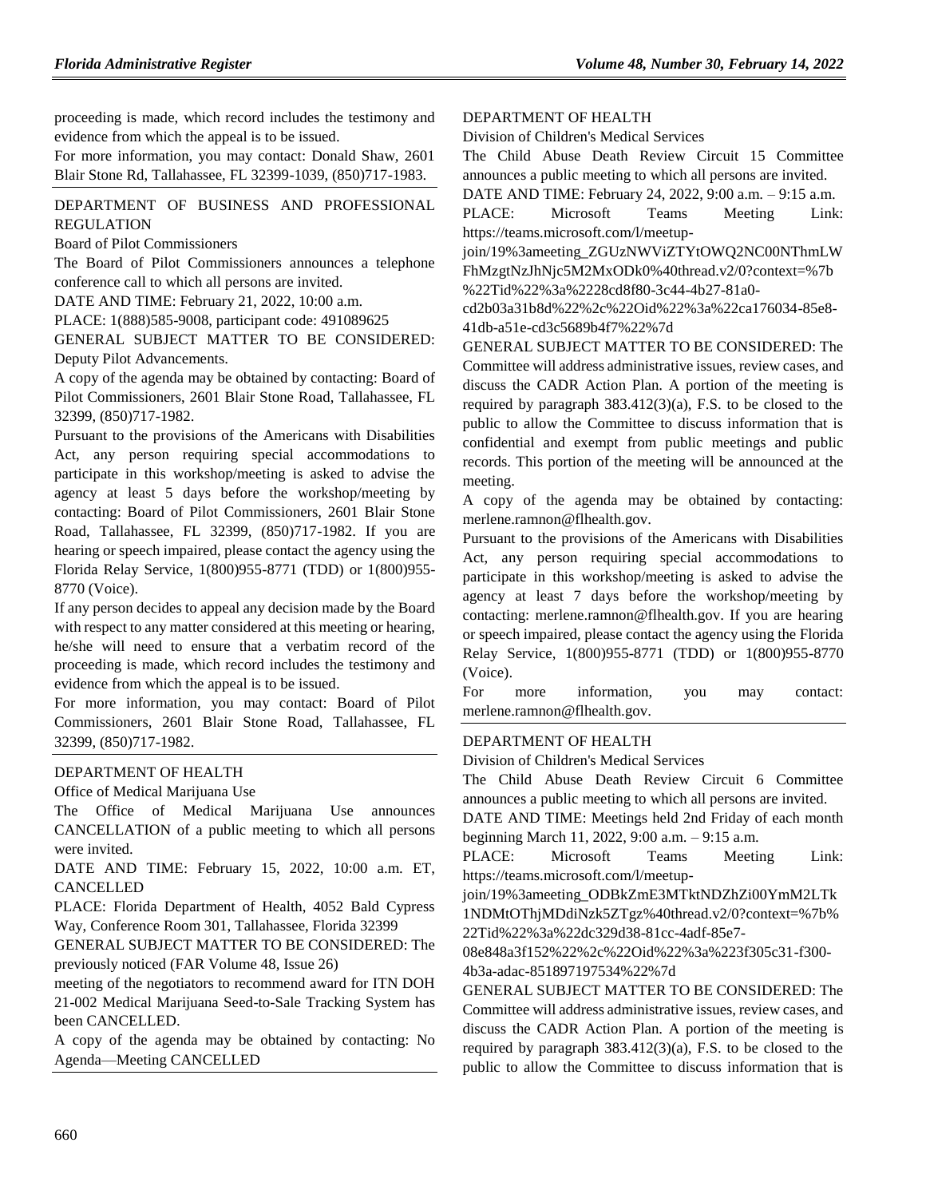proceeding is made, which record includes the testimony and evidence from which the appeal is to be issued.

For more information, you may contact: Donald Shaw, 2601 Blair Stone Rd, Tallahassee, FL 32399-1039, (850)717-1983.

DEPARTMENT OF BUSINESS AND PROFESSIONAL REGULATION

Board of Pilot Commissioners

The Board of Pilot Commissioners announces a telephone conference call to which all persons are invited.

DATE AND TIME: February 21, 2022, 10:00 a.m.

PLACE: 1(888)585-9008, participant code: 491089625

GENERAL SUBJECT MATTER TO BE CONSIDERED: Deputy Pilot Advancements.

A copy of the agenda may be obtained by contacting: Board of Pilot Commissioners, 2601 Blair Stone Road, Tallahassee, FL 32399, (850)717-1982.

Pursuant to the provisions of the Americans with Disabilities Act, any person requiring special accommodations to participate in this workshop/meeting is asked to advise the agency at least 5 days before the workshop/meeting by contacting: Board of Pilot Commissioners, 2601 Blair Stone Road, Tallahassee, FL 32399, (850)717-1982. If you are hearing or speech impaired, please contact the agency using the Florida Relay Service, 1(800)955-8771 (TDD) or 1(800)955-8770 (Voice).

If any person decides to appeal any decision made by the Board with respect to any matter considered at this meeting or hearing, he/she will need to ensure that a verbatim record of the proceeding is made, which record includes the testimony and evidence from which the appeal is to be issued.

For more information, you may contact: Board of Pilot Commissioners, 2601 Blair Stone Road, Tallahassee, FL 32399, (850)717-1982.

DEPARTMENT OF HEALTH

Office of Medical Marijuana Use

The Office of Medical Marijuana Use announces CANCELLATION of a public meeting to which all persons were invited.

DATE AND TIME: February 15, 2022, 10:00 a.m. ET, CANCELLED

PLACE: Florida Department of Health, 4052 Bald Cypress Way, Conference Room 301, Tallahassee, Florida 32399

GENERAL SUBJECT MATTER TO BE CONSIDERED: The previously noticed (FAR Volume 48, Issue 26) meeting of the negotiators to recommend award for ITN DOH 21-002 Medical Marijuana Seed-to-Sale Tracking System has been CANCELLED.

A copy of the agenda may be obtained by contacting: No Agenda—Meeting CANCELLED

DEPARTMENT OF HEALTH

Division of Children's Medical Services

The Child Abuse Death Review Circuit 15 Committee announces a public meeting to which all persons are invited.

DATE AND TIME: February 24, 2022, 9:00 a.m. – 9:15 a.m.

PLACE: Microsoft Teams Meeting Link: https://teams.microsoft.com/l/meetup-join/19%3ameeting_ZGUzNWViZTYtOWQ2NC00NThmLWFhMzgtNzJhNjc5M2MxODk0%40thread.v2/0?context=%7b%22Tid%22%3a%2228cd8f80-3c44-4b27-81a0-cd2b03a31b8d%22%2c%22Oid%22%3a%22ca176034-85e8-41db-a51e-cd3c5689b4f7%22%7d

GENERAL SUBJECT MATTER TO BE CONSIDERED: The Committee will address administrative issues, review cases, and discuss the CADR Action Plan. A portion of the meeting is required by paragraph 383.412(3)(a), F.S. to be closed to the public to allow the Committee to discuss information that is confidential and exempt from public meetings and public records. This portion of the meeting will be announced at the meeting.

A copy of the agenda may be obtained by contacting: merlene.ramnon@flhealth.gov.

Pursuant to the provisions of the Americans with Disabilities Act, any person requiring special accommodations to participate in this workshop/meeting is asked to advise the agency at least 7 days before the workshop/meeting by contacting: merlene.ramnon@flhealth.gov. If you are hearing or speech impaired, please contact the agency using the Florida Relay Service, 1(800)955-8771 (TDD) or 1(800)955-8770 (Voice).

For more information, you may contact: merlene.ramnon@flhealth.gov.

DEPARTMENT OF HEALTH

Division of Children's Medical Services

The Child Abuse Death Review Circuit 6 Committee announces a public meeting to which all persons are invited.

DATE AND TIME: Meetings held 2nd Friday of each month beginning March 11, 2022, 9:00 a.m. – 9:15 a.m.

PLACE: Microsoft Teams Meeting Link: https://teams.microsoft.com/l/meetup-join/19%3ameeting_ODBkZmE3MTktNDZhZi00YmM2LTk1NDMtOThjMDdiNzk5ZTgz%40thread.v2/0?context=%7b%22Tid%22%3a%22dc329d38-81cc-4adf-85e7-08e848a3f152%22%2c%22Oid%22%3a%223f305c31-f300-4b3a-adac-851897197534%22%7d

GENERAL SUBJECT MATTER TO BE CONSIDERED: The Committee will address administrative issues, review cases, and discuss the CADR Action Plan. A portion of the meeting is required by paragraph 383.412(3)(a), F.S. to be closed to the public to allow the Committee to discuss information that is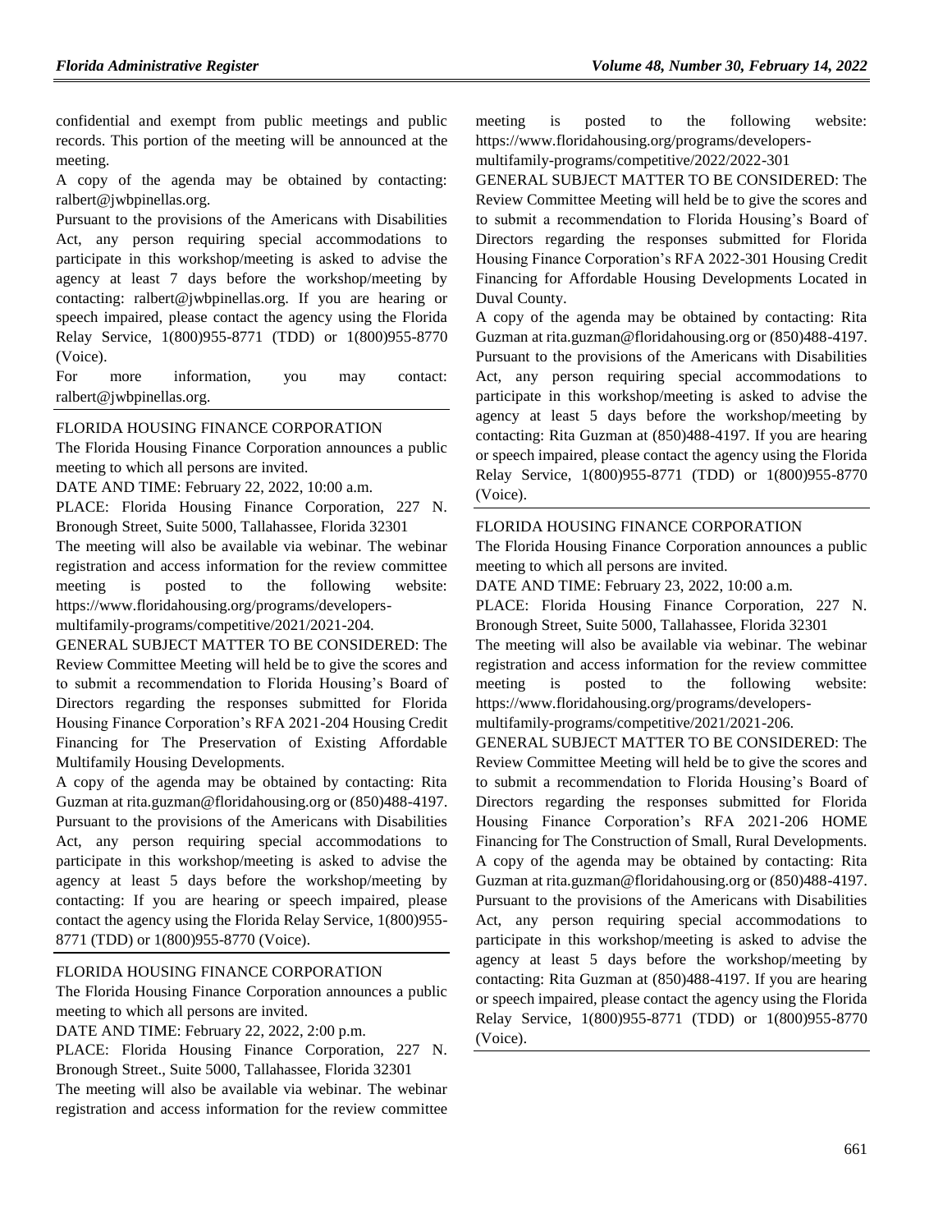confidential and exempt from public meetings and public records. This portion of the meeting will be announced at the meeting.

A copy of the agenda may be obtained by contacting: ralbert@jwbpinellas.org.

Pursuant to the provisions of the Americans with Disabilities Act, any person requiring special accommodations to participate in this workshop/meeting is asked to advise the agency at least 7 days before the workshop/meeting by contacting: ralbert@jwbpinellas.org. If you are hearing or speech impaired, please contact the agency using the Florida Relay Service, 1(800)955-8771 (TDD) or 1(800)955-8770 (Voice).

For more information, you may contact: ralbert@jwbpinellas.org.

FLORIDA HOUSING FINANCE CORPORATION

The Florida Housing Finance Corporation announces a public meeting to which all persons are invited.

DATE AND TIME: February 22, 2022, 10:00 a.m.

PLACE: Florida Housing Finance Corporation, 227 N. Bronough Street, Suite 5000, Tallahassee, Florida 32301

The meeting will also be available via webinar. The webinar registration and access information for the review committee meeting is posted to the following website: https://www.floridahousing.org/programs/developers-multifamily-programs/competitive/2021/2021-204.

GENERAL SUBJECT MATTER TO BE CONSIDERED: The Review Committee Meeting will held be to give the scores and to submit a recommendation to Florida Housing's Board of Directors regarding the responses submitted for Florida Housing Finance Corporation's RFA 2021-204 Housing Credit Financing for The Preservation of Existing Affordable Multifamily Housing Developments.

A copy of the agenda may be obtained by contacting: Rita Guzman at rita.guzman@floridahousing.org or (850)488-4197.

Pursuant to the provisions of the Americans with Disabilities Act, any person requiring special accommodations to participate in this workshop/meeting is asked to advise the agency at least 5 days before the workshop/meeting by contacting: If you are hearing or speech impaired, please contact the agency using the Florida Relay Service, 1(800)955-8771 (TDD) or 1(800)955-8770 (Voice).

FLORIDA HOUSING FINANCE CORPORATION

The Florida Housing Finance Corporation announces a public meeting to which all persons are invited.

DATE AND TIME: February 22, 2022, 2:00 p.m.

PLACE: Florida Housing Finance Corporation, 227 N. Bronough Street., Suite 5000, Tallahassee, Florida 32301

The meeting will also be available via webinar. The webinar registration and access information for the review committee meeting is posted to the following website: https://www.floridahousing.org/programs/developers-multifamily-programs/competitive/2022/2022-301

GENERAL SUBJECT MATTER TO BE CONSIDERED: The Review Committee Meeting will held be to give the scores and to submit a recommendation to Florida Housing's Board of Directors regarding the responses submitted for Florida Housing Finance Corporation's RFA 2022-301 Housing Credit Financing for Affordable Housing Developments Located in Duval County.

A copy of the agenda may be obtained by contacting: Rita Guzman at rita.guzman@floridahousing.org or (850)488-4197.

Pursuant to the provisions of the Americans with Disabilities Act, any person requiring special accommodations to participate in this workshop/meeting is asked to advise the agency at least 5 days before the workshop/meeting by contacting: Rita Guzman at (850)488-4197. If you are hearing or speech impaired, please contact the agency using the Florida Relay Service, 1(800)955-8771 (TDD) or 1(800)955-8770 (Voice).

FLORIDA HOUSING FINANCE CORPORATION

The Florida Housing Finance Corporation announces a public meeting to which all persons are invited.

DATE AND TIME: February 23, 2022, 10:00 a.m.

PLACE: Florida Housing Finance Corporation, 227 N. Bronough Street, Suite 5000, Tallahassee, Florida 32301

The meeting will also be available via webinar. The webinar registration and access information for the review committee meeting is posted to the following website: https://www.floridahousing.org/programs/developers-multifamily-programs/competitive/2021/2021-206.

GENERAL SUBJECT MATTER TO BE CONSIDERED: The Review Committee Meeting will held be to give the scores and to submit a recommendation to Florida Housing's Board of Directors regarding the responses submitted for Florida Housing Finance Corporation's RFA 2021-206 HOME Financing for The Construction of Small, Rural Developments.

A copy of the agenda may be obtained by contacting: Rita Guzman at rita.guzman@floridahousing.org or (850)488-4197.

Pursuant to the provisions of the Americans with Disabilities Act, any person requiring special accommodations to participate in this workshop/meeting is asked to advise the agency at least 5 days before the workshop/meeting by contacting: Rita Guzman at (850)488-4197. If you are hearing or speech impaired, please contact the agency using the Florida Relay Service, 1(800)955-8771 (TDD) or 1(800)955-8770 (Voice).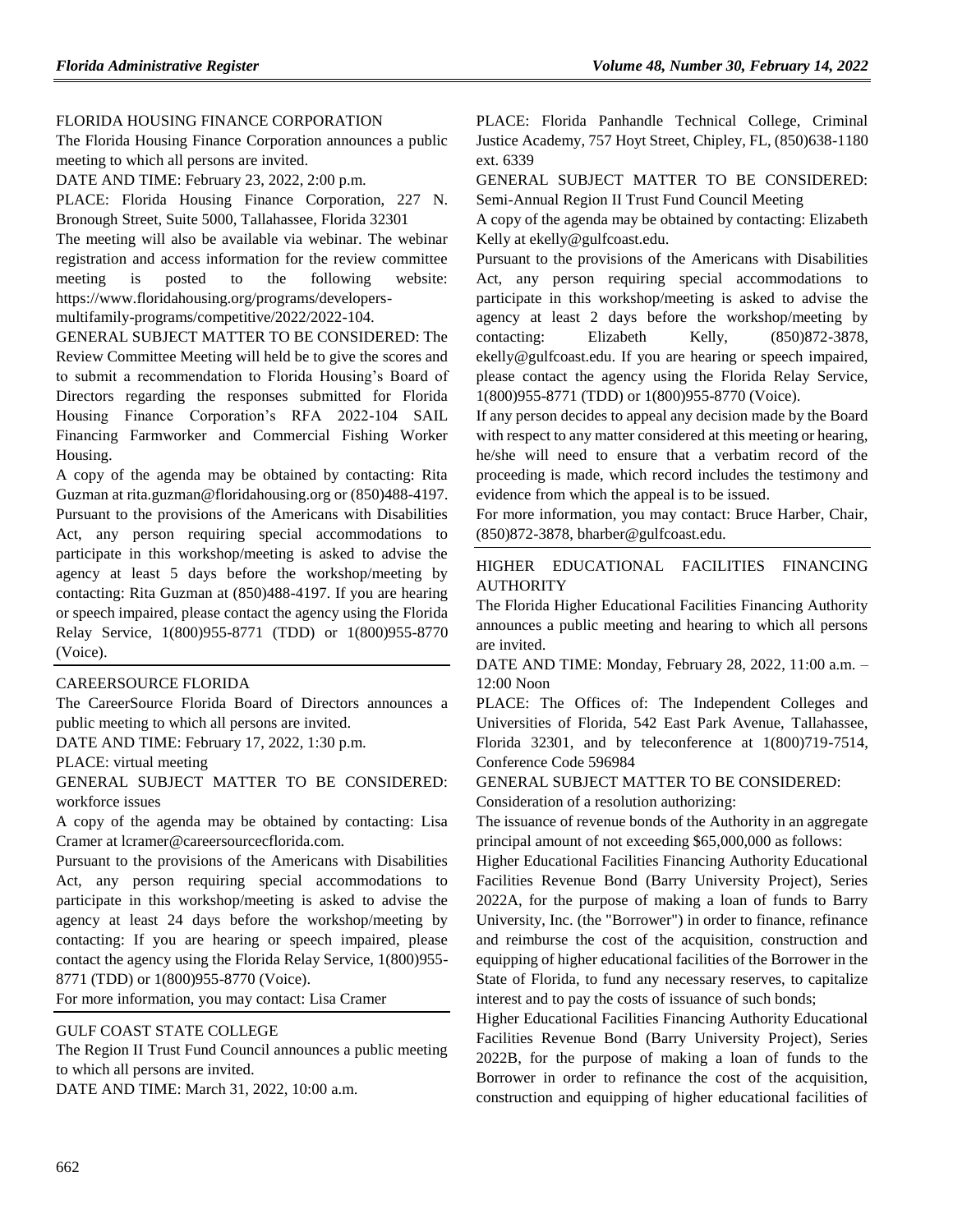## FLORIDA HOUSING FINANCE CORPORATION

The Florida Housing Finance Corporation announces a public meeting to which all persons are invited.

DATE AND TIME: February 23, 2022, 2:00 p.m.

PLACE: Florida Housing Finance Corporation, 227 N. Bronough Street, Suite 5000, Tallahassee, Florida 32301

The meeting will also be available via webinar. The webinar registration and access information for the review committee meeting is posted to the following website: https://www.floridahousing.org/programs/developers-multifamily-programs/competitive/2022/2022-104.

GENERAL SUBJECT MATTER TO BE CONSIDERED: The Review Committee Meeting will held be to give the scores and to submit a recommendation to Florida Housing's Board of Directors regarding the responses submitted for Florida Housing Finance Corporation's RFA 2022-104 SAIL Financing Farmworker and Commercial Fishing Worker Housing.

A copy of the agenda may be obtained by contacting: Rita Guzman at rita.guzman@floridahousing.org or (850)488-4197.

Pursuant to the provisions of the Americans with Disabilities Act, any person requiring special accommodations to participate in this workshop/meeting is asked to advise the agency at least 5 days before the workshop/meeting by contacting: Rita Guzman at (850)488-4197. If you are hearing or speech impaired, please contact the agency using the Florida Relay Service, 1(800)955-8771 (TDD) or 1(800)955-8770 (Voice).

## CAREERSOURCE FLORIDA

The CareerSource Florida Board of Directors announces a public meeting to which all persons are invited.

DATE AND TIME: February 17, 2022, 1:30 p.m.

PLACE: virtual meeting

GENERAL SUBJECT MATTER TO BE CONSIDERED: workforce issues

A copy of the agenda may be obtained by contacting: Lisa Cramer at lcramer@careersourcecflorida.com.

Pursuant to the provisions of the Americans with Disabilities Act, any person requiring special accommodations to participate in this workshop/meeting is asked to advise the agency at least 24 days before the workshop/meeting by contacting: If you are hearing or speech impaired, please contact the agency using the Florida Relay Service, 1(800)955-8771 (TDD) or 1(800)955-8770 (Voice).

For more information, you may contact: Lisa Cramer

## GULF COAST STATE COLLEGE

The Region II Trust Fund Council announces a public meeting to which all persons are invited.

DATE AND TIME: March 31, 2022, 10:00 a.m.

PLACE: Florida Panhandle Technical College, Criminal Justice Academy, 757 Hoyt Street, Chipley, FL, (850)638-1180 ext. 6339

GENERAL SUBJECT MATTER TO BE CONSIDERED: Semi-Annual Region II Trust Fund Council Meeting

A copy of the agenda may be obtained by contacting: Elizabeth Kelly at ekelly@gulfcoast.edu.

Pursuant to the provisions of the Americans with Disabilities Act, any person requiring special accommodations to participate in this workshop/meeting is asked to advise the agency at least 2 days before the workshop/meeting by contacting: Elizabeth Kelly, (850)872-3878, ekelly@gulfcoast.edu. If you are hearing or speech impaired, please contact the agency using the Florida Relay Service, 1(800)955-8771 (TDD) or 1(800)955-8770 (Voice).

If any person decides to appeal any decision made by the Board with respect to any matter considered at this meeting or hearing, he/she will need to ensure that a verbatim record of the proceeding is made, which record includes the testimony and evidence from which the appeal is to be issued.

For more information, you may contact: Bruce Harber, Chair, (850)872-3878, bharber@gulfcoast.edu.

## HIGHER EDUCATIONAL FACILITIES FINANCING AUTHORITY

The Florida Higher Educational Facilities Financing Authority announces a public meeting and hearing to which all persons are invited.

DATE AND TIME: Monday, February 28, 2022, 11:00 a.m. – 12:00 Noon

PLACE: The Offices of: The Independent Colleges and Universities of Florida, 542 East Park Avenue, Tallahassee, Florida 32301, and by teleconference at 1(800)719-7514, Conference Code 596984

GENERAL SUBJECT MATTER TO BE CONSIDERED:

Consideration of a resolution authorizing:

The issuance of revenue bonds of the Authority in an aggregate principal amount of not exceeding $65,000,000 as follows:

Higher Educational Facilities Financing Authority Educational Facilities Revenue Bond (Barry University Project), Series 2022A, for the purpose of making a loan of funds to Barry University, Inc. (the "Borrower") in order to finance, refinance and reimburse the cost of the acquisition, construction and equipping of higher educational facilities of the Borrower in the State of Florida, to fund any necessary reserves, to capitalize interest and to pay the costs of issuance of such bonds;

Higher Educational Facilities Financing Authority Educational Facilities Revenue Bond (Barry University Project), Series 2022B, for the purpose of making a loan of funds to the Borrower in order to refinance the cost of the acquisition, construction and equipping of higher educational facilities of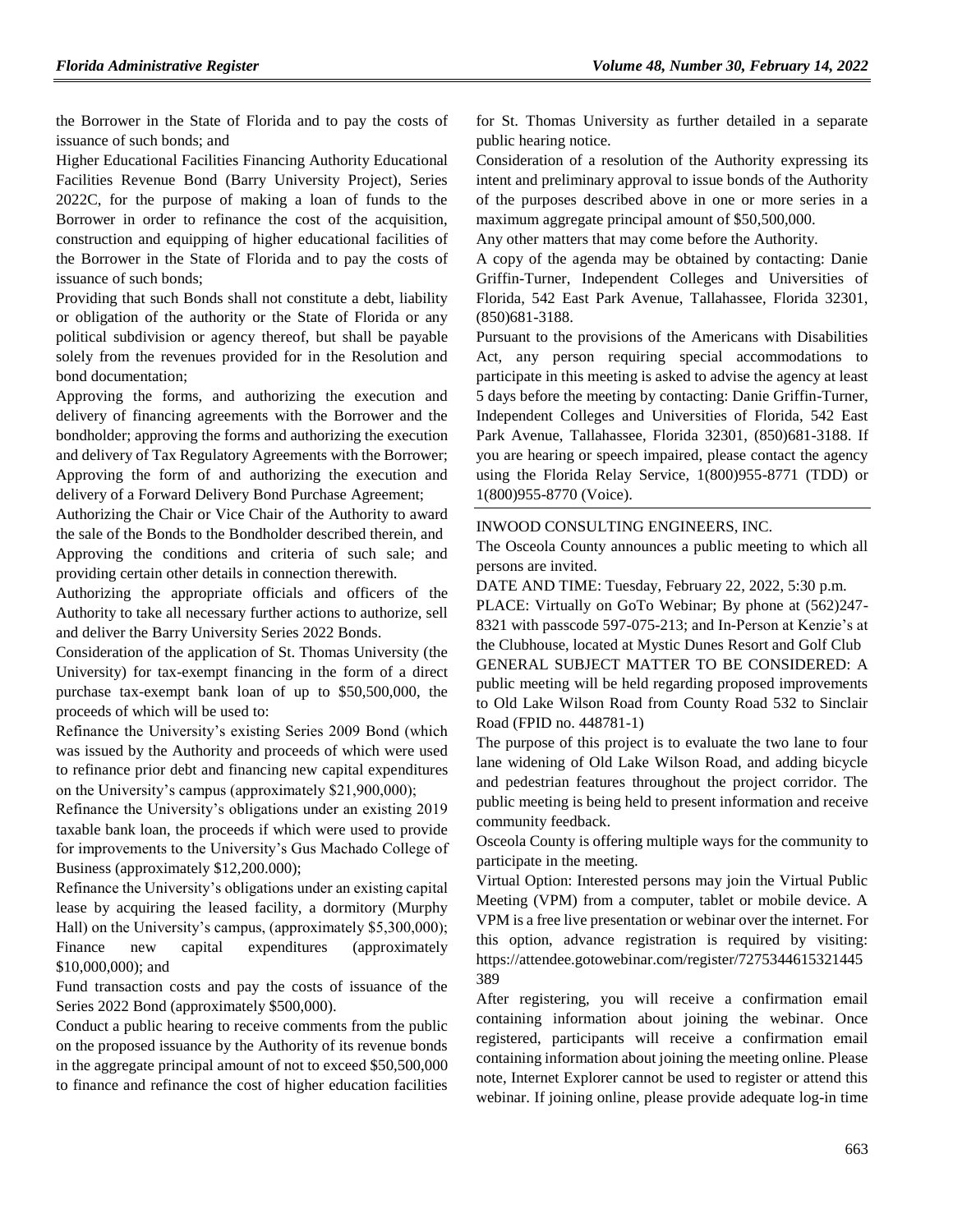the Borrower in the State of Florida and to pay the costs of issuance of such bonds; and

Higher Educational Facilities Financing Authority Educational Facilities Revenue Bond (Barry University Project), Series 2022C, for the purpose of making a loan of funds to the Borrower in order to refinance the cost of the acquisition, construction and equipping of higher educational facilities of the Borrower in the State of Florida and to pay the costs of issuance of such bonds;

Providing that such Bonds shall not constitute a debt, liability or obligation of the authority or the State of Florida or any political subdivision or agency thereof, but shall be payable solely from the revenues provided for in the Resolution and bond documentation;

Approving the forms, and authorizing the execution and delivery of financing agreements with the Borrower and the bondholder; approving the forms and authorizing the execution and delivery of Tax Regulatory Agreements with the Borrower; Approving the form of and authorizing the execution and delivery of a Forward Delivery Bond Purchase Agreement;

Authorizing the Chair or Vice Chair of the Authority to award the sale of the Bonds to the Bondholder described therein, and Approving the conditions and criteria of such sale; and providing certain other details in connection therewith.

Authorizing the appropriate officials and officers of the Authority to take all necessary further actions to authorize, sell and deliver the Barry University Series 2022 Bonds.

Consideration of the application of St. Thomas University (the University) for tax-exempt financing in the form of a direct purchase tax-exempt bank loan of up to $50,500,000, the proceeds of which will be used to:

Refinance the University's existing Series 2009 Bond (which was issued by the Authority and proceeds of which were used to refinance prior debt and financing new capital expenditures on the University's campus (approximately $21,900,000);

Refinance the University's obligations under an existing 2019 taxable bank loan, the proceeds if which were used to provide for improvements to the University's Gus Machado College of Business (approximately $12,200.000);

Refinance the University's obligations under an existing capital lease by acquiring the leased facility, a dormitory (Murphy Hall) on the University's campus, (approximately $5,300,000); Finance new capital expenditures (approximately $10,000,000); and

Fund transaction costs and pay the costs of issuance of the Series 2022 Bond (approximately $500,000).

Conduct a public hearing to receive comments from the public on the proposed issuance by the Authority of its revenue bonds in the aggregate principal amount of not to exceed $50,500,000 to finance and refinance the cost of higher education facilities for St. Thomas University as further detailed in a separate public hearing notice.

Consideration of a resolution of the Authority expressing its intent and preliminary approval to issue bonds of the Authority of the purposes described above in one or more series in a maximum aggregate principal amount of $50,500,000.

Any other matters that may come before the Authority.

A copy of the agenda may be obtained by contacting: Danie Griffin-Turner, Independent Colleges and Universities of Florida, 542 East Park Avenue, Tallahassee, Florida 32301, (850)681-3188.

Pursuant to the provisions of the Americans with Disabilities Act, any person requiring special accommodations to participate in this meeting is asked to advise the agency at least 5 days before the meeting by contacting: Danie Griffin-Turner, Independent Colleges and Universities of Florida, 542 East Park Avenue, Tallahassee, Florida 32301, (850)681-3188. If you are hearing or speech impaired, please contact the agency using the Florida Relay Service, 1(800)955-8771 (TDD) or 1(800)955-8770 (Voice).

---

INWOOD CONSULTING ENGINEERS, INC.

The Osceola County announces a public meeting to which all persons are invited.

DATE AND TIME: Tuesday, February 22, 2022, 5:30 p.m.

PLACE: Virtually on GoTo Webinar; By phone at (562)247-8321 with passcode 597-075-213; and In-Person at Kenzie's at the Clubhouse, located at Mystic Dunes Resort and Golf Club

GENERAL SUBJECT MATTER TO BE CONSIDERED: A public meeting will be held regarding proposed improvements to Old Lake Wilson Road from County Road 532 to Sinclair Road (FPID no. 448781-1)

The purpose of this project is to evaluate the two lane to four lane widening of Old Lake Wilson Road, and adding bicycle and pedestrian features throughout the project corridor. The public meeting is being held to present information and receive community feedback.

Osceola County is offering multiple ways for the community to participate in the meeting.

Virtual Option: Interested persons may join the Virtual Public Meeting (VPM) from a computer, tablet or mobile device. A VPM is a free live presentation or webinar over the internet. For this option, advance registration is required by visiting: https://attendee.gotowebinar.com/register/7275344615321445389

After registering, you will receive a confirmation email containing information about joining the webinar. Once registered, participants will receive a confirmation email containing information about joining the meeting online. Please note, Internet Explorer cannot be used to register or attend this webinar. If joining online, please provide adequate log-in time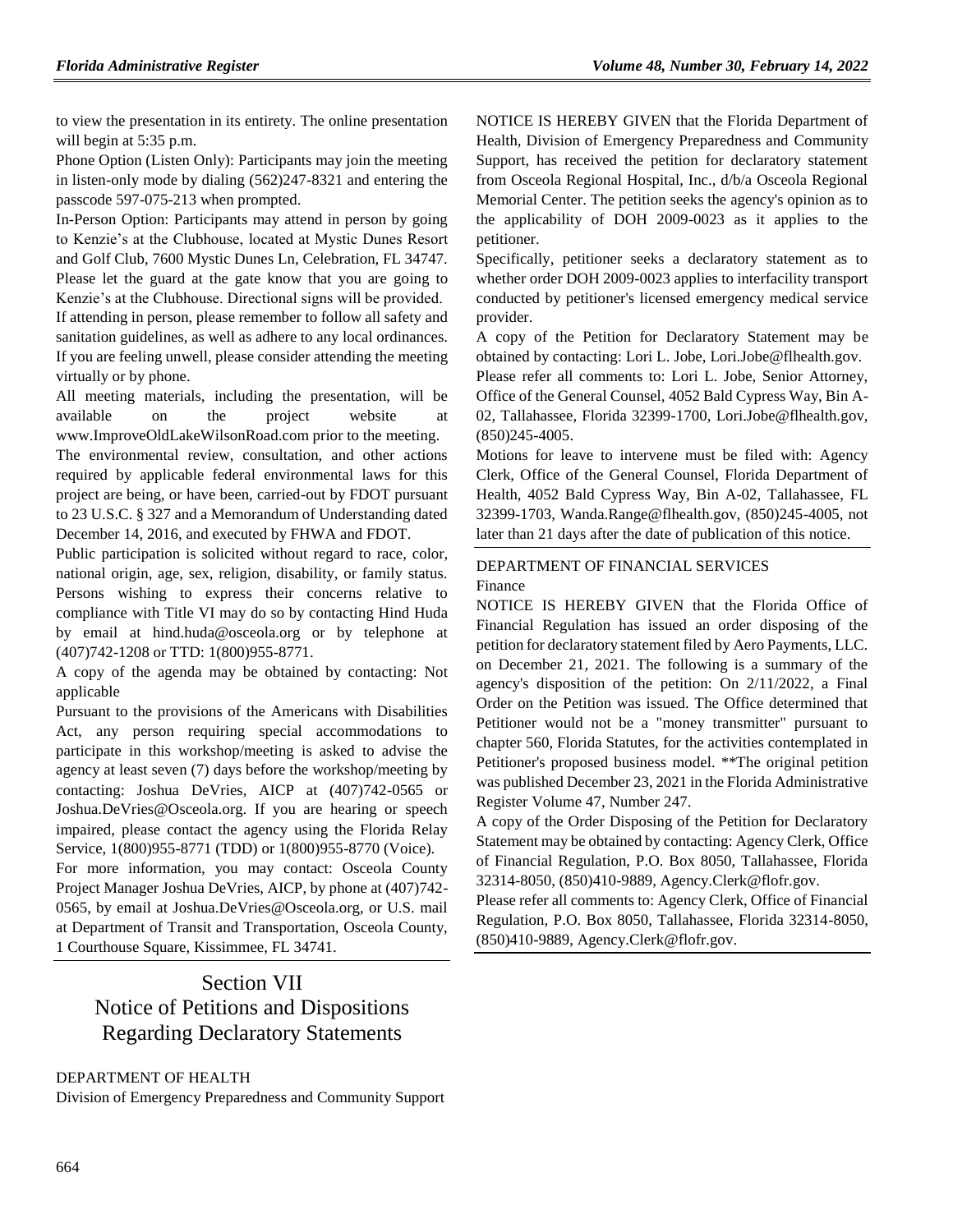to view the presentation in its entirety. The online presentation will begin at 5:35 p.m.

Phone Option (Listen Only): Participants may join the meeting in listen-only mode by dialing (562)247-8321 and entering the passcode 597-075-213 when prompted.

In-Person Option: Participants may attend in person by going to Kenzie's at the Clubhouse, located at Mystic Dunes Resort and Golf Club, 7600 Mystic Dunes Ln, Celebration, FL 34747. Please let the guard at the gate know that you are going to Kenzie's at the Clubhouse. Directional signs will be provided.

If attending in person, please remember to follow all safety and sanitation guidelines, as well as adhere to any local ordinances. If you are feeling unwell, please consider attending the meeting virtually or by phone.

All meeting materials, including the presentation, will be available on the project website at www.ImproveOldLakeWilsonRoad.com prior to the meeting.

The environmental review, consultation, and other actions required by applicable federal environmental laws for this project are being, or have been, carried-out by FDOT pursuant to 23 U.S.C. § 327 and a Memorandum of Understanding dated December 14, 2016, and executed by FHWA and FDOT.

Public participation is solicited without regard to race, color, national origin, age, sex, religion, disability, or family status. Persons wishing to express their concerns relative to compliance with Title VI may do so by contacting Hind Huda by email at hind.huda@osceola.org or by telephone at (407)742-1208 or TTD: 1(800)955-8771.

A copy of the agenda may be obtained by contacting: Not applicable

Pursuant to the provisions of the Americans with Disabilities Act, any person requiring special accommodations to participate in this workshop/meeting is asked to advise the agency at least seven (7) days before the workshop/meeting by contacting: Joshua DeVries, AICP at (407)742-0565 or Joshua.DeVries@Osceola.org. If you are hearing or speech impaired, please contact the agency using the Florida Relay Service, 1(800)955-8771 (TDD) or 1(800)955-8770 (Voice).

For more information, you may contact: Osceola County Project Manager Joshua DeVries, AICP, by phone at (407)742-0565, by email at Joshua.DeVries@Osceola.org, or U.S. mail at Department of Transit and Transportation, Osceola County, 1 Courthouse Square, Kissimmee, FL 34741.

# Section VII
# Notice of Petitions and Dispositions Regarding Declaratory Statements

DEPARTMENT OF HEALTH

Division of Emergency Preparedness and Community Support

NOTICE IS HEREBY GIVEN that the Florida Department of Health, Division of Emergency Preparedness and Community Support, has received the petition for declaratory statement from Osceola Regional Hospital, Inc., d/b/a Osceola Regional Memorial Center. The petition seeks the agency's opinion as to the applicability of DOH 2009-0023 as it applies to the petitioner.

Specifically, petitioner seeks a declaratory statement as to whether order DOH 2009-0023 applies to interfacility transport conducted by petitioner's licensed emergency medical service provider.

A copy of the Petition for Declaratory Statement may be obtained by contacting: Lori L. Jobe, Lori.Jobe@flhealth.gov.

Please refer all comments to: Lori L. Jobe, Senior Attorney, Office of the General Counsel, 4052 Bald Cypress Way, Bin A-02, Tallahassee, Florida 32399-1700, Lori.Jobe@flhealth.gov, (850)245-4005.

Motions for leave to intervene must be filed with: Agency Clerk, Office of the General Counsel, Florida Department of Health, 4052 Bald Cypress Way, Bin A-02, Tallahassee, FL 32399-1703, Wanda.Range@flhealth.gov, (850)245-4005, not later than 21 days after the date of publication of this notice.

DEPARTMENT OF FINANCIAL SERVICES

Finance

NOTICE IS HEREBY GIVEN that the Florida Office of Financial Regulation has issued an order disposing of the petition for declaratory statement filed by Aero Payments, LLC. on December 21, 2021. The following is a summary of the agency's disposition of the petition: On 2/11/2022, a Final Order on the Petition was issued. The Office determined that Petitioner would not be a "money transmitter" pursuant to chapter 560, Florida Statutes, for the activities contemplated in Petitioner's proposed business model. **The original petition was published December 23, 2021 in the Florida Administrative Register Volume 47, Number 247.

A copy of the Order Disposing of the Petition for Declaratory Statement may be obtained by contacting: Agency Clerk, Office of Financial Regulation, P.O. Box 8050, Tallahassee, Florida 32314-8050, (850)410-9889, Agency.Clerk@flofr.gov.

Please refer all comments to: Agency Clerk, Office of Financial Regulation, P.O. Box 8050, Tallahassee, Florida 32314-8050, (850)410-9889, Agency.Clerk@flofr.gov.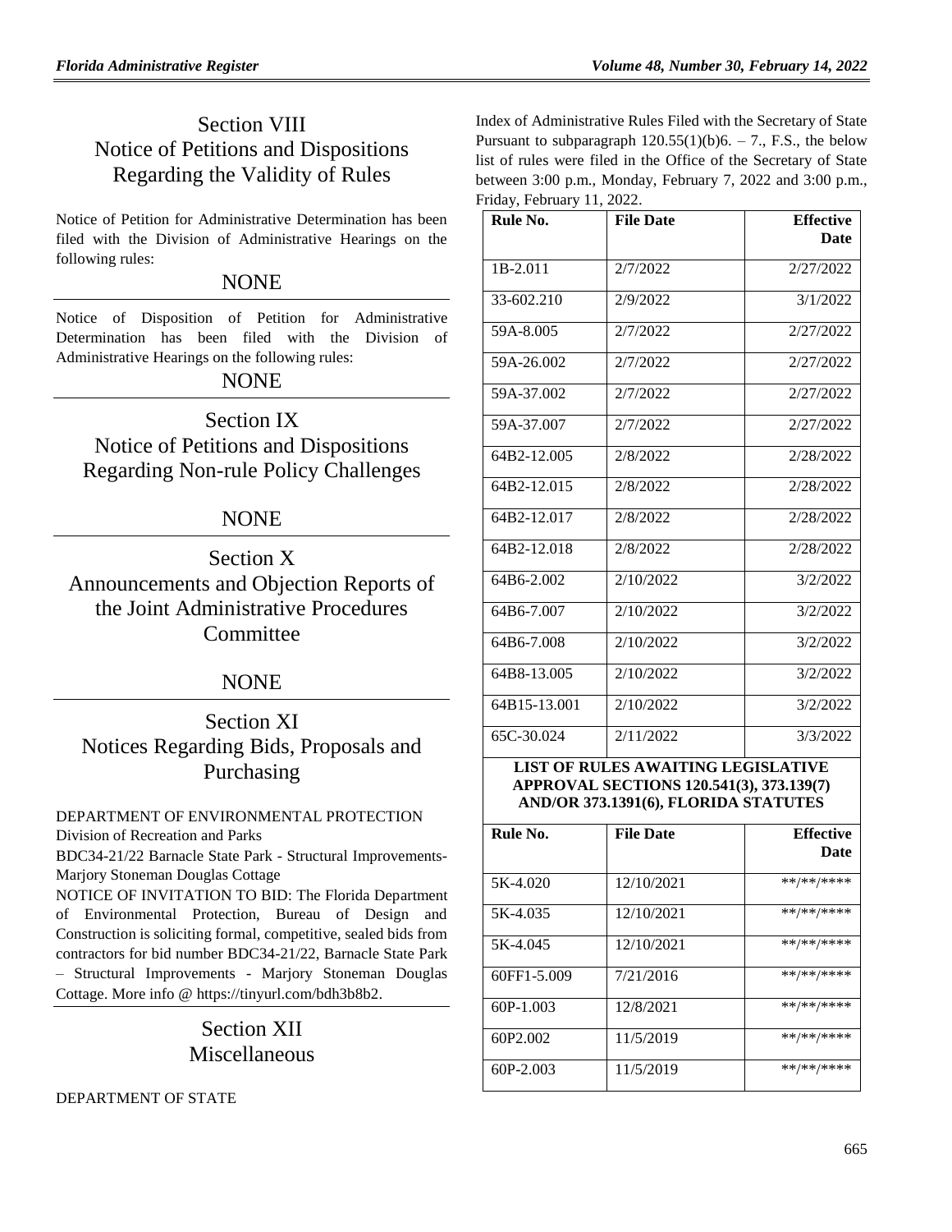## Section VIII
## Notice of Petitions and Dispositions Regarding the Validity of Rules

Notice of Petition for Administrative Determination has been filed with the Division of Administrative Hearings on the following rules:

NONE

Notice of Disposition of Petition for Administrative Determination has been filed with the Division of Administrative Hearings on the following rules:

NONE

## Section IX
## Notice of Petitions and Dispositions Regarding Non-rule Policy Challenges

NONE

## Section X
## Announcements and Objection Reports of the Joint Administrative Procedures Committee

NONE

## Section XI
## Notices Regarding Bids, Proposals and Purchasing

DEPARTMENT OF ENVIRONMENTAL PROTECTION
Division of Recreation and Parks

BDC34-21/22 Barnacle State Park - Structural Improvements-Marjory Stoneman Douglas Cottage

NOTICE OF INVITATION TO BID: The Florida Department of Environmental Protection, Bureau of Design and Construction is soliciting formal, competitive, sealed bids from contractors for bid number BDC34-21/22, Barnacle State Park – Structural Improvements - Marjory Stoneman Douglas Cottage. More info @ https://tinyurl.com/bdh3b8b2.

## Section XII
## Miscellaneous

DEPARTMENT OF STATE

Index of Administrative Rules Filed with the Secretary of State Pursuant to subparagraph 120.55(1)(b)6. – 7., F.S., the below list of rules were filed in the Office of the Secretary of State between 3:00 p.m., Monday, February 7, 2022 and 3:00 p.m., Friday, February 11, 2022.

| Rule No. | File Date | Effective Date |
|---|---|---|
| 1B-2.011 | 2/7/2022 | 2/27/2022 |
| 33-602.210 | 2/9/2022 | 3/1/2022 |
| 59A-8.005 | 2/7/2022 | 2/27/2022 |
| 59A-26.002 | 2/7/2022 | 2/27/2022 |
| 59A-37.002 | 2/7/2022 | 2/27/2022 |
| 59A-37.007 | 2/7/2022 | 2/27/2022 |
| 64B2-12.005 | 2/8/2022 | 2/28/2022 |
| 64B2-12.015 | 2/8/2022 | 2/28/2022 |
| 64B2-12.017 | 2/8/2022 | 2/28/2022 |
| 64B2-12.018 | 2/8/2022 | 2/28/2022 |
| 64B6-2.002 | 2/10/2022 | 3/2/2022 |
| 64B6-7.007 | 2/10/2022 | 3/2/2022 |
| 64B6-7.008 | 2/10/2022 | 3/2/2022 |
| 64B8-13.005 | 2/10/2022 | 3/2/2022 |
| 64B15-13.001 | 2/10/2022 | 3/2/2022 |
| 65C-30.024 | 2/11/2022 | 3/3/2022 |

**LIST OF RULES AWAITING LEGISLATIVE APPROVAL SECTIONS 120.541(3), 373.139(7) AND/OR 373.1391(6), FLORIDA STATUTES**

| Rule No. | File Date | Effective Date |
|---|---|---|
| 5K-4.020 | 12/10/2021 | **/**/**** |
| 5K-4.035 | 12/10/2021 | **/**/**** |
| 5K-4.045 | 12/10/2021 | **/**/**** |
| 60FF1-5.009 | 7/21/2016 | **/**/**** |
| 60P-1.003 | 12/8/2021 | **/**/**** |
| 60P2.002 | 11/5/2019 | **/**/**** |
| 60P-2.003 | 11/5/2019 | **/**/**** |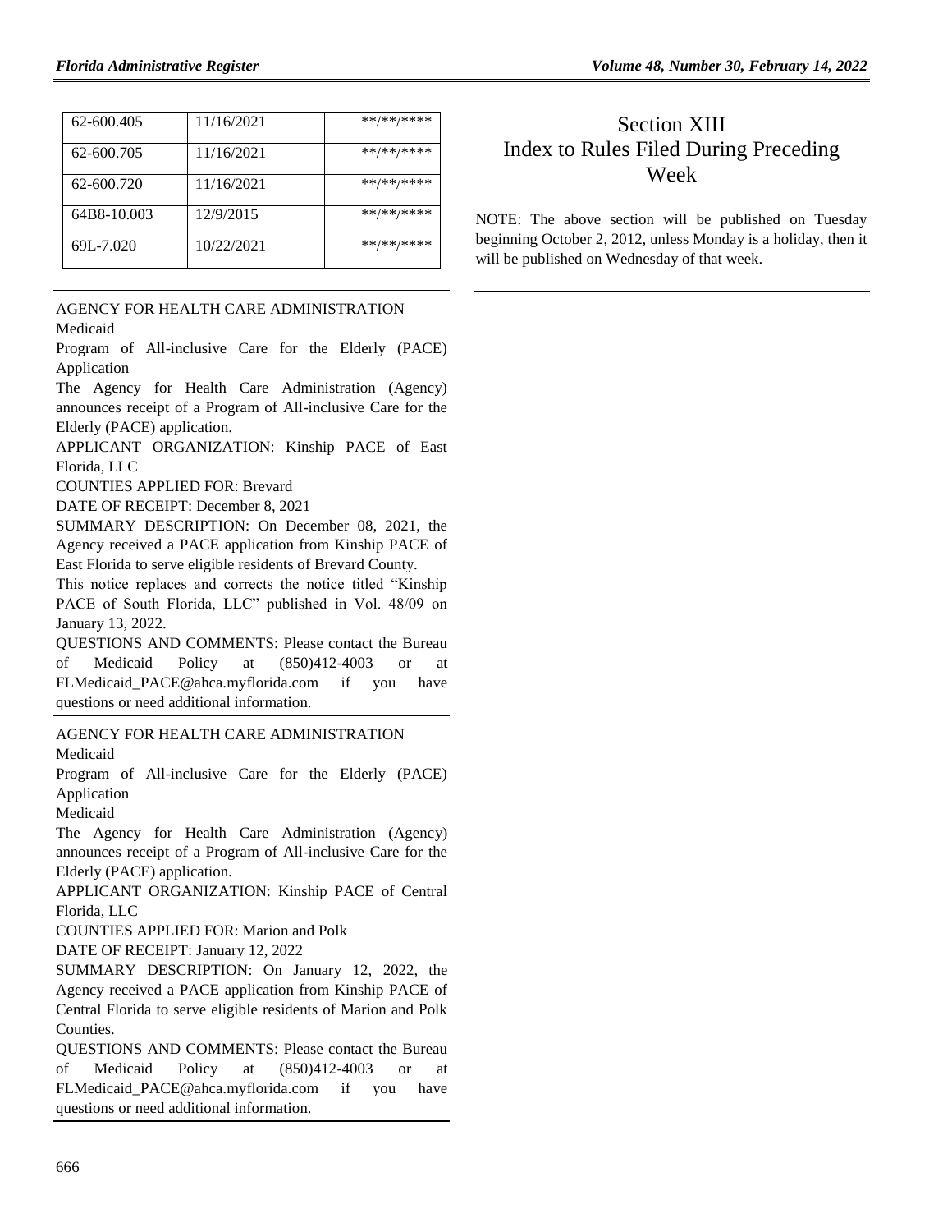| | | |
|---|---|---|
| 62-600.405 | 11/16/2021 | \*\*/\*\*/\*\*\*\* |
| 62-600.705 | 11/16/2021 | \*\*/\*\*/\*\*\*\* |
| 62-600.720 | 11/16/2021 | \*\*/\*\*/\*\*\*\* |
| 64B8-10.003 | 12/9/2015 | \*\*/\*\*/\*\*\*\* |
| 69L-7.020 | 10/22/2021 | \*\*/\*\*/\*\*\*\* |

AGENCY FOR HEALTH CARE ADMINISTRATION

Medicaid

Program of All-inclusive Care for the Elderly (PACE) Application

The Agency for Health Care Administration (Agency) announces receipt of a Program of All-inclusive Care for the Elderly (PACE) application.

APPLICANT ORGANIZATION: Kinship PACE of East Florida, LLC

COUNTIES APPLIED FOR: Brevard

DATE OF RECEIPT: December 8, 2021

SUMMARY DESCRIPTION: On December 08, 2021, the Agency received a PACE application from Kinship PACE of East Florida to serve eligible residents of Brevard County.

This notice replaces and corrects the notice titled "Kinship PACE of South Florida, LLC" published in Vol. 48/09 on January 13, 2022.

QUESTIONS AND COMMENTS: Please contact the Bureau of Medicaid Policy at (850)412-4003 or at FLMedicaid_PACE@ahca.myflorida.com if you have questions or need additional information.

AGENCY FOR HEALTH CARE ADMINISTRATION

Medicaid

Program of All-inclusive Care for the Elderly (PACE) Application

Medicaid

The Agency for Health Care Administration (Agency) announces receipt of a Program of All-inclusive Care for the Elderly (PACE) application.

APPLICANT ORGANIZATION: Kinship PACE of Central Florida, LLC

COUNTIES APPLIED FOR: Marion and Polk

DATE OF RECEIPT: January 12, 2022

SUMMARY DESCRIPTION: On January 12, 2022, the Agency received a PACE application from Kinship PACE of Central Florida to serve eligible residents of Marion and Polk Counties.

QUESTIONS AND COMMENTS: Please contact the Bureau of Medicaid Policy at (850)412-4003 or at FLMedicaid_PACE@ahca.myflorida.com if you have questions or need additional information.

# Section XIII
# Index to Rules Filed During Preceding Week

NOTE: The above section will be published on Tuesday beginning October 2, 2012, unless Monday is a holiday, then it will be published on Wednesday of that week.